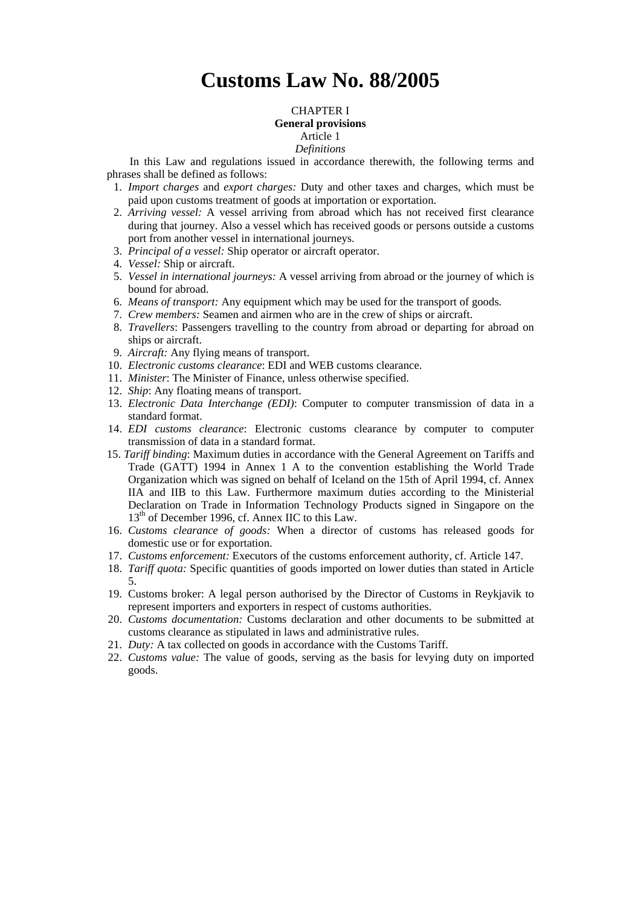# Customs Law No. 88/2005

CHAPTER I

**General provisions**

Article 1

*Definitions*

In this Law and regulations issued in accordance therewith, the following terms and phrases shall be defined as follows:

1. *Import charges* and *export charges:* Duty and other taxes and charges, which must be paid upon customs treatment of goods at importation or exportation.
2. *Arriving vessel:* A vessel arriving from abroad which has not received first clearance during that journey. Also a vessel which has received goods or persons outside a customs port from another vessel in international journeys.
3. *Principal of a vessel:* Ship operator or aircraft operator.
4. *Vessel:* Ship or aircraft.
5. *Vessel in international journeys:* A vessel arriving from abroad or the journey of which is bound for abroad.
6. *Means of transport:* Any equipment which may be used for the transport of goods.
7. *Crew members:* Seamen and airmen who are in the crew of ships or aircraft.
8. *Travellers*: Passengers travelling to the country from abroad or departing for abroad on ships or aircraft.
9. *Aircraft:* Any flying means of transport.
10. *Electronic customs clearance*: EDI and WEB customs clearance.
11. *Minister*: The Minister of Finance, unless otherwise specified.
12. *Ship*: Any floating means of transport.
13. *Electronic Data Interchange (EDI)*: Computer to computer transmission of data in a standard format.
14. *EDI customs clearance*: Electronic customs clearance by computer to computer transmission of data in a standard format.
15. *Tariff binding*: Maximum duties in accordance with the General Agreement on Tariffs and Trade (GATT) 1994 in Annex 1 A to the convention establishing the World Trade Organization which was signed on behalf of Iceland on the 15th of April 1994, cf. Annex IIA and IIB to this Law. Furthermore maximum duties according to the Ministerial Declaration on Trade in Information Technology Products signed in Singapore on the 13th of December 1996, cf. Annex IIC to this Law.
16. *Customs clearance of goods:* When a director of customs has released goods for domestic use or for exportation.
17. *Customs enforcement:* Executors of the customs enforcement authority, cf. Article 147.
18. *Tariff quota:* Specific quantities of goods imported on lower duties than stated in Article 5.
19. Customs broker: A legal person authorised by the Director of Customs in Reykjavik to represent importers and exporters in respect of customs authorities.
20. *Customs documentation:* Customs declaration and other documents to be submitted at customs clearance as stipulated in laws and administrative rules.
21. *Duty:* A tax collected on goods in accordance with the Customs Tariff.
22. *Customs value:* The value of goods, serving as the basis for levying duty on imported goods.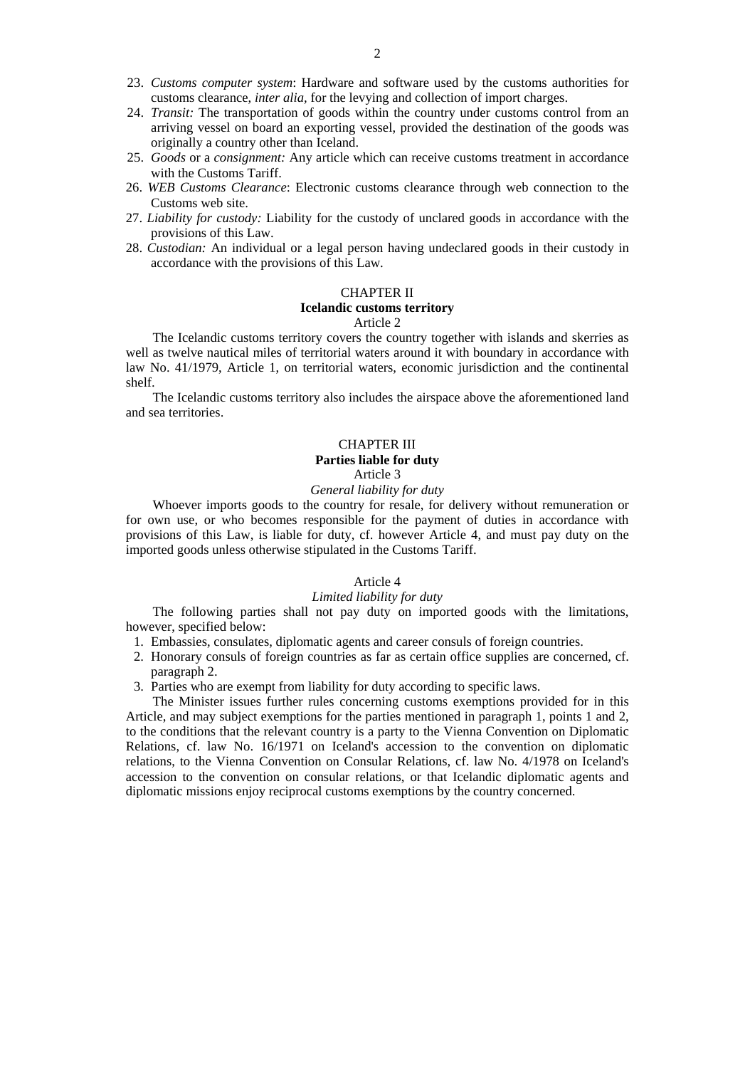23. *Customs computer system*: Hardware and software used by the customs authorities for customs clearance, *inter alia*, for the levying and collection of import charges.
24. *Transit:* The transportation of goods within the country under customs control from an arriving vessel on board an exporting vessel, provided the destination of the goods was originally a country other than Iceland.
25. *Goods* or a *consignment:* Any article which can receive customs treatment in accordance with the Customs Tariff.
26. *WEB Customs Clearance*: Electronic customs clearance through web connection to the Customs web site.
27. *Liability for custody:* Liability for the custody of unclared goods in accordance with the provisions of this Law.
28. *Custodian:* An individual or a legal person having undeclared goods in their custody in accordance with the provisions of this Law.

## CHAPTER II
## Icelandic customs territory
### Article 2

The Icelandic customs territory covers the country together with islands and skerries as well as twelve nautical miles of territorial waters around it with boundary in accordance with law No. 41/1979, Article 1, on territorial waters, economic jurisdiction and the continental shelf.

The Icelandic customs territory also includes the airspace above the aforementioned land and sea territories.

## CHAPTER III
## Parties liable for duty
### Article 3
*General liability for duty*

Whoever imports goods to the country for resale, for delivery without remuneration or for own use, or who becomes responsible for the payment of duties in accordance with provisions of this Law, is liable for duty, cf. however Article 4, and must pay duty on the imported goods unless otherwise stipulated in the Customs Tariff.

### Article 4
*Limited liability for duty*

The following parties shall not pay duty on imported goods with the limitations, however, specified below:

1. Embassies, consulates, diplomatic agents and career consuls of foreign countries.
2. Honorary consuls of foreign countries as far as certain office supplies are concerned, cf. paragraph 2.
3. Parties who are exempt from liability for duty according to specific laws.

The Minister issues further rules concerning customs exemptions provided for in this Article, and may subject exemptions for the parties mentioned in paragraph 1, points 1 and 2, to the conditions that the relevant country is a party to the Vienna Convention on Diplomatic Relations, cf. law No. 16/1971 on Iceland's accession to the convention on diplomatic relations, to the Vienna Convention on Consular Relations, cf. law No. 4/1978 on Iceland's accession to the convention on consular relations, or that Icelandic diplomatic agents and diplomatic missions enjoy reciprocal customs exemptions by the country concerned.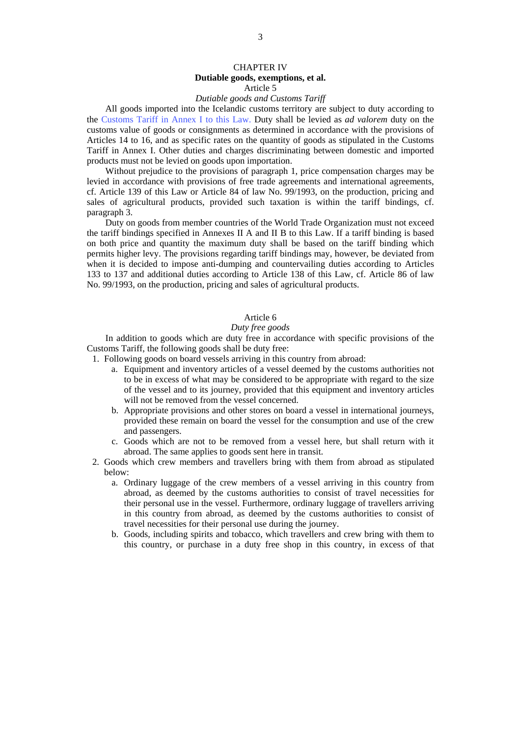## CHAPTER IV

## Dutiable goods, exemptions, et al.

### Article 5

*Dutiable goods and Customs Tariff*

All goods imported into the Icelandic customs territory are subject to duty according to the Customs Tariff in Annex I to this Law. Duty shall be levied as *ad valorem* duty on the customs value of goods or consignments as determined in accordance with the provisions of Articles 14 to 16, and as specific rates on the quantity of goods as stipulated in the Customs Tariff in Annex I. Other duties and charges discriminating between domestic and imported products must not be levied on goods upon importation.

Without prejudice to the provisions of paragraph 1, price compensation charges may be levied in accordance with provisions of free trade agreements and international agreements, cf. Article 139 of this Law or Article 84 of law No. 99/1993, on the production, pricing and sales of agricultural products, provided such taxation is within the tariff bindings, cf. paragraph 3.

Duty on goods from member countries of the World Trade Organization must not exceed the tariff bindings specified in Annexes II A and II B to this Law. If a tariff binding is based on both price and quantity the maximum duty shall be based on the tariff binding which permits higher levy. The provisions regarding tariff bindings may, however, be deviated from when it is decided to impose anti-dumping and countervailing duties according to Articles 133 to 137 and additional duties according to Article 138 of this Law, cf. Article 86 of law No. 99/1993, on the production, pricing and sales of agricultural products.

### Article 6

*Duty free goods*

In addition to goods which are duty free in accordance with specific provisions of the Customs Tariff, the following goods shall be duty free:

1. Following goods on board vessels arriving in this country from abroad:
   a. Equipment and inventory articles of a vessel deemed by the customs authorities not to be in excess of what may be considered to be appropriate with regard to the size of the vessel and to its journey, provided that this equipment and inventory articles will not be removed from the vessel concerned.
   b. Appropriate provisions and other stores on board a vessel in international journeys, provided these remain on board the vessel for the consumption and use of the crew and passengers.
   c. Goods which are not to be removed from a vessel here, but shall return with it abroad. The same applies to goods sent here in transit.
2. Goods which crew members and travellers bring with them from abroad as stipulated below:
   a. Ordinary luggage of the crew members of a vessel arriving in this country from abroad, as deemed by the customs authorities to consist of travel necessities for their personal use in the vessel. Furthermore, ordinary luggage of travellers arriving in this country from abroad, as deemed by the customs authorities to consist of travel necessities for their personal use during the journey.
   b. Goods, including spirits and tobacco, which travellers and crew bring with them to this country, or purchase in a duty free shop in this country, in excess of that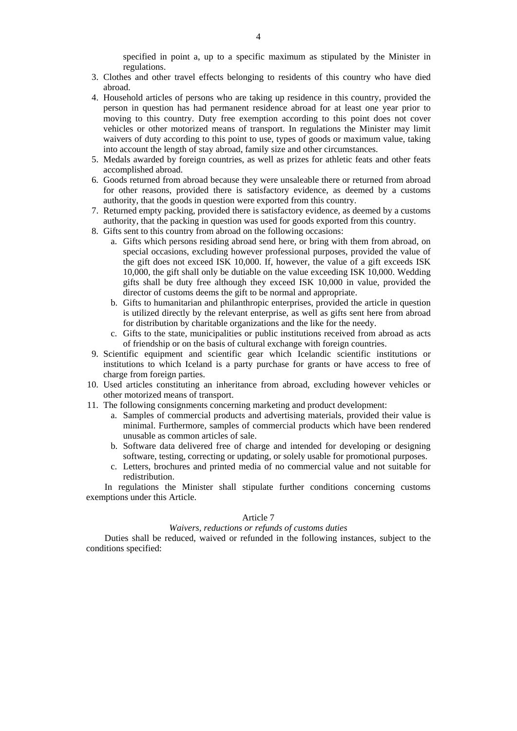specified in point a, up to a specific maximum as stipulated by the Minister in regulations.

3. Clothes and other travel effects belonging to residents of this country who have died abroad.
4. Household articles of persons who are taking up residence in this country, provided the person in question has had permanent residence abroad for at least one year prior to moving to this country. Duty free exemption according to this point does not cover vehicles or other motorized means of transport. In regulations the Minister may limit waivers of duty according to this point to use, types of goods or maximum value, taking into account the length of stay abroad, family size and other circumstances.
5. Medals awarded by foreign countries, as well as prizes for athletic feats and other feats accomplished abroad.
6. Goods returned from abroad because they were unsaleable there or returned from abroad for other reasons, provided there is satisfactory evidence, as deemed by a customs authority, that the goods in question were exported from this country.
7. Returned empty packing, provided there is satisfactory evidence, as deemed by a customs authority, that the packing in question was used for goods exported from this country.
8. Gifts sent to this country from abroad on the following occasions:
   a. Gifts which persons residing abroad send here, or bring with them from abroad, on special occasions, excluding however professional purposes, provided the value of the gift does not exceed ISK 10,000. If, however, the value of a gift exceeds ISK 10,000, the gift shall only be dutiable on the value exceeding ISK 10,000. Wedding gifts shall be duty free although they exceed ISK 10,000 in value, provided the director of customs deems the gift to be normal and appropriate.
   b. Gifts to humanitarian and philanthropic enterprises, provided the article in question is utilized directly by the relevant enterprise, as well as gifts sent here from abroad for distribution by charitable organizations and the like for the needy.
   c. Gifts to the state, municipalities or public institutions received from abroad as acts of friendship or on the basis of cultural exchange with foreign countries.
9. Scientific equipment and scientific gear which Icelandic scientific institutions or institutions to which Iceland is a party purchase for grants or have access to free of charge from foreign parties.
10. Used articles constituting an inheritance from abroad, excluding however vehicles or other motorized means of transport.
11. The following consignments concerning marketing and product development:
    a. Samples of commercial products and advertising materials, provided their value is minimal. Furthermore, samples of commercial products which have been rendered unusable as common articles of sale.
    b. Software data delivered free of charge and intended for developing or designing software, testing, correcting or updating, or solely usable for promotional purposes.
    c. Letters, brochures and printed media of no commercial value and not suitable for redistribution.

In regulations the Minister shall stipulate further conditions concerning customs exemptions under this Article.

### Article 7

*Waivers, reductions or refunds of customs duties*

Duties shall be reduced, waived or refunded in the following instances, subject to the conditions specified: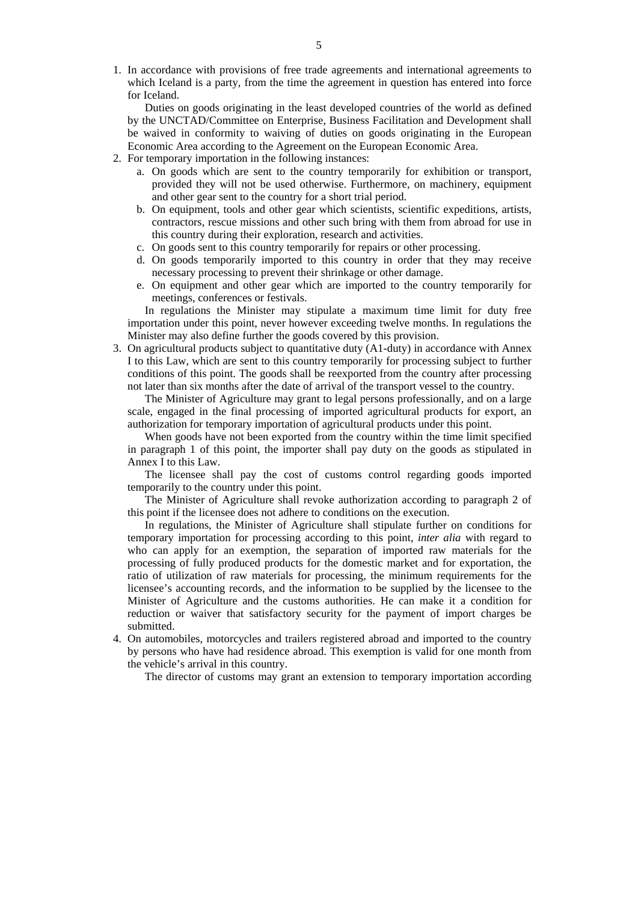1. In accordance with provisions of free trade agreements and international agreements to which Iceland is a party, from the time the agreement in question has entered into force for Iceland.

   Duties on goods originating in the least developed countries of the world as defined by the UNCTAD/Committee on Enterprise, Business Facilitation and Development shall be waived in conformity to waiving of duties on goods originating in the European Economic Area according to the Agreement on the European Economic Area.

2. For temporary importation in the following instances:
   a. On goods which are sent to the country temporarily for exhibition or transport, provided they will not be used otherwise. Furthermore, on machinery, equipment and other gear sent to the country for a short trial period.
   b. On equipment, tools and other gear which scientists, scientific expeditions, artists, contractors, rescue missions and other such bring with them from abroad for use in this country during their exploration, research and activities.
   c. On goods sent to this country temporarily for repairs or other processing.
   d. On goods temporarily imported to this country in order that they may receive necessary processing to prevent their shrinkage or other damage.
   e. On equipment and other gear which are imported to the country temporarily for meetings, conferences or festivals.

   In regulations the Minister may stipulate a maximum time limit for duty free importation under this point, never however exceeding twelve months. In regulations the Minister may also define further the goods covered by this provision.

3. On agricultural products subject to quantitative duty (A1-duty) in accordance with Annex I to this Law, which are sent to this country temporarily for processing subject to further conditions of this point. The goods shall be reexported from the country after processing not later than six months after the date of arrival of the transport vessel to the country.

   The Minister of Agriculture may grant to legal persons professionally, and on a large scale, engaged in the final processing of imported agricultural products for export, an authorization for temporary importation of agricultural products under this point.

   When goods have not been exported from the country within the time limit specified in paragraph 1 of this point, the importer shall pay duty on the goods as stipulated in Annex I to this Law.

   The licensee shall pay the cost of customs control regarding goods imported temporarily to the country under this point.

   The Minister of Agriculture shall revoke authorization according to paragraph 2 of this point if the licensee does not adhere to conditions on the execution.

   In regulations, the Minister of Agriculture shall stipulate further on conditions for temporary importation for processing according to this point, *inter alia* with regard to who can apply for an exemption, the separation of imported raw materials for the processing of fully produced products for the domestic market and for exportation, the ratio of utilization of raw materials for processing, the minimum requirements for the licensee's accounting records, and the information to be supplied by the licensee to the Minister of Agriculture and the customs authorities. He can make it a condition for reduction or waiver that satisfactory security for the payment of import charges be submitted.

4. On automobiles, motorcycles and trailers registered abroad and imported to the country by persons who have had residence abroad. This exemption is valid for one month from the vehicle's arrival in this country.

   The director of customs may grant an extension to temporary importation according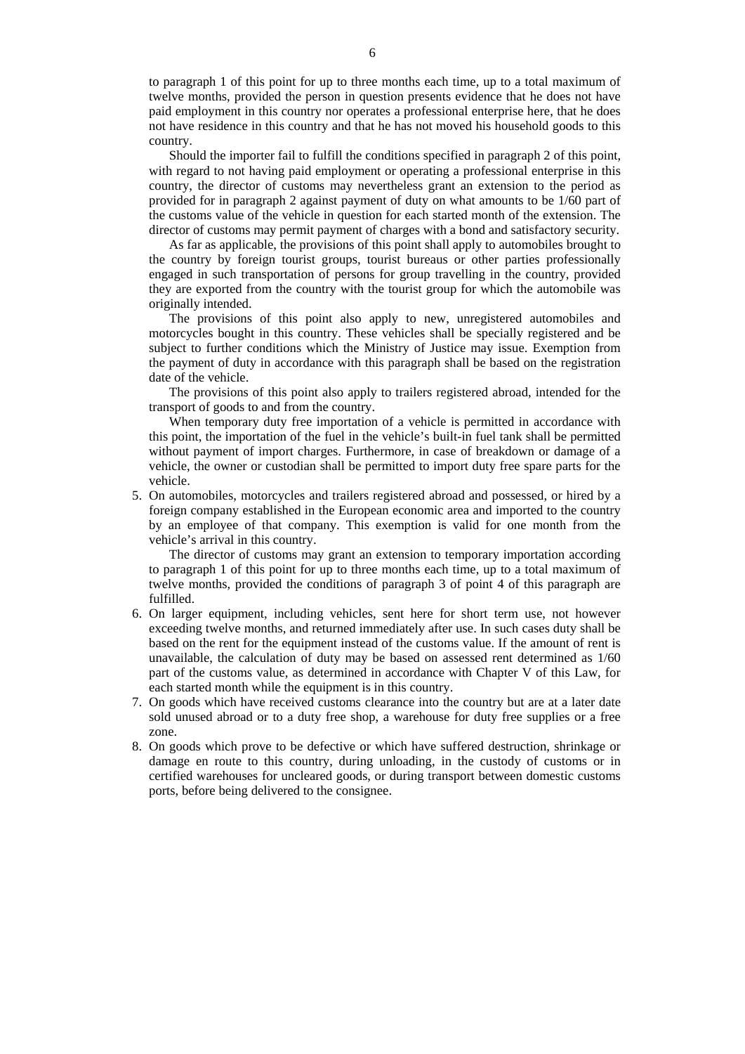to paragraph 1 of this point for up to three months each time, up to a total maximum of twelve months, provided the person in question presents evidence that he does not have paid employment in this country nor operates a professional enterprise here, that he does not have residence in this country and that he has not moved his household goods to this country.

Should the importer fail to fulfill the conditions specified in paragraph 2 of this point, with regard to not having paid employment or operating a professional enterprise in this country, the director of customs may nevertheless grant an extension to the period as provided for in paragraph 2 against payment of duty on what amounts to be 1/60 part of the customs value of the vehicle in question for each started month of the extension. The director of customs may permit payment of charges with a bond and satisfactory security.

As far as applicable, the provisions of this point shall apply to automobiles brought to the country by foreign tourist groups, tourist bureaus or other parties professionally engaged in such transportation of persons for group travelling in the country, provided they are exported from the country with the tourist group for which the automobile was originally intended.

The provisions of this point also apply to new, unregistered automobiles and motorcycles bought in this country. These vehicles shall be specially registered and be subject to further conditions which the Ministry of Justice may issue. Exemption from the payment of duty in accordance with this paragraph shall be based on the registration date of the vehicle.

The provisions of this point also apply to trailers registered abroad, intended for the transport of goods to and from the country.

When temporary duty free importation of a vehicle is permitted in accordance with this point, the importation of the fuel in the vehicle's built-in fuel tank shall be permitted without payment of import charges. Furthermore, in case of breakdown or damage of a vehicle, the owner or custodian shall be permitted to import duty free spare parts for the vehicle.

5. On automobiles, motorcycles and trailers registered abroad and possessed, or hired by a foreign company established in the European economic area and imported to the country by an employee of that company. This exemption is valid for one month from the vehicle's arrival in this country.

   The director of customs may grant an extension to temporary importation according to paragraph 1 of this point for up to three months each time, up to a total maximum of twelve months, provided the conditions of paragraph 3 of point 4 of this paragraph are fulfilled.

6. On larger equipment, including vehicles, sent here for short term use, not however exceeding twelve months, and returned immediately after use. In such cases duty shall be based on the rent for the equipment instead of the customs value. If the amount of rent is unavailable, the calculation of duty may be based on assessed rent determined as 1/60 part of the customs value, as determined in accordance with Chapter V of this Law, for each started month while the equipment is in this country.
7. On goods which have received customs clearance into the country but are at a later date sold unused abroad or to a duty free shop, a warehouse for duty free supplies or a free zone.
8. On goods which prove to be defective or which have suffered destruction, shrinkage or damage en route to this country, during unloading, in the custody of customs or in certified warehouses for uncleared goods, or during transport between domestic customs ports, before being delivered to the consignee.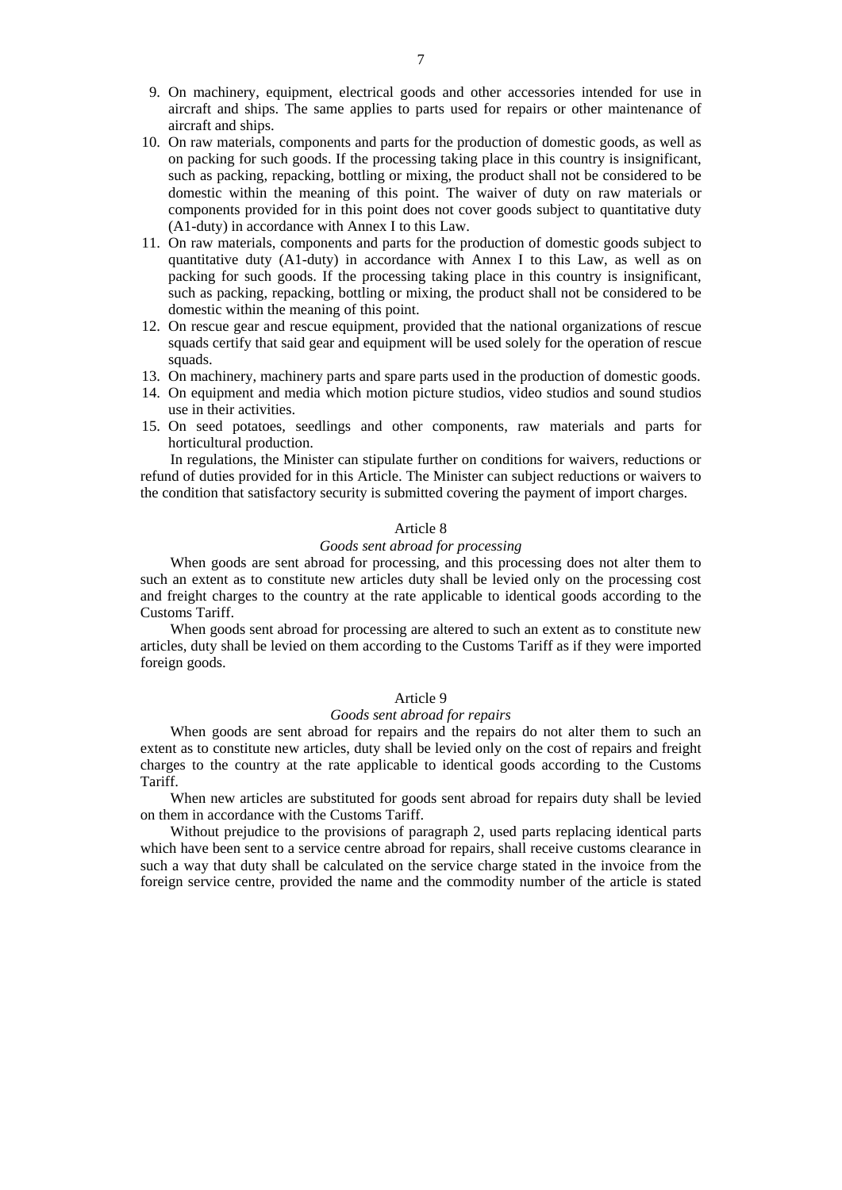9. On machinery, equipment, electrical goods and other accessories intended for use in aircraft and ships. The same applies to parts used for repairs or other maintenance of aircraft and ships.
10. On raw materials, components and parts for the production of domestic goods, as well as on packing for such goods. If the processing taking place in this country is insignificant, such as packing, repacking, bottling or mixing, the product shall not be considered to be domestic within the meaning of this point. The waiver of duty on raw materials or components provided for in this point does not cover goods subject to quantitative duty (A1-duty) in accordance with Annex I to this Law.
11. On raw materials, components and parts for the production of domestic goods subject to quantitative duty (A1-duty) in accordance with Annex I to this Law, as well as on packing for such goods. If the processing taking place in this country is insignificant, such as packing, repacking, bottling or mixing, the product shall not be considered to be domestic within the meaning of this point.
12. On rescue gear and rescue equipment, provided that the national organizations of rescue squads certify that said gear and equipment will be used solely for the operation of rescue squads.
13. On machinery, machinery parts and spare parts used in the production of domestic goods.
14. On equipment and media which motion picture studios, video studios and sound studios use in their activities.
15. On seed potatoes, seedlings and other components, raw materials and parts for horticultural production.

In regulations, the Minister can stipulate further on conditions for waivers, reductions or refund of duties provided for in this Article. The Minister can subject reductions or waivers to the condition that satisfactory security is submitted covering the payment of import charges.

### Article 8

*Goods sent abroad for processing*

When goods are sent abroad for processing, and this processing does not alter them to such an extent as to constitute new articles duty shall be levied only on the processing cost and freight charges to the country at the rate applicable to identical goods according to the Customs Tariff.

When goods sent abroad for processing are altered to such an extent as to constitute new articles, duty shall be levied on them according to the Customs Tariff as if they were imported foreign goods.

### Article 9

*Goods sent abroad for repairs*

When goods are sent abroad for repairs and the repairs do not alter them to such an extent as to constitute new articles, duty shall be levied only on the cost of repairs and freight charges to the country at the rate applicable to identical goods according to the Customs Tariff.

When new articles are substituted for goods sent abroad for repairs duty shall be levied on them in accordance with the Customs Tariff.

Without prejudice to the provisions of paragraph 2, used parts replacing identical parts which have been sent to a service centre abroad for repairs, shall receive customs clearance in such a way that duty shall be calculated on the service charge stated in the invoice from the foreign service centre, provided the name and the commodity number of the article is stated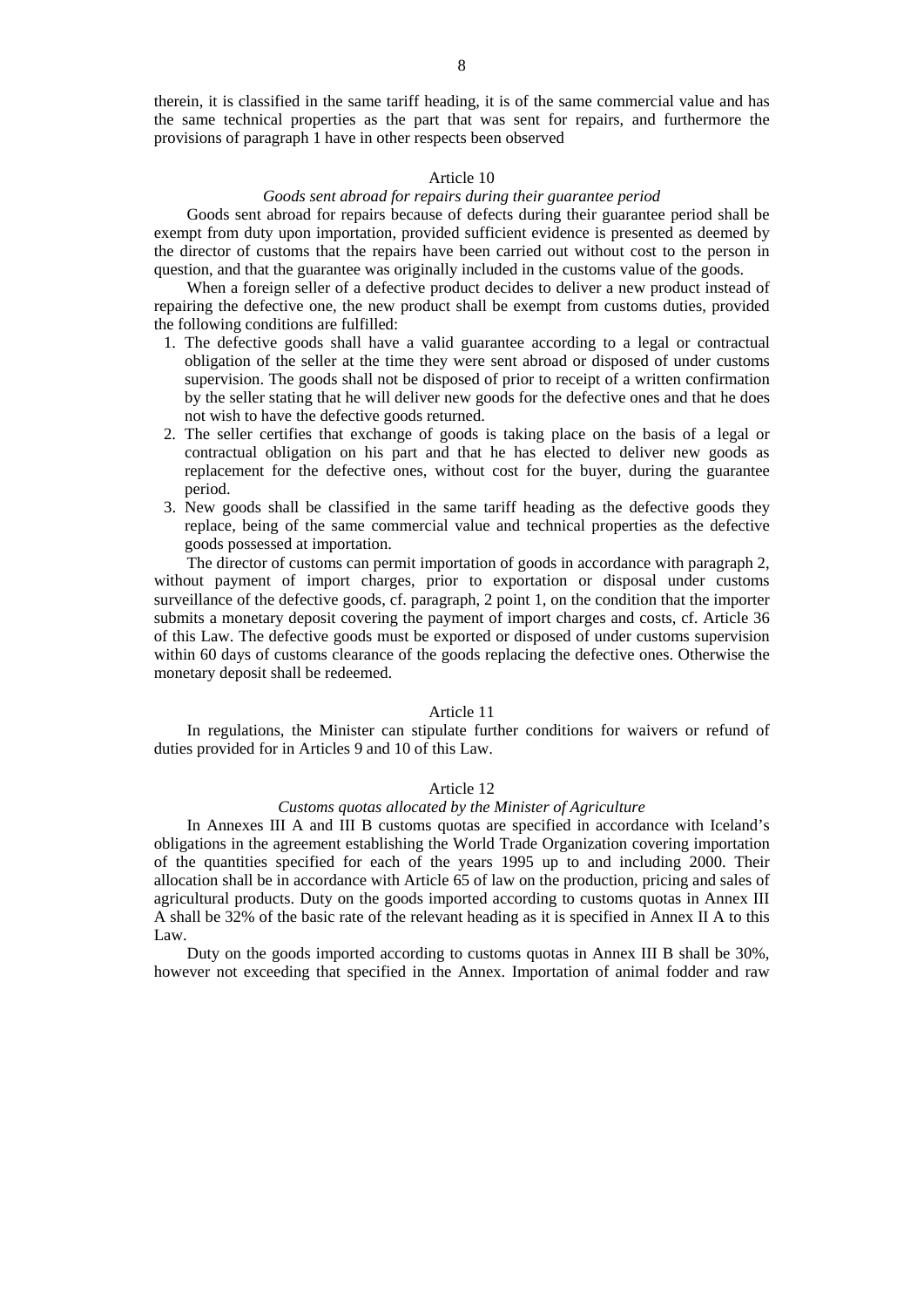therein, it is classified in the same tariff heading, it is of the same commercial value and has the same technical properties as the part that was sent for repairs, and furthermore the provisions of paragraph 1 have in other respects been observed

Article 10

*Goods sent abroad for repairs during their guarantee period*

Goods sent abroad for repairs because of defects during their guarantee period shall be exempt from duty upon importation, provided sufficient evidence is presented as deemed by the director of customs that the repairs have been carried out without cost to the person in question, and that the guarantee was originally included in the customs value of the goods.

When a foreign seller of a defective product decides to deliver a new product instead of repairing the defective one, the new product shall be exempt from customs duties, provided the following conditions are fulfilled:

1. The defective goods shall have a valid guarantee according to a legal or contractual obligation of the seller at the time they were sent abroad or disposed of under customs supervision. The goods shall not be disposed of prior to receipt of a written confirmation by the seller stating that he will deliver new goods for the defective ones and that he does not wish to have the defective goods returned.
2. The seller certifies that exchange of goods is taking place on the basis of a legal or contractual obligation on his part and that he has elected to deliver new goods as replacement for the defective ones, without cost for the buyer, during the guarantee period.
3. New goods shall be classified in the same tariff heading as the defective goods they replace, being of the same commercial value and technical properties as the defective goods possessed at importation.

The director of customs can permit importation of goods in accordance with paragraph 2, without payment of import charges, prior to exportation or disposal under customs surveillance of the defective goods, cf. paragraph, 2 point 1, on the condition that the importer submits a monetary deposit covering the payment of import charges and costs, cf. Article 36 of this Law. The defective goods must be exported or disposed of under customs supervision within 60 days of customs clearance of the goods replacing the defective ones. Otherwise the monetary deposit shall be redeemed.

Article 11

In regulations, the Minister can stipulate further conditions for waivers or refund of duties provided for in Articles 9 and 10 of this Law.

Article 12

*Customs quotas allocated by the Minister of Agriculture*

In Annexes III A and III B customs quotas are specified in accordance with Iceland's obligations in the agreement establishing the World Trade Organization covering importation of the quantities specified for each of the years 1995 up to and including 2000. Their allocation shall be in accordance with Article 65 of law on the production, pricing and sales of agricultural products. Duty on the goods imported according to customs quotas in Annex III A shall be 32% of the basic rate of the relevant heading as it is specified in Annex II A to this Law.

Duty on the goods imported according to customs quotas in Annex III B shall be 30%, however not exceeding that specified in the Annex. Importation of animal fodder and raw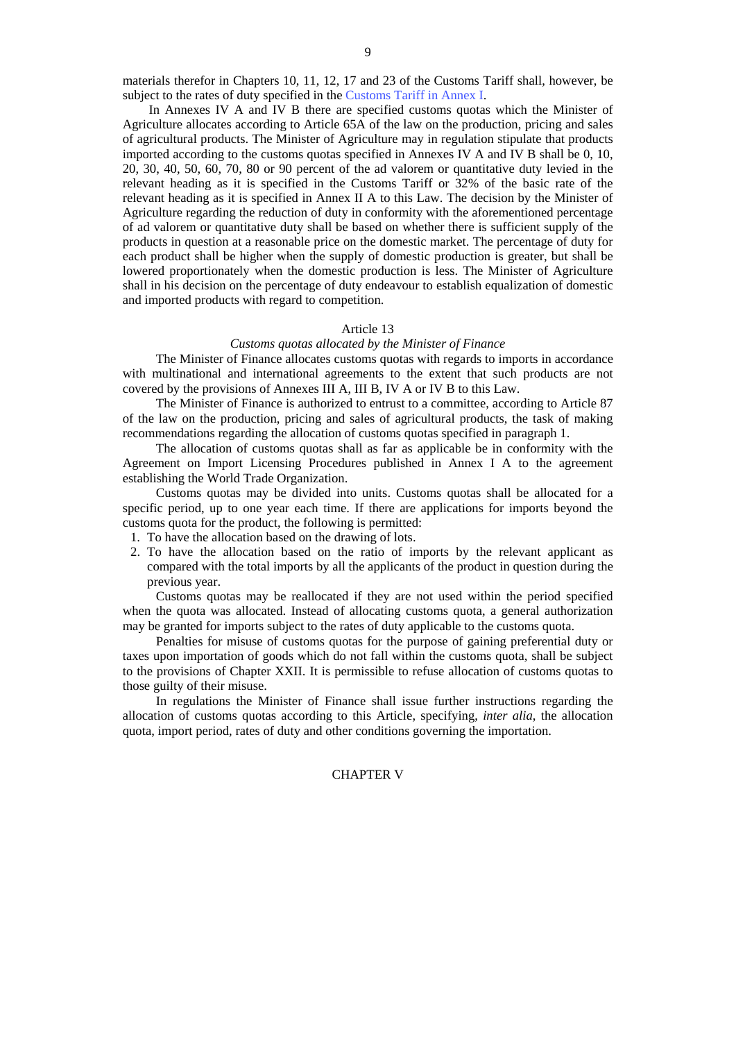materials therefor in Chapters 10, 11, 12, 17 and 23 of the Customs Tariff shall, however, be subject to the rates of duty specified in the Customs Tariff in Annex I.

In Annexes IV A and IV B there are specified customs quotas which the Minister of Agriculture allocates according to Article 65A of the law on the production, pricing and sales of agricultural products. The Minister of Agriculture may in regulation stipulate that products imported according to the customs quotas specified in Annexes IV A and IV B shall be 0, 10, 20, 30, 40, 50, 60, 70, 80 or 90 percent of the ad valorem or quantitative duty levied in the relevant heading as it is specified in the Customs Tariff or 32% of the basic rate of the relevant heading as it is specified in Annex II A to this Law. The decision by the Minister of Agriculture regarding the reduction of duty in conformity with the aforementioned percentage of ad valorem or quantitative duty shall be based on whether there is sufficient supply of the products in question at a reasonable price on the domestic market. The percentage of duty for each product shall be higher when the supply of domestic production is greater, but shall be lowered proportionately when the domestic production is less. The Minister of Agriculture shall in his decision on the percentage of duty endeavour to establish equalization of domestic and imported products with regard to competition.

### Article 13

*Customs quotas allocated by the Minister of Finance*

The Minister of Finance allocates customs quotas with regards to imports in accordance with multinational and international agreements to the extent that such products are not covered by the provisions of Annexes III A, III B, IV A or IV B to this Law.

The Minister of Finance is authorized to entrust to a committee, according to Article 87 of the law on the production, pricing and sales of agricultural products, the task of making recommendations regarding the allocation of customs quotas specified in paragraph 1.

The allocation of customs quotas shall as far as applicable be in conformity with the Agreement on Import Licensing Procedures published in Annex I A to the agreement establishing the World Trade Organization.

Customs quotas may be divided into units. Customs quotas shall be allocated for a specific period, up to one year each time. If there are applications for imports beyond the customs quota for the product, the following is permitted:

1. To have the allocation based on the drawing of lots.
2. To have the allocation based on the ratio of imports by the relevant applicant as compared with the total imports by all the applicants of the product in question during the previous year.

Customs quotas may be reallocated if they are not used within the period specified when the quota was allocated. Instead of allocating customs quota, a general authorization may be granted for imports subject to the rates of duty applicable to the customs quota.

Penalties for misuse of customs quotas for the purpose of gaining preferential duty or taxes upon importation of goods which do not fall within the customs quota, shall be subject to the provisions of Chapter XXII. It is permissible to refuse allocation of customs quotas to those guilty of their misuse.

In regulations the Minister of Finance shall issue further instructions regarding the allocation of customs quotas according to this Article, specifying, *inter alia*, the allocation quota, import period, rates of duty and other conditions governing the importation.

## CHAPTER V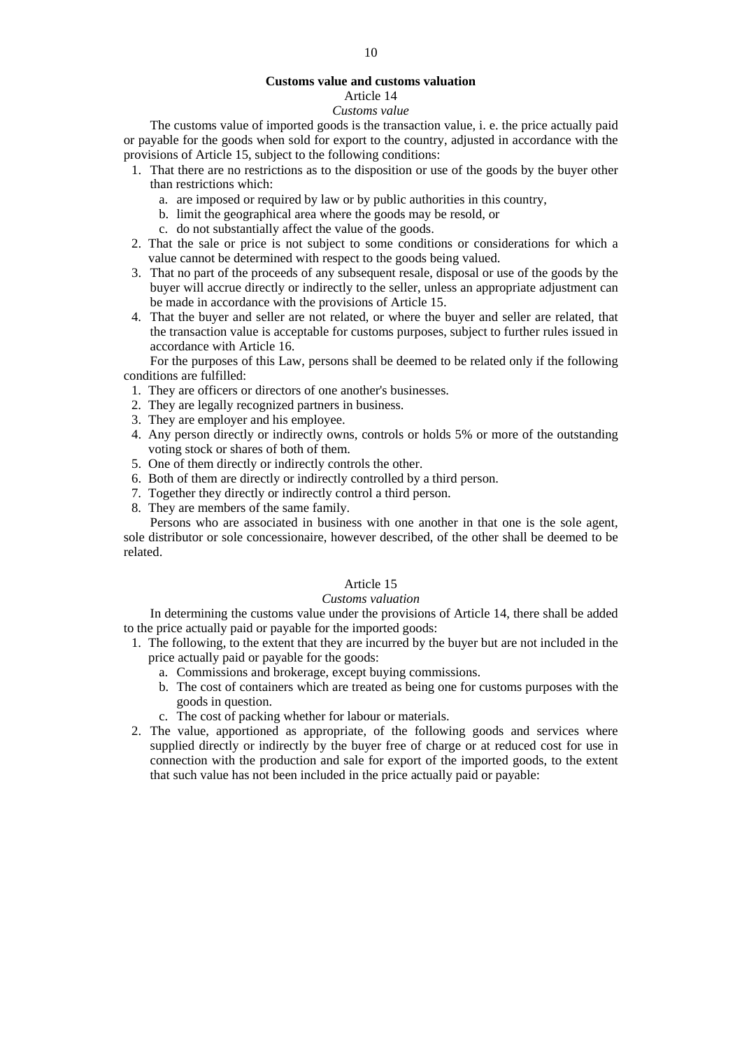## Customs value and customs valuation

### Article 14

*Customs value*

The customs value of imported goods is the transaction value, i. e. the price actually paid or payable for the goods when sold for export to the country, adjusted in accordance with the provisions of Article 15, subject to the following conditions:

1. That there are no restrictions as to the disposition or use of the goods by the buyer other than restrictions which:
   a. are imposed or required by law or by public authorities in this country,
   b. limit the geographical area where the goods may be resold, or
   c. do not substantially affect the value of the goods.
2. That the sale or price is not subject to some conditions or considerations for which a value cannot be determined with respect to the goods being valued.
3. That no part of the proceeds of any subsequent resale, disposal or use of the goods by the buyer will accrue directly or indirectly to the seller, unless an appropriate adjustment can be made in accordance with the provisions of Article 15.
4. That the buyer and seller are not related, or where the buyer and seller are related, that the transaction value is acceptable for customs purposes, subject to further rules issued in accordance with Article 16.

For the purposes of this Law, persons shall be deemed to be related only if the following conditions are fulfilled:

1. They are officers or directors of one another's businesses.
2. They are legally recognized partners in business.
3. They are employer and his employee.
4. Any person directly or indirectly owns, controls or holds 5% or more of the outstanding voting stock or shares of both of them.
5. One of them directly or indirectly controls the other.
6. Both of them are directly or indirectly controlled by a third person.
7. Together they directly or indirectly control a third person.
8. They are members of the same family.

Persons who are associated in business with one another in that one is the sole agent, sole distributor or sole concessionaire, however described, of the other shall be deemed to be related.

### Article 15

*Customs valuation*

In determining the customs value under the provisions of Article 14, there shall be added to the price actually paid or payable for the imported goods:

1. The following, to the extent that they are incurred by the buyer but are not included in the price actually paid or payable for the goods:
   a. Commissions and brokerage, except buying commissions.
   b. The cost of containers which are treated as being one for customs purposes with the goods in question.
   c. The cost of packing whether for labour or materials.
2. The value, apportioned as appropriate, of the following goods and services where supplied directly or indirectly by the buyer free of charge or at reduced cost for use in connection with the production and sale for export of the imported goods, to the extent that such value has not been included in the price actually paid or payable: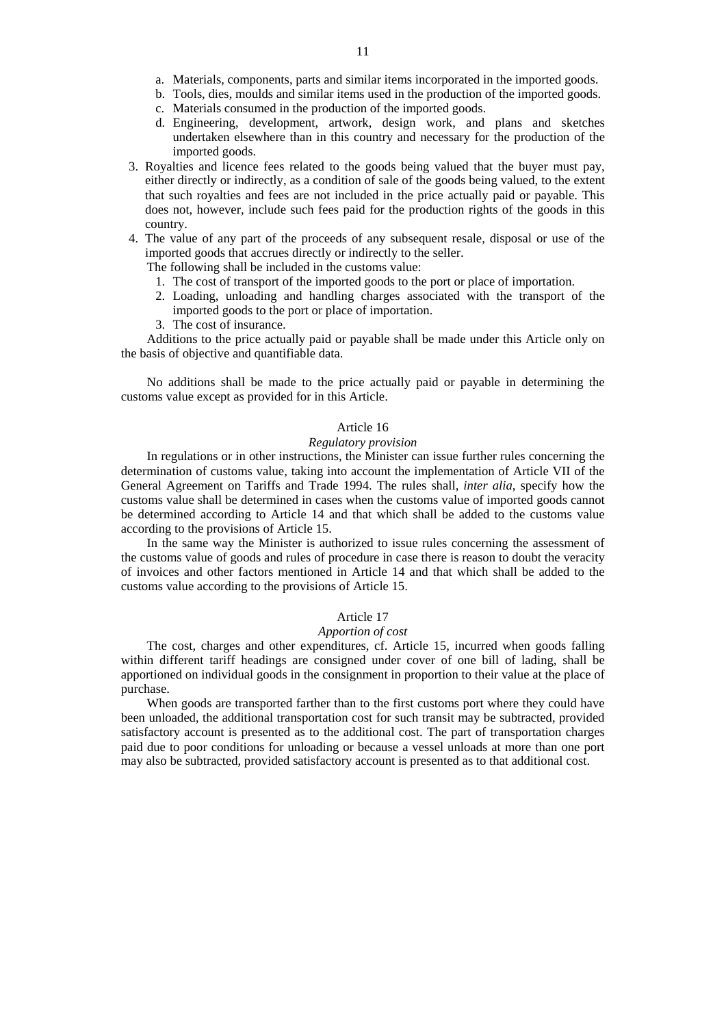a. Materials, components, parts and similar items incorporated in the imported goods.
   b. Tools, dies, moulds and similar items used in the production of the imported goods.
   c. Materials consumed in the production of the imported goods.
   d. Engineering, development, artwork, design work, and plans and sketches undertaken elsewhere than in this country and necessary for the production of the imported goods.
3. Royalties and licence fees related to the goods being valued that the buyer must pay, either directly or indirectly, as a condition of sale of the goods being valued, to the extent that such royalties and fees are not included in the price actually paid or payable. This does not, however, include such fees paid for the production rights of the goods in this country.
4. The value of any part of the proceeds of any subsequent resale, disposal or use of the imported goods that accrues directly or indirectly to the seller.

   The following shall be included in the customs value:
   1. The cost of transport of the imported goods to the port or place of importation.
   2. Loading, unloading and handling charges associated with the transport of the imported goods to the port or place of importation.
   3. The cost of insurance.

Additions to the price actually paid or payable shall be made under this Article only on the basis of objective and quantifiable data.

No additions shall be made to the price actually paid or payable in determining the customs value except as provided for in this Article.

### Article 16

*Regulatory provision*

In regulations or in other instructions, the Minister can issue further rules concerning the determination of customs value, taking into account the implementation of Article VII of the General Agreement on Tariffs and Trade 1994. The rules shall, *inter alia*, specify how the customs value shall be determined in cases when the customs value of imported goods cannot be determined according to Article 14 and that which shall be added to the customs value according to the provisions of Article 15.

In the same way the Minister is authorized to issue rules concerning the assessment of the customs value of goods and rules of procedure in case there is reason to doubt the veracity of invoices and other factors mentioned in Article 14 and that which shall be added to the customs value according to the provisions of Article 15.

### Article 17

*Apportion of cost*

The cost, charges and other expenditures, cf. Article 15, incurred when goods falling within different tariff headings are consigned under cover of one bill of lading, shall be apportioned on individual goods in the consignment in proportion to their value at the place of purchase.

When goods are transported farther than to the first customs port where they could have been unloaded, the additional transportation cost for such transit may be subtracted, provided satisfactory account is presented as to the additional cost. The part of transportation charges paid due to poor conditions for unloading or because a vessel unloads at more than one port may also be subtracted, provided satisfactory account is presented as to that additional cost.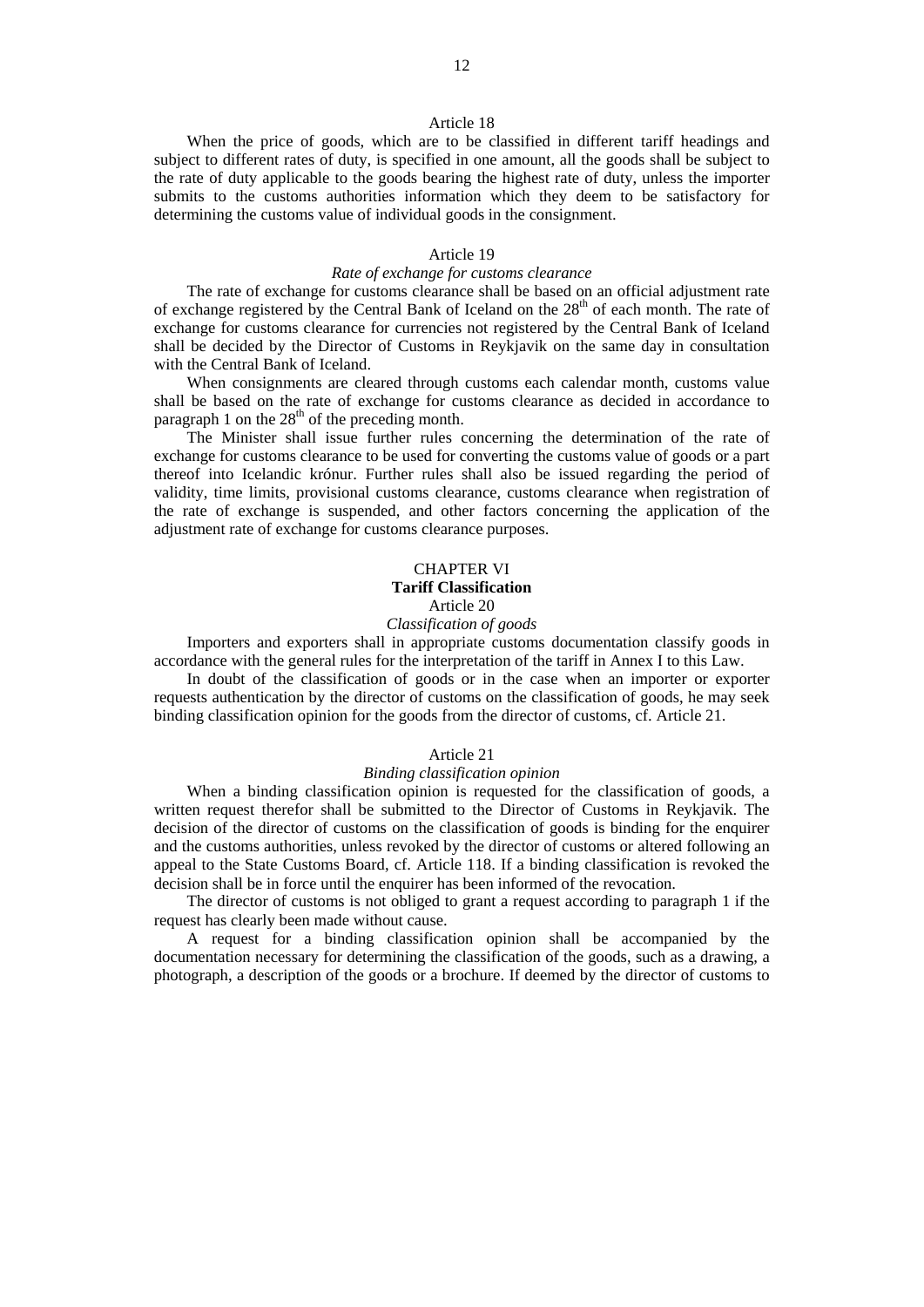### Article 18

When the price of goods, which are to be classified in different tariff headings and subject to different rates of duty, is specified in one amount, all the goods shall be subject to the rate of duty applicable to the goods bearing the highest rate of duty, unless the importer submits to the customs authorities information which they deem to be satisfactory for determining the customs value of individual goods in the consignment.

### Article 19

*Rate of exchange for customs clearance*

The rate of exchange for customs clearance shall be based on an official adjustment rate of exchange registered by the Central Bank of Iceland on the 28th of each month. The rate of exchange for customs clearance for currencies not registered by the Central Bank of Iceland shall be decided by the Director of Customs in Reykjavik on the same day in consultation with the Central Bank of Iceland.

When consignments are cleared through customs each calendar month, customs value shall be based on the rate of exchange for customs clearance as decided in accordance to paragraph 1 on the 28th of the preceding month.

The Minister shall issue further rules concerning the determination of the rate of exchange for customs clearance to be used for converting the customs value of goods or a part thereof into Icelandic krónur. Further rules shall also be issued regarding the period of validity, time limits, provisional customs clearance, customs clearance when registration of the rate of exchange is suspended, and other factors concerning the application of the adjustment rate of exchange for customs clearance purposes.

## CHAPTER VI

## **Tariff Classification**

### Article 20

*Classification of goods*

Importers and exporters shall in appropriate customs documentation classify goods in accordance with the general rules for the interpretation of the tariff in Annex I to this Law.

In doubt of the classification of goods or in the case when an importer or exporter requests authentication by the director of customs on the classification of goods, he may seek binding classification opinion for the goods from the director of customs, cf. Article 21.

### Article 21

*Binding classification opinion*

When a binding classification opinion is requested for the classification of goods, a written request therefor shall be submitted to the Director of Customs in Reykjavik. The decision of the director of customs on the classification of goods is binding for the enquirer and the customs authorities, unless revoked by the director of customs or altered following an appeal to the State Customs Board, cf. Article 118. If a binding classification is revoked the decision shall be in force until the enquirer has been informed of the revocation.

The director of customs is not obliged to grant a request according to paragraph 1 if the request has clearly been made without cause.

A request for a binding classification opinion shall be accompanied by the documentation necessary for determining the classification of the goods, such as a drawing, a photograph, a description of the goods or a brochure. If deemed by the director of customs to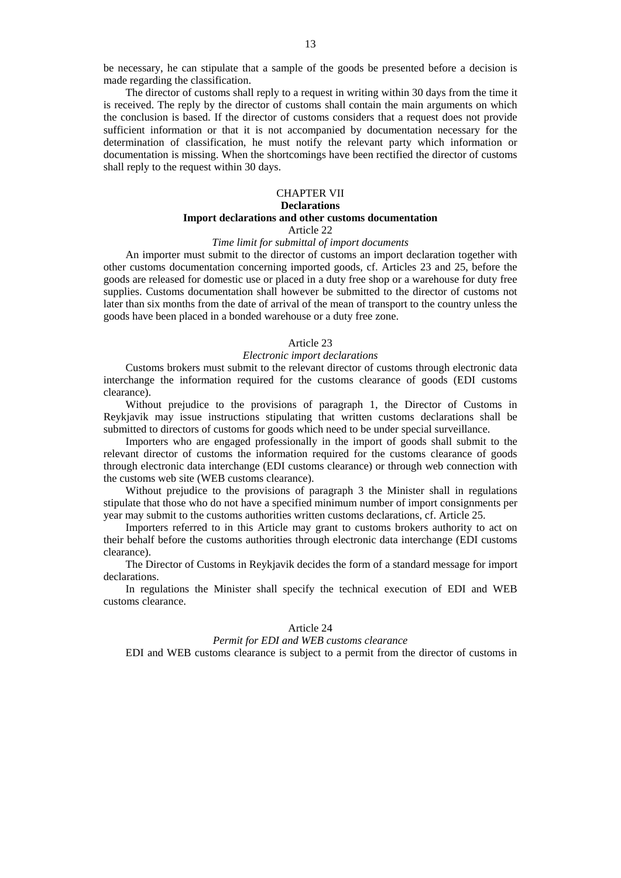be necessary, he can stipulate that a sample of the goods be presented before a decision is made regarding the classification.

The director of customs shall reply to a request in writing within 30 days from the time it is received. The reply by the director of customs shall contain the main arguments on which the conclusion is based. If the director of customs considers that a request does not provide sufficient information or that it is not accompanied by documentation necessary for the determination of classification, he must notify the relevant party which information or documentation is missing. When the shortcomings have been rectified the director of customs shall reply to the request within 30 days.

## CHAPTER VII
## **Declarations**
### **Import declarations and other customs documentation**

Article 22

*Time limit for submittal of import documents*

An importer must submit to the director of customs an import declaration together with other customs documentation concerning imported goods, cf. Articles 23 and 25, before the goods are released for domestic use or placed in a duty free shop or a warehouse for duty free supplies. Customs documentation shall however be submitted to the director of customs not later than six months from the date of arrival of the mean of transport to the country unless the goods have been placed in a bonded warehouse or a duty free zone.

Article 23

*Electronic import declarations*

Customs brokers must submit to the relevant director of customs through electronic data interchange the information required for the customs clearance of goods (EDI customs clearance).

Without prejudice to the provisions of paragraph 1, the Director of Customs in Reykjavik may issue instructions stipulating that written customs declarations shall be submitted to directors of customs for goods which need to be under special surveillance.

Importers who are engaged professionally in the import of goods shall submit to the relevant director of customs the information required for the customs clearance of goods through electronic data interchange (EDI customs clearance) or through web connection with the customs web site (WEB customs clearance).

Without prejudice to the provisions of paragraph 3 the Minister shall in regulations stipulate that those who do not have a specified minimum number of import consignments per year may submit to the customs authorities written customs declarations, cf. Article 25.

Importers referred to in this Article may grant to customs brokers authority to act on their behalf before the customs authorities through electronic data interchange (EDI customs clearance).

The Director of Customs in Reykjavik decides the form of a standard message for import declarations.

In regulations the Minister shall specify the technical execution of EDI and WEB customs clearance.

Article 24

*Permit for EDI and WEB customs clearance*

EDI and WEB customs clearance is subject to a permit from the director of customs in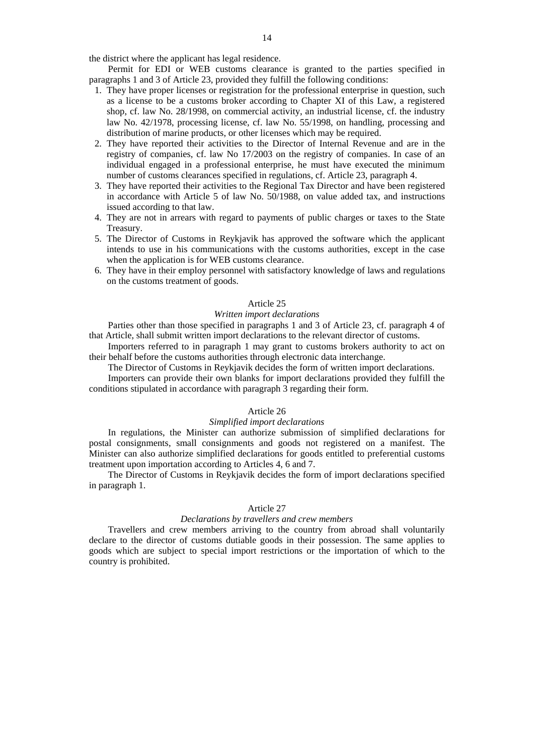the district where the applicant has legal residence.

Permit for EDI or WEB customs clearance is granted to the parties specified in paragraphs 1 and 3 of Article 23, provided they fulfill the following conditions:

1. They have proper licenses or registration for the professional enterprise in question, such as a license to be a customs broker according to Chapter XI of this Law, a registered shop, cf. law No. 28/1998, on commercial activity, an industrial license, cf. the industry law No. 42/1978, processing license, cf. law No. 55/1998, on handling, processing and distribution of marine products, or other licenses which may be required.
2. They have reported their activities to the Director of Internal Revenue and are in the registry of companies, cf. law No 17/2003 on the registry of companies. In case of an individual engaged in a professional enterprise, he must have executed the minimum number of customs clearances specified in regulations, cf. Article 23, paragraph 4.
3. They have reported their activities to the Regional Tax Director and have been registered in accordance with Article 5 of law No. 50/1988, on value added tax, and instructions issued according to that law.
4. They are not in arrears with regard to payments of public charges or taxes to the State Treasury.
5. The Director of Customs in Reykjavik has approved the software which the applicant intends to use in his communications with the customs authorities, except in the case when the application is for WEB customs clearance.
6. They have in their employ personnel with satisfactory knowledge of laws and regulations on the customs treatment of goods.

### Article 25

*Written import declarations*

Parties other than those specified in paragraphs 1 and 3 of Article 23, cf. paragraph 4 of that Article, shall submit written import declarations to the relevant director of customs.

Importers referred to in paragraph 1 may grant to customs brokers authority to act on their behalf before the customs authorities through electronic data interchange.

The Director of Customs in Reykjavik decides the form of written import declarations.

Importers can provide their own blanks for import declarations provided they fulfill the conditions stipulated in accordance with paragraph 3 regarding their form.

### Article 26

*Simplified import declarations*

In regulations, the Minister can authorize submission of simplified declarations for postal consignments, small consignments and goods not registered on a manifest. The Minister can also authorize simplified declarations for goods entitled to preferential customs treatment upon importation according to Articles 4, 6 and 7.

The Director of Customs in Reykjavik decides the form of import declarations specified in paragraph 1.

### Article 27

*Declarations by travellers and crew members*

Travellers and crew members arriving to the country from abroad shall voluntarily declare to the director of customs dutiable goods in their possession. The same applies to goods which are subject to special import restrictions or the importation of which to the country is prohibited.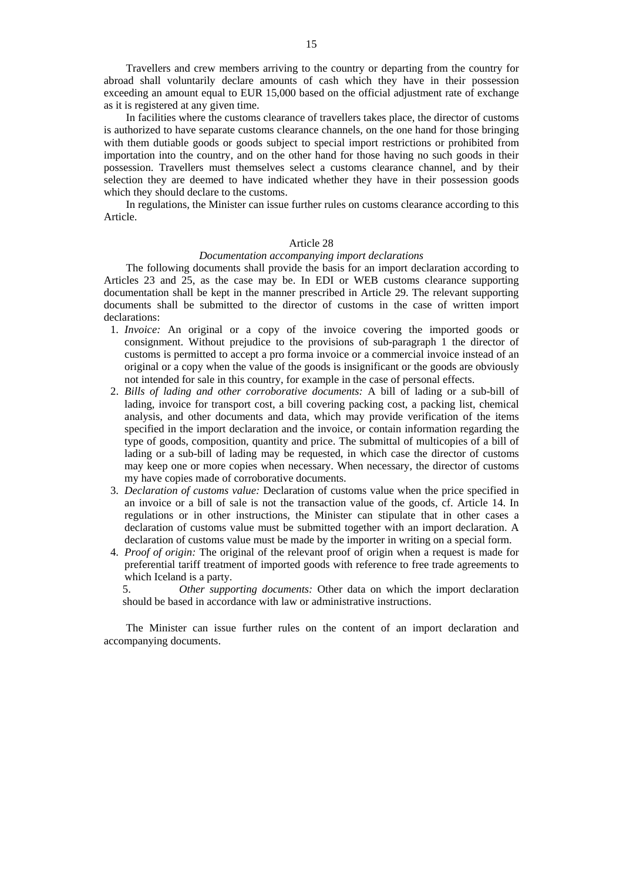Travellers and crew members arriving to the country or departing from the country for abroad shall voluntarily declare amounts of cash which they have in their possession exceeding an amount equal to EUR 15,000 based on the official adjustment rate of exchange as it is registered at any given time.

In facilities where the customs clearance of travellers takes place, the director of customs is authorized to have separate customs clearance channels, on the one hand for those bringing with them dutiable goods or goods subject to special import restrictions or prohibited from importation into the country, and on the other hand for those having no such goods in their possession. Travellers must themselves select a customs clearance channel, and by their selection they are deemed to have indicated whether they have in their possession goods which they should declare to the customs.

In regulations, the Minister can issue further rules on customs clearance according to this Article.

### Article 28

*Documentation accompanying import declarations*

The following documents shall provide the basis for an import declaration according to Articles 23 and 25, as the case may be. In EDI or WEB customs clearance supporting documentation shall be kept in the manner prescribed in Article 29. The relevant supporting documents shall be submitted to the director of customs in the case of written import declarations:

1. *Invoice:* An original or a copy of the invoice covering the imported goods or consignment. Without prejudice to the provisions of sub-paragraph 1 the director of customs is permitted to accept a pro forma invoice or a commercial invoice instead of an original or a copy when the value of the goods is insignificant or the goods are obviously not intended for sale in this country, for example in the case of personal effects.
2. *Bills of lading and other corroborative documents:* A bill of lading or a sub-bill of lading, invoice for transport cost, a bill covering packing cost, a packing list, chemical analysis, and other documents and data, which may provide verification of the items specified in the import declaration and the invoice, or contain information regarding the type of goods, composition, quantity and price. The submittal of multicopies of a bill of lading or a sub-bill of lading may be requested, in which case the director of customs may keep one or more copies when necessary. When necessary, the director of customs my have copies made of corroborative documents.
3. *Declaration of customs value:* Declaration of customs value when the price specified in an invoice or a bill of sale is not the transaction value of the goods, cf. Article 14. In regulations or in other instructions, the Minister can stipulate that in other cases a declaration of customs value must be submitted together with an import declaration. A declaration of customs value must be made by the importer in writing on a special form.
4. *Proof of origin:* The original of the relevant proof of origin when a request is made for preferential tariff treatment of imported goods with reference to free trade agreements to which Iceland is a party.
5. *Other supporting documents:* Other data on which the import declaration should be based in accordance with law or administrative instructions.

The Minister can issue further rules on the content of an import declaration and accompanying documents.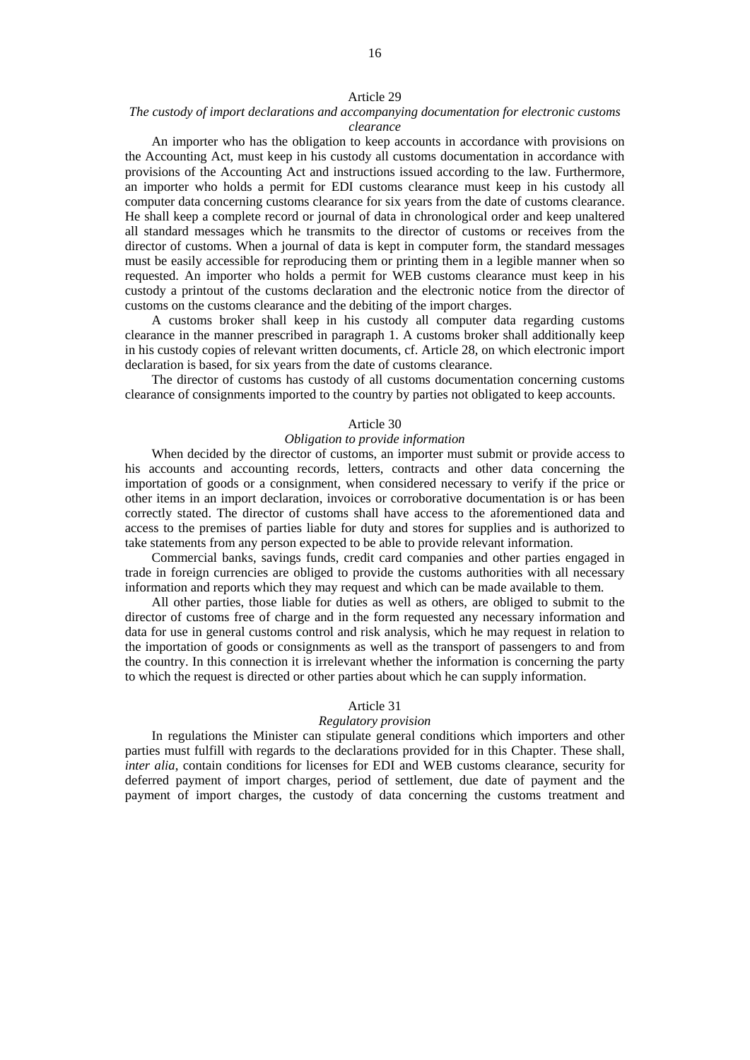### Article 29

*The custody of import declarations and accompanying documentation for electronic customs clearance*

An importer who has the obligation to keep accounts in accordance with provisions on the Accounting Act, must keep in his custody all customs documentation in accordance with provisions of the Accounting Act and instructions issued according to the law. Furthermore, an importer who holds a permit for EDI customs clearance must keep in his custody all computer data concerning customs clearance for six years from the date of customs clearance. He shall keep a complete record or journal of data in chronological order and keep unaltered all standard messages which he transmits to the director of customs or receives from the director of customs. When a journal of data is kept in computer form, the standard messages must be easily accessible for reproducing them or printing them in a legible manner when so requested. An importer who holds a permit for WEB customs clearance must keep in his custody a printout of the customs declaration and the electronic notice from the director of customs on the customs clearance and the debiting of the import charges.

A customs broker shall keep in his custody all computer data regarding customs clearance in the manner prescribed in paragraph 1. A customs broker shall additionally keep in his custody copies of relevant written documents, cf. Article 28, on which electronic import declaration is based, for six years from the date of customs clearance.

The director of customs has custody of all customs documentation concerning customs clearance of consignments imported to the country by parties not obligated to keep accounts.

### Article 30

*Obligation to provide information*

When decided by the director of customs, an importer must submit or provide access to his accounts and accounting records, letters, contracts and other data concerning the importation of goods or a consignment, when considered necessary to verify if the price or other items in an import declaration, invoices or corroborative documentation is or has been correctly stated. The director of customs shall have access to the aforementioned data and access to the premises of parties liable for duty and stores for supplies and is authorized to take statements from any person expected to be able to provide relevant information.

Commercial banks, savings funds, credit card companies and other parties engaged in trade in foreign currencies are obliged to provide the customs authorities with all necessary information and reports which they may request and which can be made available to them.

All other parties, those liable for duties as well as others, are obliged to submit to the director of customs free of charge and in the form requested any necessary information and data for use in general customs control and risk analysis, which he may request in relation to the importation of goods or consignments as well as the transport of passengers to and from the country. In this connection it is irrelevant whether the information is concerning the party to which the request is directed or other parties about which he can supply information.

### Article 31

*Regulatory provision*

In regulations the Minister can stipulate general conditions which importers and other parties must fulfill with regards to the declarations provided for in this Chapter. These shall, *inter alia*, contain conditions for licenses for EDI and WEB customs clearance, security for deferred payment of import charges, period of settlement, due date of payment and the payment of import charges, the custody of data concerning the customs treatment and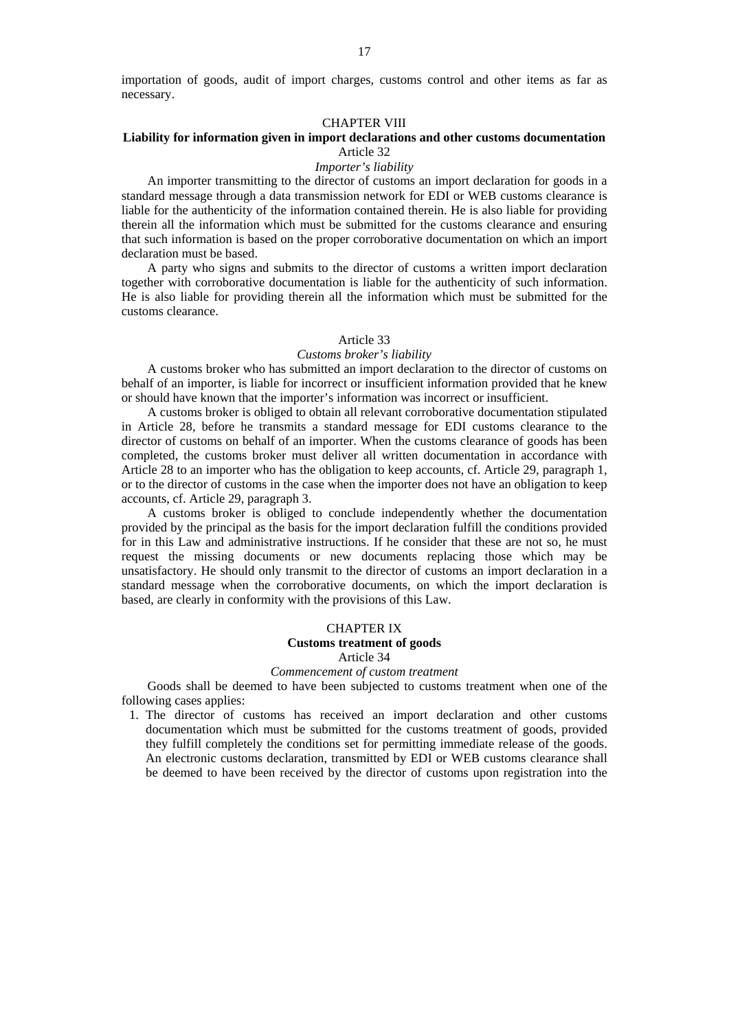importation of goods, audit of import charges, customs control and other items as far as necessary.

## CHAPTER VIII
## Liability for information given in import declarations and other customs documentation

### Article 32
*Importer's liability*

An importer transmitting to the director of customs an import declaration for goods in a standard message through a data transmission network for EDI or WEB customs clearance is liable for the authenticity of the information contained therein. He is also liable for providing therein all the information which must be submitted for the customs clearance and ensuring that such information is based on the proper corroborative documentation on which an import declaration must be based.

A party who signs and submits to the director of customs a written import declaration together with corroborative documentation is liable for the authenticity of such information. He is also liable for providing therein all the information which must be submitted for the customs clearance.

### Article 33
*Customs broker's liability*

A customs broker who has submitted an import declaration to the director of customs on behalf of an importer, is liable for incorrect or insufficient information provided that he knew or should have known that the importer's information was incorrect or insufficient.

A customs broker is obliged to obtain all relevant corroborative documentation stipulated in Article 28, before he transmits a standard message for EDI customs clearance to the director of customs on behalf of an importer. When the customs clearance of goods has been completed, the customs broker must deliver all written documentation in accordance with Article 28 to an importer who has the obligation to keep accounts, cf. Article 29, paragraph 1, or to the director of customs in the case when the importer does not have an obligation to keep accounts, cf. Article 29, paragraph 3.

A customs broker is obliged to conclude independently whether the documentation provided by the principal as the basis for the import declaration fulfill the conditions provided for in this Law and administrative instructions. If he consider that these are not so, he must request the missing documents or new documents replacing those which may be unsatisfactory. He should only transmit to the director of customs an import declaration in a standard message when the corroborative documents, on which the import declaration is based, are clearly in conformity with the provisions of this Law.

## CHAPTER IX
## Customs treatment of goods

### Article 34
*Commencement of custom treatment*

Goods shall be deemed to have been subjected to customs treatment when one of the following cases applies:

1. The director of customs has received an import declaration and other customs documentation which must be submitted for the customs treatment of goods, provided they fulfill completely the conditions set for permitting immediate release of the goods. An electronic customs declaration, transmitted by EDI or WEB customs clearance shall be deemed to have been received by the director of customs upon registration into the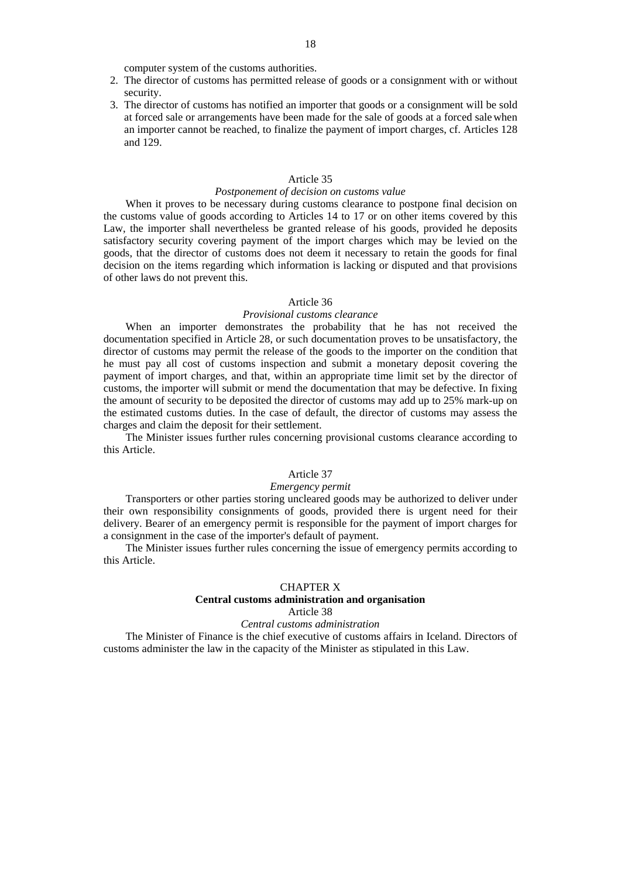computer system of the customs authorities.

2. The director of customs has permitted release of goods or a consignment with or without security.
3. The director of customs has notified an importer that goods or a consignment will be sold at forced sale or arrangements have been made for the sale of goods at a forced sale when an importer cannot be reached, to finalize the payment of import charges, cf. Articles 128 and 129.

Article 35

*Postponement of decision on customs value*

When it proves to be necessary during customs clearance to postpone final decision on the customs value of goods according to Articles 14 to 17 or on other items covered by this Law, the importer shall nevertheless be granted release of his goods, provided he deposits satisfactory security covering payment of the import charges which may be levied on the goods, that the director of customs does not deem it necessary to retain the goods for final decision on the items regarding which information is lacking or disputed and that provisions of other laws do not prevent this.

Article 36

*Provisional customs clearance*

When an importer demonstrates the probability that he has not received the documentation specified in Article 28, or such documentation proves to be unsatisfactory, the director of customs may permit the release of the goods to the importer on the condition that he must pay all cost of customs inspection and submit a monetary deposit covering the payment of import charges, and that, within an appropriate time limit set by the director of customs, the importer will submit or mend the documentation that may be defective. In fixing the amount of security to be deposited the director of customs may add up to 25% mark-up on the estimated customs duties. In the case of default, the director of customs may assess the charges and claim the deposit for their settlement.

The Minister issues further rules concerning provisional customs clearance according to this Article.

Article 37

*Emergency permit*

Transporters or other parties storing uncleared goods may be authorized to deliver under their own responsibility consignments of goods, provided there is urgent need for their delivery. Bearer of an emergency permit is responsible for the payment of import charges for a consignment in the case of the importer's default of payment.

The Minister issues further rules concerning the issue of emergency permits according to this Article.

## CHAPTER X

## **Central customs administration and organisation**

Article 38

*Central customs administration*

The Minister of Finance is the chief executive of customs affairs in Iceland. Directors of customs administer the law in the capacity of the Minister as stipulated in this Law.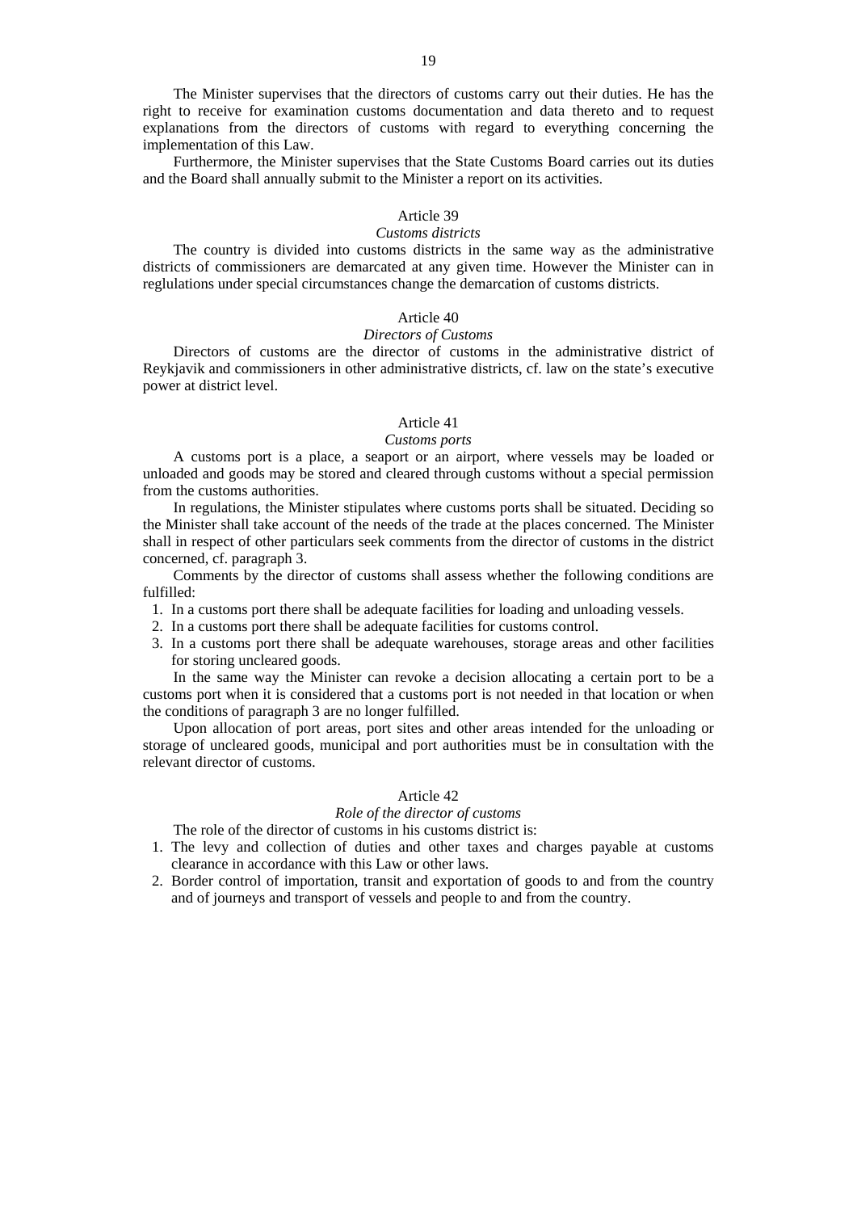The Minister supervises that the directors of customs carry out their duties. He has the right to receive for examination customs documentation and data thereto and to request explanations from the directors of customs with regard to everything concerning the implementation of this Law.

Furthermore, the Minister supervises that the State Customs Board carries out its duties and the Board shall annually submit to the Minister a report on its activities.

### Article 39

*Customs districts*

The country is divided into customs districts in the same way as the administrative districts of commissioners are demarcated at any given time. However the Minister can in reglulations under special circumstances change the demarcation of customs districts.

### Article 40

*Directors of Customs*

Directors of customs are the director of customs in the administrative district of Reykjavik and commissioners in other administrative districts, cf. law on the state's executive power at district level.

### Article 41

*Customs ports*

A customs port is a place, a seaport or an airport, where vessels may be loaded or unloaded and goods may be stored and cleared through customs without a special permission from the customs authorities.

In regulations, the Minister stipulates where customs ports shall be situated. Deciding so the Minister shall take account of the needs of the trade at the places concerned. The Minister shall in respect of other particulars seek comments from the director of customs in the district concerned, cf. paragraph 3.

Comments by the director of customs shall assess whether the following conditions are fulfilled:

1. In a customs port there shall be adequate facilities for loading and unloading vessels.
2. In a customs port there shall be adequate facilities for customs control.
3. In a customs port there shall be adequate warehouses, storage areas and other facilities for storing uncleared goods.

In the same way the Minister can revoke a decision allocating a certain port to be a customs port when it is considered that a customs port is not needed in that location or when the conditions of paragraph 3 are no longer fulfilled.

Upon allocation of port areas, port sites and other areas intended for the unloading or storage of uncleared goods, municipal and port authorities must be in consultation with the relevant director of customs.

### Article 42

*Role of the director of customs*

The role of the director of customs in his customs district is:

1. The levy and collection of duties and other taxes and charges payable at customs clearance in accordance with this Law or other laws.
2. Border control of importation, transit and exportation of goods to and from the country and of journeys and transport of vessels and people to and from the country.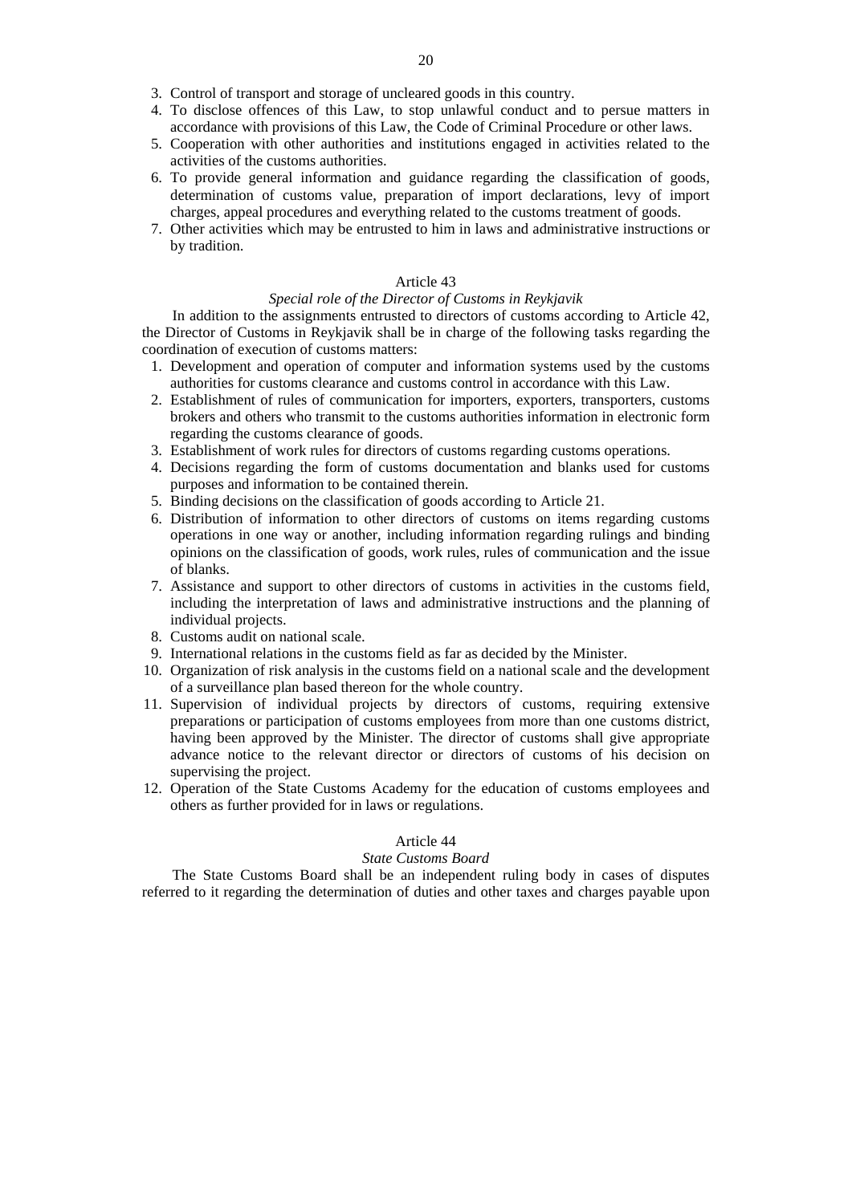3. Control of transport and storage of uncleared goods in this country.
4. To disclose offences of this Law, to stop unlawful conduct and to persue matters in accordance with provisions of this Law, the Code of Criminal Procedure or other laws.
5. Cooperation with other authorities and institutions engaged in activities related to the activities of the customs authorities.
6. To provide general information and guidance regarding the classification of goods, determination of customs value, preparation of import declarations, levy of import charges, appeal procedures and everything related to the customs treatment of goods.
7. Other activities which may be entrusted to him in laws and administrative instructions or by tradition.

Article 43

*Special role of the Director of Customs in Reykjavik*

In addition to the assignments entrusted to directors of customs according to Article 42, the Director of Customs in Reykjavik shall be in charge of the following tasks regarding the coordination of execution of customs matters:

1. Development and operation of computer and information systems used by the customs authorities for customs clearance and customs control in accordance with this Law.
2. Establishment of rules of communication for importers, exporters, transporters, customs brokers and others who transmit to the customs authorities information in electronic form regarding the customs clearance of goods.
3. Establishment of work rules for directors of customs regarding customs operations.
4. Decisions regarding the form of customs documentation and blanks used for customs purposes and information to be contained therein.
5. Binding decisions on the classification of goods according to Article 21.
6. Distribution of information to other directors of customs on items regarding customs operations in one way or another, including information regarding rulings and binding opinions on the classification of goods, work rules, rules of communication and the issue of blanks.
7. Assistance and support to other directors of customs in activities in the customs field, including the interpretation of laws and administrative instructions and the planning of individual projects.
8. Customs audit on national scale.
9. International relations in the customs field as far as decided by the Minister.
10. Organization of risk analysis in the customs field on a national scale and the development of a surveillance plan based thereon for the whole country.
11. Supervision of individual projects by directors of customs, requiring extensive preparations or participation of customs employees from more than one customs district, having been approved by the Minister. The director of customs shall give appropriate advance notice to the relevant director or directors of customs of his decision on supervising the project.
12. Operation of the State Customs Academy for the education of customs employees and others as further provided for in laws or regulations.

Article 44

*State Customs Board*

The State Customs Board shall be an independent ruling body in cases of disputes referred to it regarding the determination of duties and other taxes and charges payable upon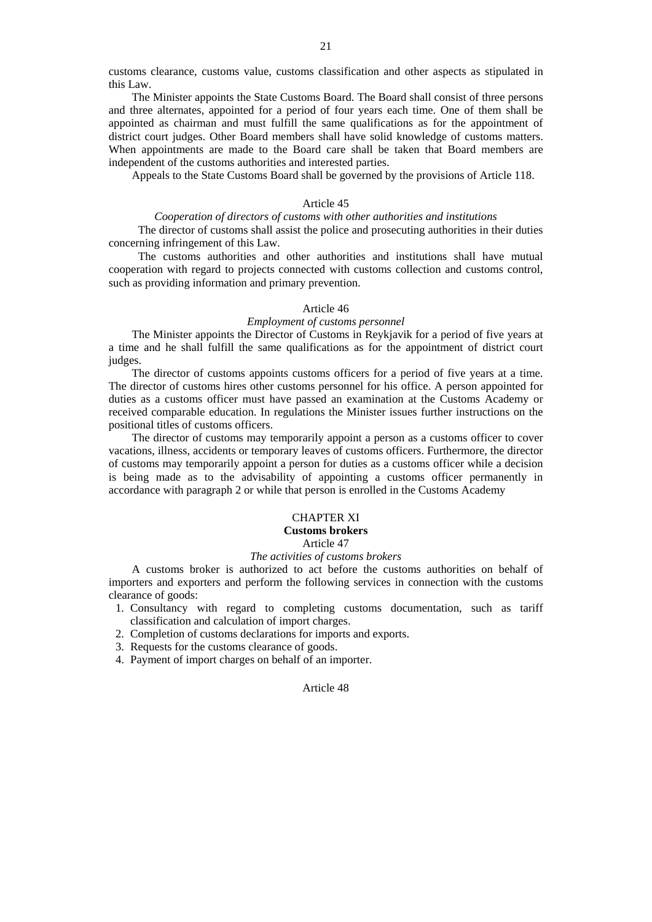customs clearance, customs value, customs classification and other aspects as stipulated in this Law.

The Minister appoints the State Customs Board. The Board shall consist of three persons and three alternates, appointed for a period of four years each time. One of them shall be appointed as chairman and must fulfill the same qualifications as for the appointment of district court judges. Other Board members shall have solid knowledge of customs matters. When appointments are made to the Board care shall be taken that Board members are independent of the customs authorities and interested parties.

Appeals to the State Customs Board shall be governed by the provisions of Article 118.

### Article 45

*Cooperation of directors of customs with other authorities and institutions*

The director of customs shall assist the police and prosecuting authorities in their duties concerning infringement of this Law.

The customs authorities and other authorities and institutions shall have mutual cooperation with regard to projects connected with customs collection and customs control, such as providing information and primary prevention.

### Article 46

*Employment of customs personnel*

The Minister appoints the Director of Customs in Reykjavik for a period of five years at a time and he shall fulfill the same qualifications as for the appointment of district court judges.

The director of customs appoints customs officers for a period of five years at a time. The director of customs hires other customs personnel for his office. A person appointed for duties as a customs officer must have passed an examination at the Customs Academy or received comparable education. In regulations the Minister issues further instructions on the positional titles of customs officers.

The director of customs may temporarily appoint a person as a customs officer to cover vacations, illness, accidents or temporary leaves of customs officers. Furthermore, the director of customs may temporarily appoint a person for duties as a customs officer while a decision is being made as to the advisability of appointing a customs officer permanently in accordance with paragraph 2 or while that person is enrolled in the Customs Academy

## CHAPTER XI
## Customs brokers

### Article 47

*The activities of customs brokers*

A customs broker is authorized to act before the customs authorities on behalf of importers and exporters and perform the following services in connection with the customs clearance of goods:

1. Consultancy with regard to completing customs documentation, such as tariff classification and calculation of import charges.
2. Completion of customs declarations for imports and exports.
3. Requests for the customs clearance of goods.
4. Payment of import charges on behalf of an importer.

### Article 48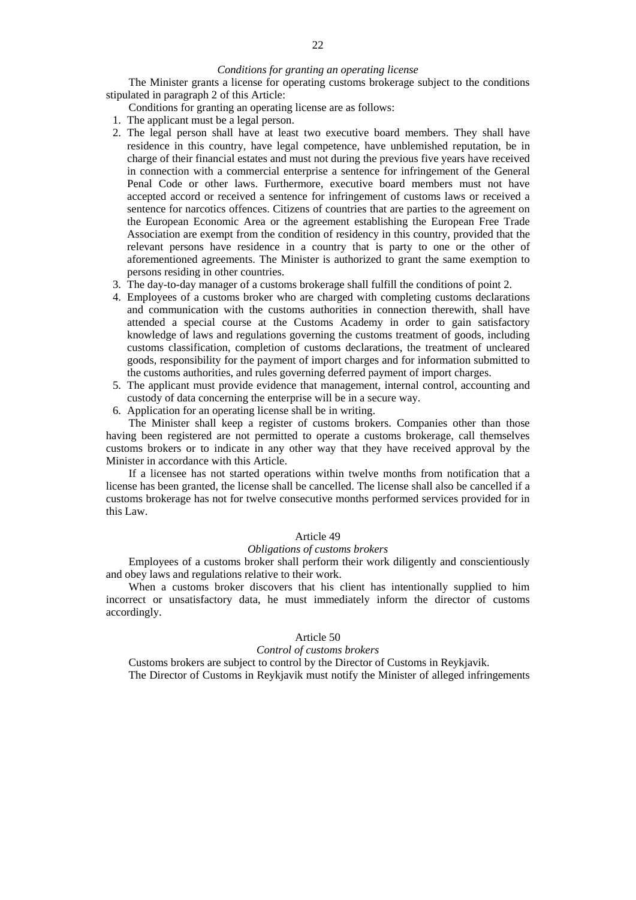*Conditions for granting an operating license*

The Minister grants a license for operating customs brokerage subject to the conditions stipulated in paragraph 2 of this Article:

Conditions for granting an operating license are as follows:

1. The applicant must be a legal person.
2. The legal person shall have at least two executive board members. They shall have residence in this country, have legal competence, have unblemished reputation, be in charge of their financial estates and must not during the previous five years have received in connection with a commercial enterprise a sentence for infringement of the General Penal Code or other laws. Furthermore, executive board members must not have accepted accord or received a sentence for infringement of customs laws or received a sentence for narcotics offences. Citizens of countries that are parties to the agreement on the European Economic Area or the agreement establishing the European Free Trade Association are exempt from the condition of residency in this country, provided that the relevant persons have residence in a country that is party to one or the other of aforementioned agreements. The Minister is authorized to grant the same exemption to persons residing in other countries.
3. The day-to-day manager of a customs brokerage shall fulfill the conditions of point 2.
4. Employees of a customs broker who are charged with completing customs declarations and communication with the customs authorities in connection therewith, shall have attended a special course at the Customs Academy in order to gain satisfactory knowledge of laws and regulations governing the customs treatment of goods, including customs classification, completion of customs declarations, the treatment of uncleared goods, responsibility for the payment of import charges and for information submitted to the customs authorities, and rules governing deferred payment of import charges.
5. The applicant must provide evidence that management, internal control, accounting and custody of data concerning the enterprise will be in a secure way.
6. Application for an operating license shall be in writing.

The Minister shall keep a register of customs brokers. Companies other than those having been registered are not permitted to operate a customs brokerage, call themselves customs brokers or to indicate in any other way that they have received approval by the Minister in accordance with this Article.

If a licensee has not started operations within twelve months from notification that a license has been granted, the license shall be cancelled. The license shall also be cancelled if a customs brokerage has not for twelve consecutive months performed services provided for in this Law.

## Article 49

*Obligations of customs brokers*

Employees of a customs broker shall perform their work diligently and conscientiously and obey laws and regulations relative to their work.

When a customs broker discovers that his client has intentionally supplied to him incorrect or unsatisfactory data, he must immediately inform the director of customs accordingly.

## Article 50

*Control of customs brokers*

Customs brokers are subject to control by the Director of Customs in Reykjavik.

The Director of Customs in Reykjavik must notify the Minister of alleged infringements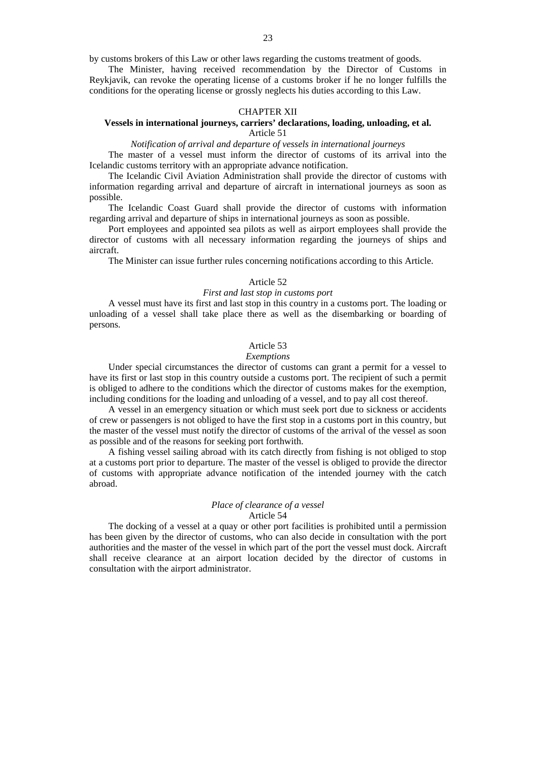by customs brokers of this Law or other laws regarding the customs treatment of goods.

The Minister, having received recommendation by the Director of Customs in Reykjavik, can revoke the operating license of a customs broker if he no longer fulfills the conditions for the operating license or grossly neglects his duties according to this Law.

## CHAPTER XII

### Vessels in international journeys, carriers' declarations, loading, unloading, et al.

Article 51

*Notification of arrival and departure of vessels in international journeys*

The master of a vessel must inform the director of customs of its arrival into the Icelandic customs territory with an appropriate advance notification.

The Icelandic Civil Aviation Administration shall provide the director of customs with information regarding arrival and departure of aircraft in international journeys as soon as possible.

The Icelandic Coast Guard shall provide the director of customs with information regarding arrival and departure of ships in international journeys as soon as possible.

Port employees and appointed sea pilots as well as airport employees shall provide the director of customs with all necessary information regarding the journeys of ships and aircraft.

The Minister can issue further rules concerning notifications according to this Article.

Article 52

*First and last stop in customs port*

A vessel must have its first and last stop in this country in a customs port. The loading or unloading of a vessel shall take place there as well as the disembarking or boarding of persons.

Article 53

*Exemptions*

Under special circumstances the director of customs can grant a permit for a vessel to have its first or last stop in this country outside a customs port. The recipient of such a permit is obliged to adhere to the conditions which the director of customs makes for the exemption, including conditions for the loading and unloading of a vessel, and to pay all cost thereof.

A vessel in an emergency situation or which must seek port due to sickness or accidents of crew or passengers is not obliged to have the first stop in a customs port in this country, but the master of the vessel must notify the director of customs of the arrival of the vessel as soon as possible and of the reasons for seeking port forthwith.

A fishing vessel sailing abroad with its catch directly from fishing is not obliged to stop at a customs port prior to departure. The master of the vessel is obliged to provide the director of customs with appropriate advance notification of the intended journey with the catch abroad.

*Place of clearance of a vessel*

Article 54

The docking of a vessel at a quay or other port facilities is prohibited until a permission has been given by the director of customs, who can also decide in consultation with the port authorities and the master of the vessel in which part of the port the vessel must dock. Aircraft shall receive clearance at an airport location decided by the director of customs in consultation with the airport administrator.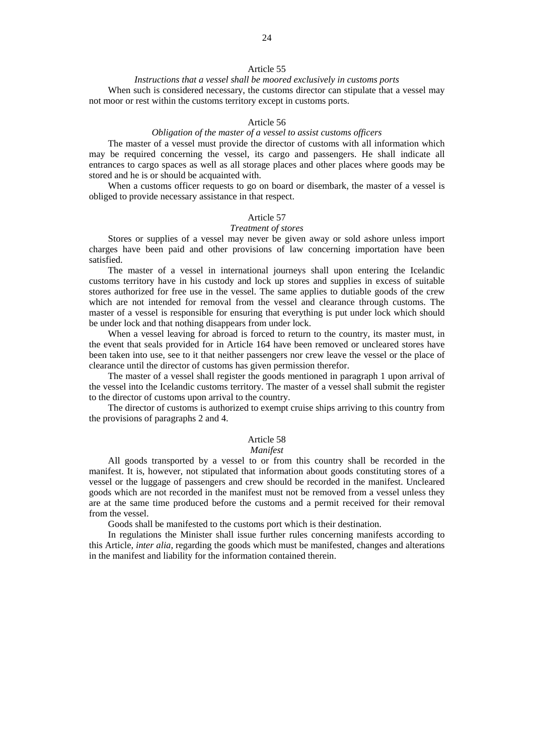### Article 55

*Instructions that a vessel shall be moored exclusively in customs ports*

When such is considered necessary, the customs director can stipulate that a vessel may not moor or rest within the customs territory except in customs ports.

### Article 56

*Obligation of the master of a vessel to assist customs officers*

The master of a vessel must provide the director of customs with all information which may be required concerning the vessel, its cargo and passengers. He shall indicate all entrances to cargo spaces as well as all storage places and other places where goods may be stored and he is or should be acquainted with.

When a customs officer requests to go on board or disembark, the master of a vessel is obliged to provide necessary assistance in that respect.

### Article 57

*Treatment of stores*

Stores or supplies of a vessel may never be given away or sold ashore unless import charges have been paid and other provisions of law concerning importation have been satisfied.

The master of a vessel in international journeys shall upon entering the Icelandic customs territory have in his custody and lock up stores and supplies in excess of suitable stores authorized for free use in the vessel. The same applies to dutiable goods of the crew which are not intended for removal from the vessel and clearance through customs. The master of a vessel is responsible for ensuring that everything is put under lock which should be under lock and that nothing disappears from under lock.

When a vessel leaving for abroad is forced to return to the country, its master must, in the event that seals provided for in Article 164 have been removed or uncleared stores have been taken into use, see to it that neither passengers nor crew leave the vessel or the place of clearance until the director of customs has given permission therefor.

The master of a vessel shall register the goods mentioned in paragraph 1 upon arrival of the vessel into the Icelandic customs territory. The master of a vessel shall submit the register to the director of customs upon arrival to the country.

The director of customs is authorized to exempt cruise ships arriving to this country from the provisions of paragraphs 2 and 4.

### Article 58

*Manifest*

All goods transported by a vessel to or from this country shall be recorded in the manifest. It is, however, not stipulated that information about goods constituting stores of a vessel or the luggage of passengers and crew should be recorded in the manifest. Uncleared goods which are not recorded in the manifest must not be removed from a vessel unless they are at the same time produced before the customs and a permit received for their removal from the vessel.

Goods shall be manifested to the customs port which is their destination.

In regulations the Minister shall issue further rules concerning manifests according to this Article, *inter alia,* regarding the goods which must be manifested, changes and alterations in the manifest and liability for the information contained therein.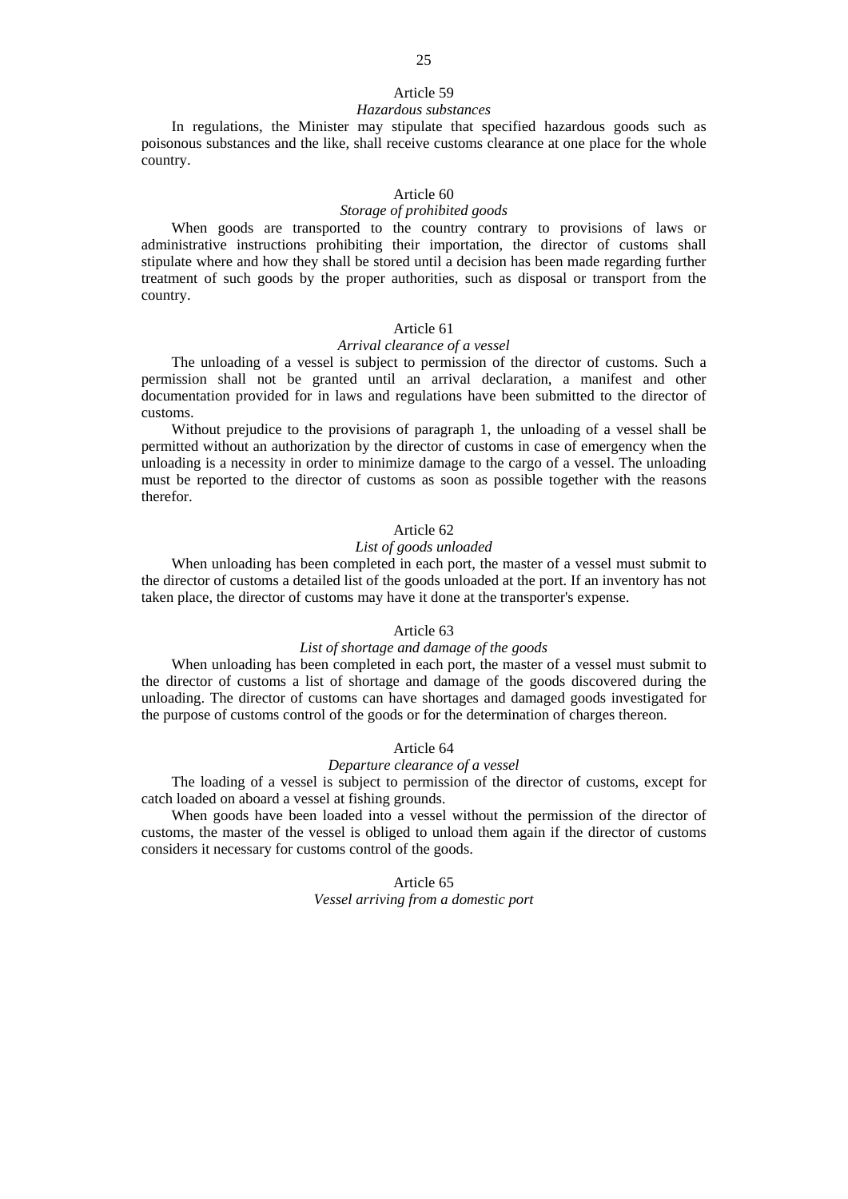### Article 59
*Hazardous substances*

In regulations, the Minister may stipulate that specified hazardous goods such as poisonous substances and the like, shall receive customs clearance at one place for the whole country.

### Article 60
*Storage of prohibited goods*

When goods are transported to the country contrary to provisions of laws or administrative instructions prohibiting their importation, the director of customs shall stipulate where and how they shall be stored until a decision has been made regarding further treatment of such goods by the proper authorities, such as disposal or transport from the country.

### Article 61
*Arrival clearance of a vessel*

The unloading of a vessel is subject to permission of the director of customs. Such a permission shall not be granted until an arrival declaration, a manifest and other documentation provided for in laws and regulations have been submitted to the director of customs.

Without prejudice to the provisions of paragraph 1, the unloading of a vessel shall be permitted without an authorization by the director of customs in case of emergency when the unloading is a necessity in order to minimize damage to the cargo of a vessel. The unloading must be reported to the director of customs as soon as possible together with the reasons therefor.

### Article 62
*List of goods unloaded*

When unloading has been completed in each port, the master of a vessel must submit to the director of customs a detailed list of the goods unloaded at the port. If an inventory has not taken place, the director of customs may have it done at the transporter's expense.

### Article 63
*List of shortage and damage of the goods*

When unloading has been completed in each port, the master of a vessel must submit to the director of customs a list of shortage and damage of the goods discovered during the unloading. The director of customs can have shortages and damaged goods investigated for the purpose of customs control of the goods or for the determination of charges thereon.

### Article 64
*Departure clearance of a vessel*

The loading of a vessel is subject to permission of the director of customs, except for catch loaded on aboard a vessel at fishing grounds.

When goods have been loaded into a vessel without the permission of the director of customs, the master of the vessel is obliged to unload them again if the director of customs considers it necessary for customs control of the goods.

### Article 65
*Vessel arriving from a domestic port*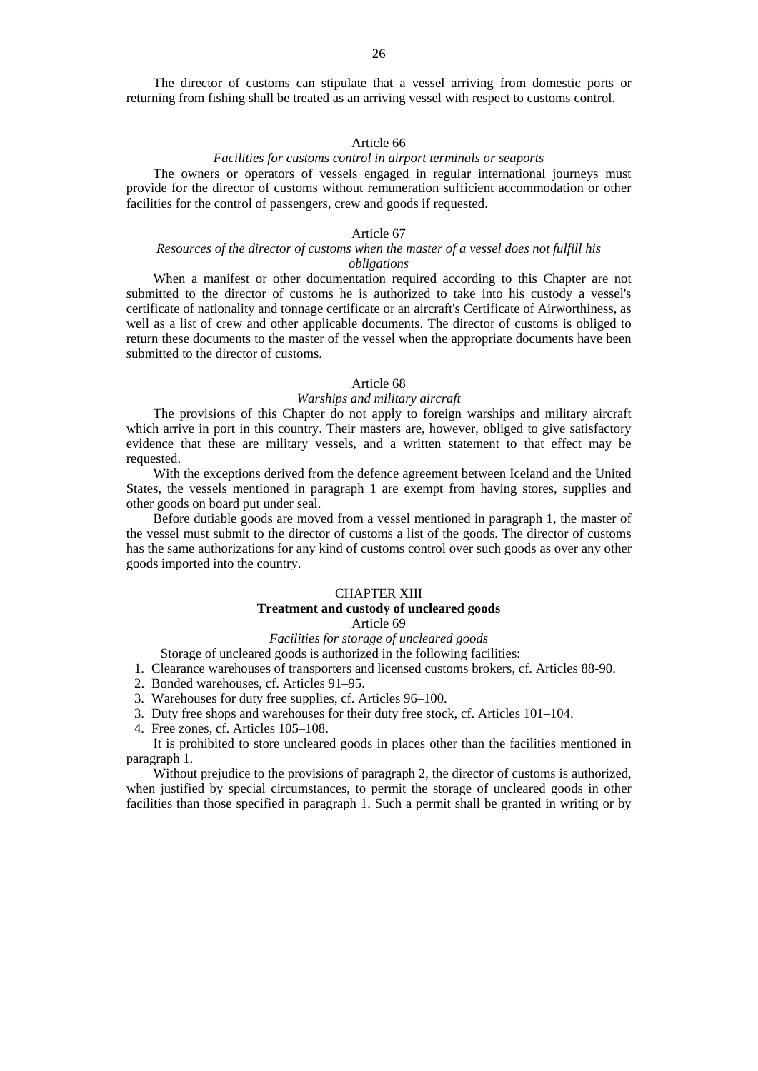The director of customs can stipulate that a vessel arriving from domestic ports or returning from fishing shall be treated as an arriving vessel with respect to customs control.

### Article 66

*Facilities for customs control in airport terminals or seaports*

The owners or operators of vessels engaged in regular international journeys must provide for the director of customs without remuneration sufficient accommodation or other facilities for the control of passengers, crew and goods if requested.

### Article 67

*Resources of the director of customs when the master of a vessel does not fulfill his obligations*

When a manifest or other documentation required according to this Chapter are not submitted to the director of customs he is authorized to take into his custody a vessel's certificate of nationality and tonnage certificate or an aircraft's Certificate of Airworthiness, as well as a list of crew and other applicable documents. The director of customs is obliged to return these documents to the master of the vessel when the appropriate documents have been submitted to the director of customs.

### Article 68

*Warships and military aircraft*

The provisions of this Chapter do not apply to foreign warships and military aircraft which arrive in port in this country. Their masters are, however, obliged to give satisfactory evidence that these are military vessels, and a written statement to that effect may be requested.

With the exceptions derived from the defence agreement between Iceland and the United States, the vessels mentioned in paragraph 1 are exempt from having stores, supplies and other goods on board put under seal.

Before dutiable goods are moved from a vessel mentioned in paragraph 1, the master of the vessel must submit to the director of customs a list of the goods. The director of customs has the same authorizations for any kind of customs control over such goods as over any other goods imported into the country.

## CHAPTER XIII

## Treatment and custody of uncleared goods

### Article 69

*Facilities for storage of uncleared goods*

Storage of uncleared goods is authorized in the following facilities:

1. Clearance warehouses of transporters and licensed customs brokers, cf. Articles 88-90.
2. Bonded warehouses, cf. Articles 91–95.
3. Warehouses for duty free supplies, cf. Articles 96–100.
3. Duty free shops and warehouses for their duty free stock, cf. Articles 101–104.
4. Free zones, cf. Articles 105–108.

It is prohibited to store uncleared goods in places other than the facilities mentioned in paragraph 1.

Without prejudice to the provisions of paragraph 2, the director of customs is authorized, when justified by special circumstances, to permit the storage of uncleared goods in other facilities than those specified in paragraph 1. Such a permit shall be granted in writing or by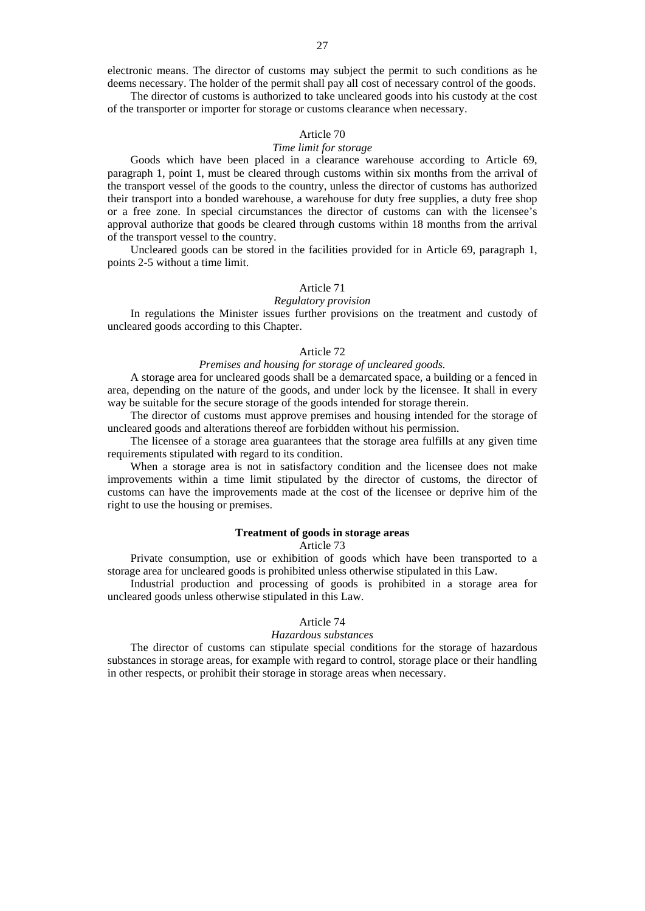electronic means. The director of customs may subject the permit to such conditions as he deems necessary. The holder of the permit shall pay all cost of necessary control of the goods.

The director of customs is authorized to take uncleared goods into his custody at the cost of the transporter or importer for storage or customs clearance when necessary.

Article 70

*Time limit for storage*

Goods which have been placed in a clearance warehouse according to Article 69, paragraph 1, point 1, must be cleared through customs within six months from the arrival of the transport vessel of the goods to the country, unless the director of customs has authorized their transport into a bonded warehouse, a warehouse for duty free supplies, a duty free shop or a free zone. In special circumstances the director of customs can with the licensee's approval authorize that goods be cleared through customs within 18 months from the arrival of the transport vessel to the country.

Uncleared goods can be stored in the facilities provided for in Article 69, paragraph 1, points 2-5 without a time limit.

Article 71

*Regulatory provision*

In regulations the Minister issues further provisions on the treatment and custody of uncleared goods according to this Chapter.

Article 72

*Premises and housing for storage of uncleared goods.*

A storage area for uncleared goods shall be a demarcated space, a building or a fenced in area, depending on the nature of the goods, and under lock by the licensee. It shall in every way be suitable for the secure storage of the goods intended for storage therein.

The director of customs must approve premises and housing intended for the storage of uncleared goods and alterations thereof are forbidden without his permission.

The licensee of a storage area guarantees that the storage area fulfills at any given time requirements stipulated with regard to its condition.

When a storage area is not in satisfactory condition and the licensee does not make improvements within a time limit stipulated by the director of customs, the director of customs can have the improvements made at the cost of the licensee or deprive him of the right to use the housing or premises.

**Treatment of goods in storage areas**

Article 73

Private consumption, use or exhibition of goods which have been transported to a storage area for uncleared goods is prohibited unless otherwise stipulated in this Law.

Industrial production and processing of goods is prohibited in a storage area for uncleared goods unless otherwise stipulated in this Law.

Article 74

*Hazardous substances*

The director of customs can stipulate special conditions for the storage of hazardous substances in storage areas, for example with regard to control, storage place or their handling in other respects, or prohibit their storage in storage areas when necessary.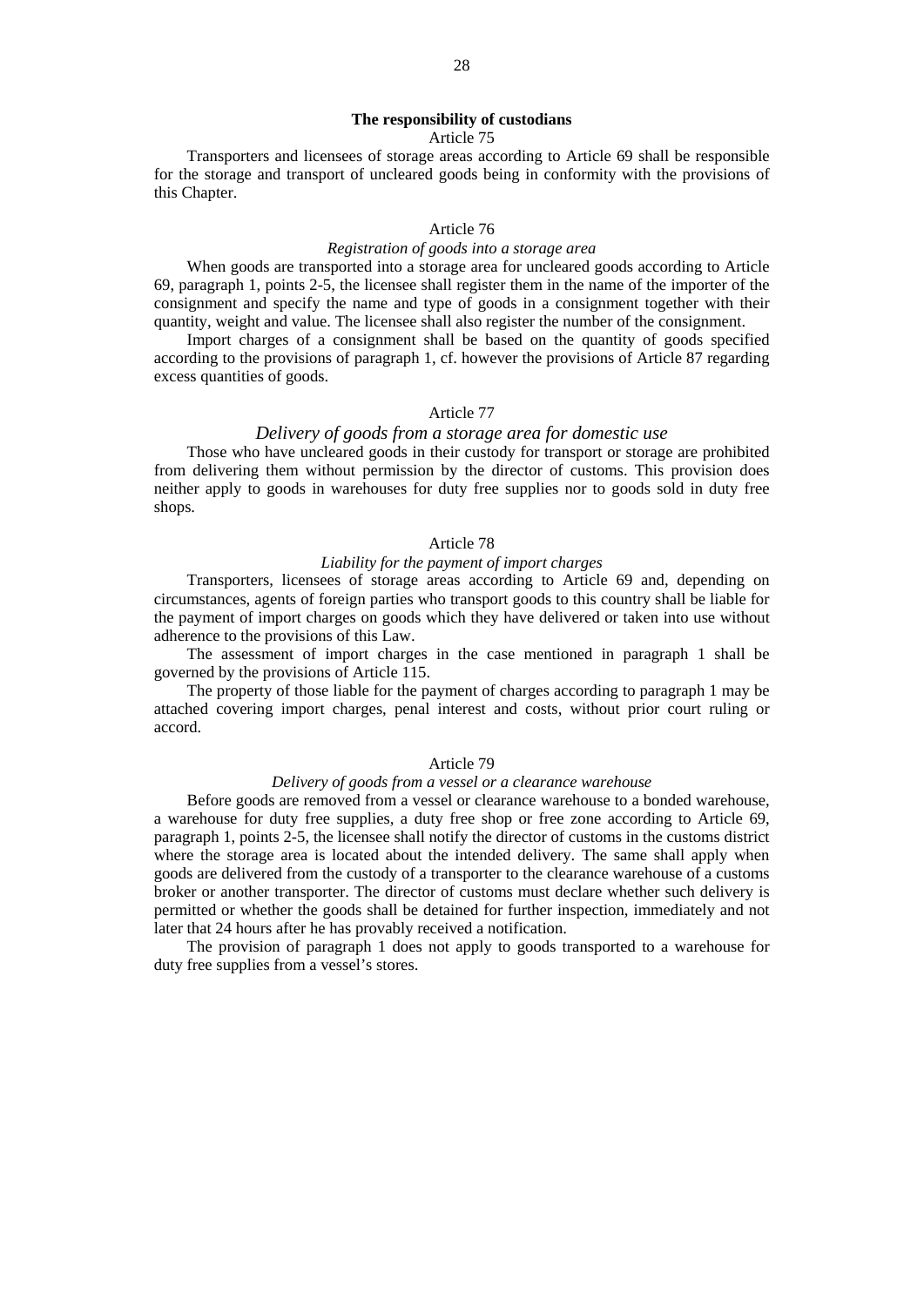**The responsibility of custodians**

Article 75

Transporters and licensees of storage areas according to Article 69 shall be responsible for the storage and transport of uncleared goods being in conformity with the provisions of this Chapter.

Article 76

*Registration of goods into a storage area*

When goods are transported into a storage area for uncleared goods according to Article 69, paragraph 1, points 2-5, the licensee shall register them in the name of the importer of the consignment and specify the name and type of goods in a consignment together with their quantity, weight and value. The licensee shall also register the number of the consignment.

Import charges of a consignment shall be based on the quantity of goods specified according to the provisions of paragraph 1, cf. however the provisions of Article 87 regarding excess quantities of goods.

Article 77

*Delivery of goods from a storage area for domestic use*

Those who have uncleared goods in their custody for transport or storage are prohibited from delivering them without permission by the director of customs. This provision does neither apply to goods in warehouses for duty free supplies nor to goods sold in duty free shops.

Article 78

*Liability for the payment of import charges*

Transporters, licensees of storage areas according to Article 69 and, depending on circumstances, agents of foreign parties who transport goods to this country shall be liable for the payment of import charges on goods which they have delivered or taken into use without adherence to the provisions of this Law.

The assessment of import charges in the case mentioned in paragraph 1 shall be governed by the provisions of Article 115.

The property of those liable for the payment of charges according to paragraph 1 may be attached covering import charges, penal interest and costs, without prior court ruling or accord.

Article 79

*Delivery of goods from a vessel or a clearance warehouse*

Before goods are removed from a vessel or clearance warehouse to a bonded warehouse, a warehouse for duty free supplies, a duty free shop or free zone according to Article 69, paragraph 1, points 2-5, the licensee shall notify the director of customs in the customs district where the storage area is located about the intended delivery. The same shall apply when goods are delivered from the custody of a transporter to the clearance warehouse of a customs broker or another transporter. The director of customs must declare whether such delivery is permitted or whether the goods shall be detained for further inspection, immediately and not later that 24 hours after he has provably received a notification.

The provision of paragraph 1 does not apply to goods transported to a warehouse for duty free supplies from a vessel's stores.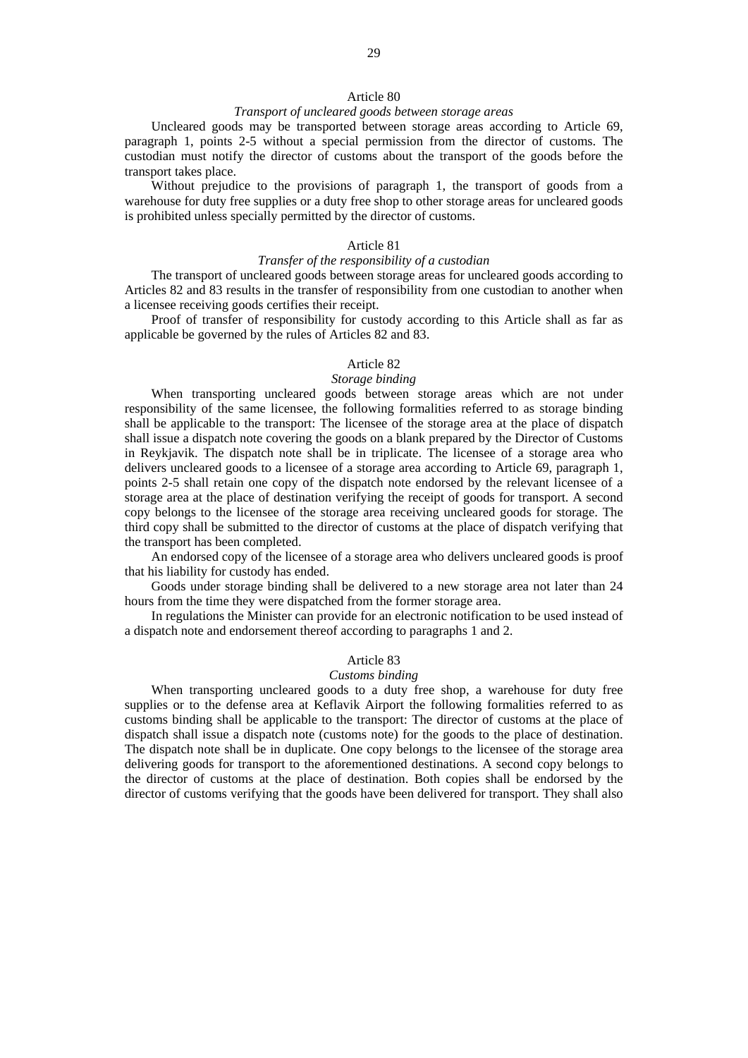### Article 80

*Transport of uncleared goods between storage areas*

Uncleared goods may be transported between storage areas according to Article 69, paragraph 1, points 2-5 without a special permission from the director of customs. The custodian must notify the director of customs about the transport of the goods before the transport takes place.

Without prejudice to the provisions of paragraph 1, the transport of goods from a warehouse for duty free supplies or a duty free shop to other storage areas for uncleared goods is prohibited unless specially permitted by the director of customs.

### Article 81

*Transfer of the responsibility of a custodian*

The transport of uncleared goods between storage areas for uncleared goods according to Articles 82 and 83 results in the transfer of responsibility from one custodian to another when a licensee receiving goods certifies their receipt.

Proof of transfer of responsibility for custody according to this Article shall as far as applicable be governed by the rules of Articles 82 and 83.

### Article 82

*Storage binding*

When transporting uncleared goods between storage areas which are not under responsibility of the same licensee, the following formalities referred to as storage binding shall be applicable to the transport: The licensee of the storage area at the place of dispatch shall issue a dispatch note covering the goods on a blank prepared by the Director of Customs in Reykjavik. The dispatch note shall be in triplicate. The licensee of a storage area who delivers uncleared goods to a licensee of a storage area according to Article 69, paragraph 1, points 2-5 shall retain one copy of the dispatch note endorsed by the relevant licensee of a storage area at the place of destination verifying the receipt of goods for transport. A second copy belongs to the licensee of the storage area receiving uncleared goods for storage. The third copy shall be submitted to the director of customs at the place of dispatch verifying that the transport has been completed.

An endorsed copy of the licensee of a storage area who delivers uncleared goods is proof that his liability for custody has ended.

Goods under storage binding shall be delivered to a new storage area not later than 24 hours from the time they were dispatched from the former storage area.

In regulations the Minister can provide for an electronic notification to be used instead of a dispatch note and endorsement thereof according to paragraphs 1 and 2.

### Article 83

*Customs binding*

When transporting uncleared goods to a duty free shop, a warehouse for duty free supplies or to the defense area at Keflavik Airport the following formalities referred to as customs binding shall be applicable to the transport: The director of customs at the place of dispatch shall issue a dispatch note (customs note) for the goods to the place of destination. The dispatch note shall be in duplicate. One copy belongs to the licensee of the storage area delivering goods for transport to the aforementioned destinations. A second copy belongs to the director of customs at the place of destination. Both copies shall be endorsed by the director of customs verifying that the goods have been delivered for transport. They shall also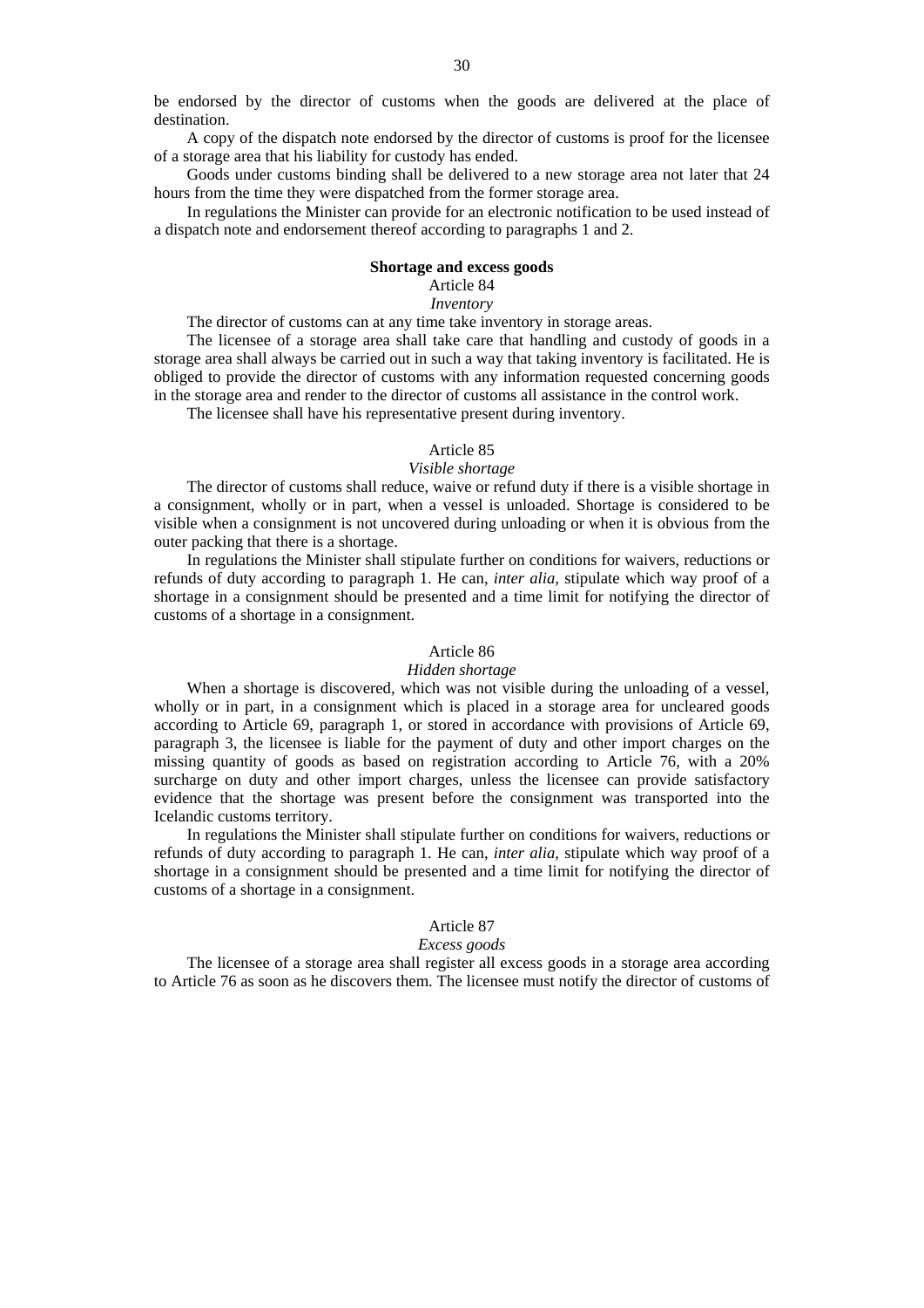be endorsed by the director of customs when the goods are delivered at the place of destination.

A copy of the dispatch note endorsed by the director of customs is proof for the licensee of a storage area that his liability for custody has ended.

Goods under customs binding shall be delivered to a new storage area not later that 24 hours from the time they were dispatched from the former storage area.

In regulations the Minister can provide for an electronic notification to be used instead of a dispatch note and endorsement thereof according to paragraphs 1 and 2.

**Shortage and excess goods**

Article 84

*Inventory*

The director of customs can at any time take inventory in storage areas.

The licensee of a storage area shall take care that handling and custody of goods in a storage area shall always be carried out in such a way that taking inventory is facilitated. He is obliged to provide the director of customs with any information requested concerning goods in the storage area and render to the director of customs all assistance in the control work.

The licensee shall have his representative present during inventory.

Article 85

*Visible shortage*

The director of customs shall reduce, waive or refund duty if there is a visible shortage in a consignment, wholly or in part, when a vessel is unloaded. Shortage is considered to be visible when a consignment is not uncovered during unloading or when it is obvious from the outer packing that there is a shortage.

In regulations the Minister shall stipulate further on conditions for waivers, reductions or refunds of duty according to paragraph 1. He can, *inter alia*, stipulate which way proof of a shortage in a consignment should be presented and a time limit for notifying the director of customs of a shortage in a consignment.

Article 86

*Hidden shortage*

When a shortage is discovered, which was not visible during the unloading of a vessel, wholly or in part, in a consignment which is placed in a storage area for uncleared goods according to Article 69, paragraph 1, or stored in accordance with provisions of Article 69, paragraph 3, the licensee is liable for the payment of duty and other import charges on the missing quantity of goods as based on registration according to Article 76, with a 20% surcharge on duty and other import charges, unless the licensee can provide satisfactory evidence that the shortage was present before the consignment was transported into the Icelandic customs territory.

In regulations the Minister shall stipulate further on conditions for waivers, reductions or refunds of duty according to paragraph 1. He can, *inter alia*, stipulate which way proof of a shortage in a consignment should be presented and a time limit for notifying the director of customs of a shortage in a consignment.

Article 87

*Excess goods*

The licensee of a storage area shall register all excess goods in a storage area according to Article 76 as soon as he discovers them. The licensee must notify the director of customs of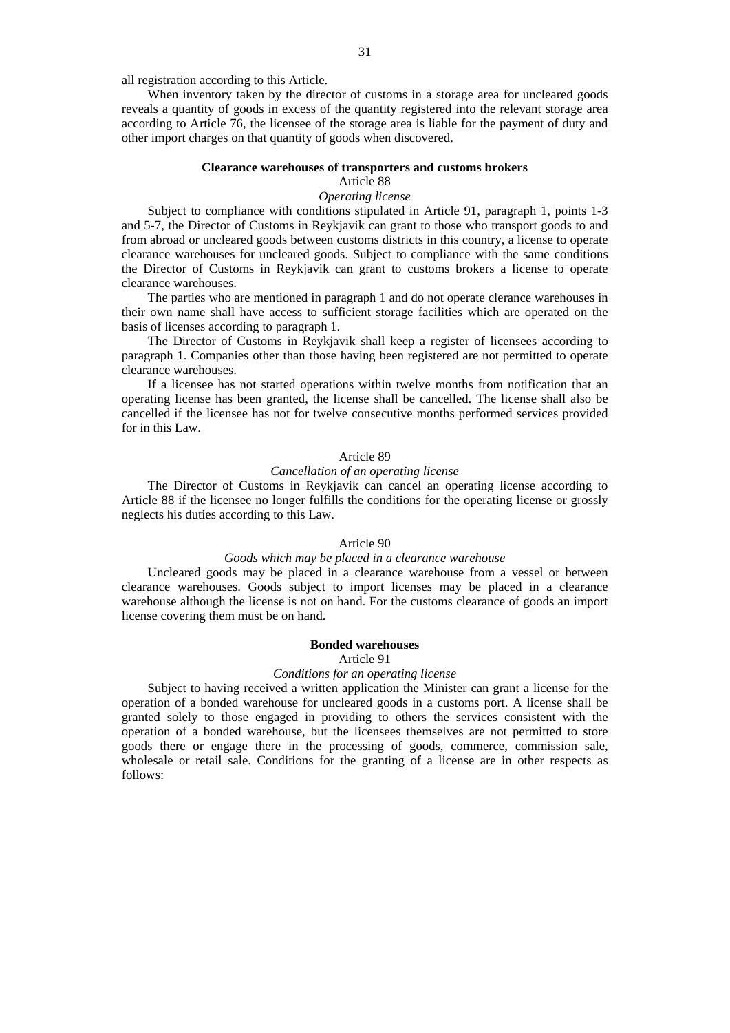all registration according to this Article.

When inventory taken by the director of customs in a storage area for uncleared goods reveals a quantity of goods in excess of the quantity registered into the relevant storage area according to Article 76, the licensee of the storage area is liable for the payment of duty and other import charges on that quantity of goods when discovered.

**Clearance warehouses of transporters and customs brokers**

Article 88

*Operating license*

Subject to compliance with conditions stipulated in Article 91, paragraph 1, points 1-3 and 5-7, the Director of Customs in Reykjavik can grant to those who transport goods to and from abroad or uncleared goods between customs districts in this country, a license to operate clearance warehouses for uncleared goods. Subject to compliance with the same conditions the Director of Customs in Reykjavik can grant to customs brokers a license to operate clearance warehouses.

The parties who are mentioned in paragraph 1 and do not operate clerance warehouses in their own name shall have access to sufficient storage facilities which are operated on the basis of licenses according to paragraph 1.

The Director of Customs in Reykjavik shall keep a register of licensees according to paragraph 1. Companies other than those having been registered are not permitted to operate clearance warehouses.

If a licensee has not started operations within twelve months from notification that an operating license has been granted, the license shall be cancelled. The license shall also be cancelled if the licensee has not for twelve consecutive months performed services provided for in this Law.

Article 89

*Cancellation of an operating license*

The Director of Customs in Reykjavik can cancel an operating license according to Article 88 if the licensee no longer fulfills the conditions for the operating license or grossly neglects his duties according to this Law.

Article 90

*Goods which may be placed in a clearance warehouse*

Uncleared goods may be placed in a clearance warehouse from a vessel or between clearance warehouses. Goods subject to import licenses may be placed in a clearance warehouse although the license is not on hand. For the customs clearance of goods an import license covering them must be on hand.

**Bonded warehouses**

Article 91

*Conditions for an operating license*

Subject to having received a written application the Minister can grant a license for the operation of a bonded warehouse for uncleared goods in a customs port. A license shall be granted solely to those engaged in providing to others the services consistent with the operation of a bonded warehouse, but the licensees themselves are not permitted to store goods there or engage there in the processing of goods, commerce, commission sale, wholesale or retail sale. Conditions for the granting of a license are in other respects as follows: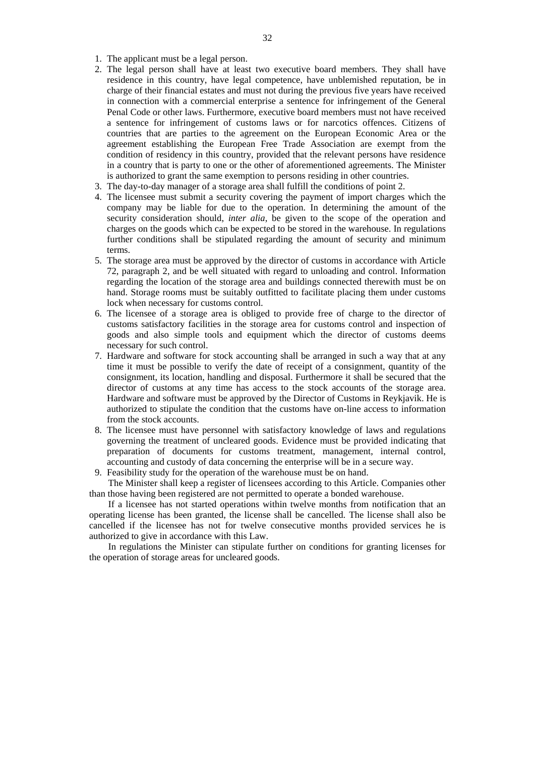1. The applicant must be a legal person.
2. The legal person shall have at least two executive board members. They shall have residence in this country, have legal competence, have unblemished reputation, be in charge of their financial estates and must not during the previous five years have received in connection with a commercial enterprise a sentence for infringement of the General Penal Code or other laws. Furthermore, executive board members must not have received a sentence for infringement of customs laws or for narcotics offences. Citizens of countries that are parties to the agreement on the European Economic Area or the agreement establishing the European Free Trade Association are exempt from the condition of residency in this country, provided that the relevant persons have residence in a country that is party to one or the other of aforementioned agreements. The Minister is authorized to grant the same exemption to persons residing in other countries.
3. The day-to-day manager of a storage area shall fulfill the conditions of point 2.
4. The licensee must submit a security covering the payment of import charges which the company may be liable for due to the operation. In determining the amount of the security consideration should, *inter alia*, be given to the scope of the operation and charges on the goods which can be expected to be stored in the warehouse. In regulations further conditions shall be stipulated regarding the amount of security and minimum terms.
5. The storage area must be approved by the director of customs in accordance with Article 72, paragraph 2, and be well situated with regard to unloading and control. Information regarding the location of the storage area and buildings connected therewith must be on hand. Storage rooms must be suitably outfitted to facilitate placing them under customs lock when necessary for customs control.
6. The licensee of a storage area is obliged to provide free of charge to the director of customs satisfactory facilities in the storage area for customs control and inspection of goods and also simple tools and equipment which the director of customs deems necessary for such control.
7. Hardware and software for stock accounting shall be arranged in such a way that at any time it must be possible to verify the date of receipt of a consignment, quantity of the consignment, its location, handling and disposal. Furthermore it shall be secured that the director of customs at any time has access to the stock accounts of the storage area. Hardware and software must be approved by the Director of Customs in Reykjavik. He is authorized to stipulate the condition that the customs have on-line access to information from the stock accounts.
8. The licensee must have personnel with satisfactory knowledge of laws and regulations governing the treatment of uncleared goods. Evidence must be provided indicating that preparation of documents for customs treatment, management, internal control, accounting and custody of data concerning the enterprise will be in a secure way.
9. Feasibility study for the operation of the warehouse must be on hand.

The Minister shall keep a register of licensees according to this Article. Companies other than those having been registered are not permitted to operate a bonded warehouse.

If a licensee has not started operations within twelve months from notification that an operating license has been granted, the license shall be cancelled. The license shall also be cancelled if the licensee has not for twelve consecutive months provided services he is authorized to give in accordance with this Law.

In regulations the Minister can stipulate further on conditions for granting licenses for the operation of storage areas for uncleared goods.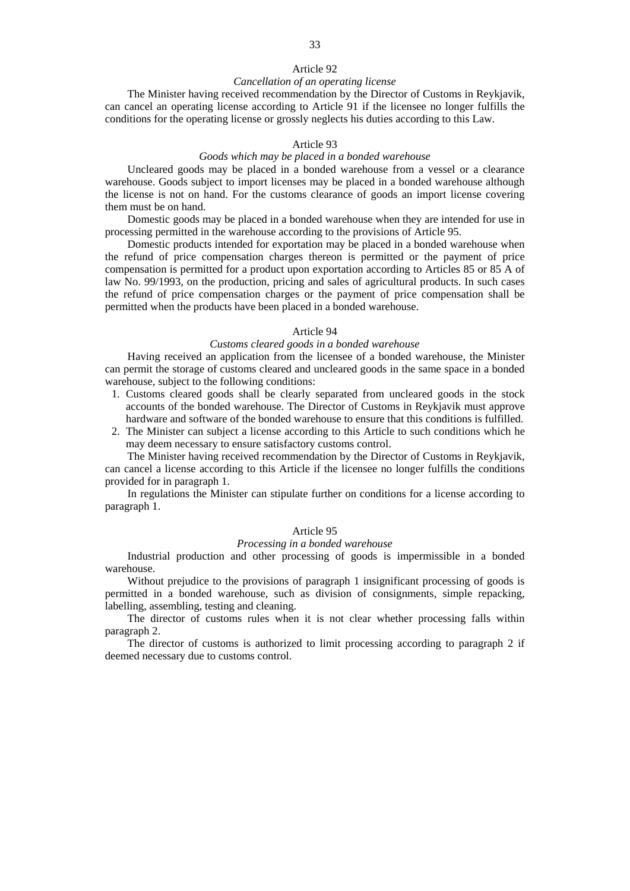### Article 92

*Cancellation of an operating license*

The Minister having received recommendation by the Director of Customs in Reykjavik, can cancel an operating license according to Article 91 if the licensee no longer fulfills the conditions for the operating license or grossly neglects his duties according to this Law.

### Article 93

*Goods which may be placed in a bonded warehouse*

Uncleared goods may be placed in a bonded warehouse from a vessel or a clearance warehouse. Goods subject to import licenses may be placed in a bonded warehouse although the license is not on hand. For the customs clearance of goods an import license covering them must be on hand.

Domestic goods may be placed in a bonded warehouse when they are intended for use in processing permitted in the warehouse according to the provisions of Article 95.

Domestic products intended for exportation may be placed in a bonded warehouse when the refund of price compensation charges thereon is permitted or the payment of price compensation is permitted for a product upon exportation according to Articles 85 or 85 A of law No. 99/1993, on the production, pricing and sales of agricultural products. In such cases the refund of price compensation charges or the payment of price compensation shall be permitted when the products have been placed in a bonded warehouse.

### Article 94

*Customs cleared goods in a bonded warehouse*

Having received an application from the licensee of a bonded warehouse, the Minister can permit the storage of customs cleared and uncleared goods in the same space in a bonded warehouse, subject to the following conditions:

1. Customs cleared goods shall be clearly separated from uncleared goods in the stock accounts of the bonded warehouse. The Director of Customs in Reykjavik must approve hardware and software of the bonded warehouse to ensure that this conditions is fulfilled.
2. The Minister can subject a license according to this Article to such conditions which he may deem necessary to ensure satisfactory customs control.

The Minister having received recommendation by the Director of Customs in Reykjavik, can cancel a license according to this Article if the licensee no longer fulfills the conditions provided for in paragraph 1.

In regulations the Minister can stipulate further on conditions for a license according to paragraph 1.

### Article 95

*Processing in a bonded warehouse*

Industrial production and other processing of goods is impermissible in a bonded warehouse.

Without prejudice to the provisions of paragraph 1 insignificant processing of goods is permitted in a bonded warehouse, such as division of consignments, simple repacking, labelling, assembling, testing and cleaning.

The director of customs rules when it is not clear whether processing falls within paragraph 2.

The director of customs is authorized to limit processing according to paragraph 2 if deemed necessary due to customs control.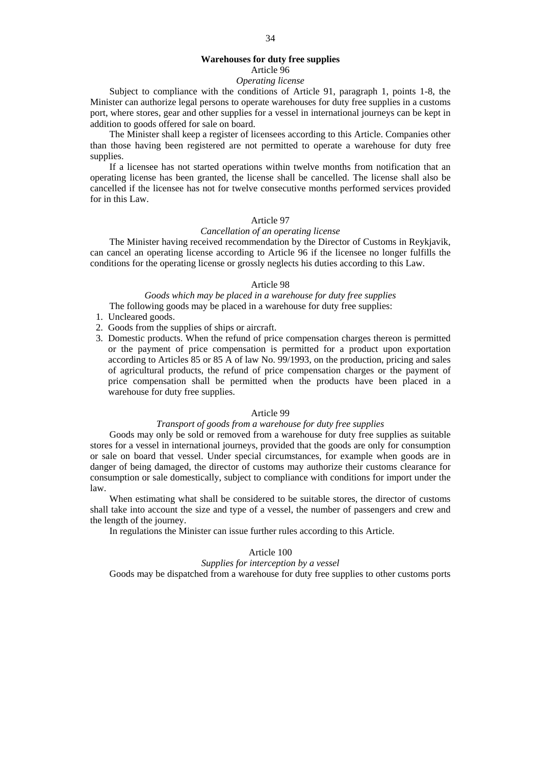## Warehouses for duty free supplies

### Article 96

*Operating license*

Subject to compliance with the conditions of Article 91, paragraph 1, points 1-8, the Minister can authorize legal persons to operate warehouses for duty free supplies in a customs port, where stores, gear and other supplies for a vessel in international journeys can be kept in addition to goods offered for sale on board.

The Minister shall keep a register of licensees according to this Article. Companies other than those having been registered are not permitted to operate a warehouse for duty free supplies.

If a licensee has not started operations within twelve months from notification that an operating license has been granted, the license shall be cancelled. The license shall also be cancelled if the licensee has not for twelve consecutive months performed services provided for in this Law.

### Article 97

*Cancellation of an operating license*

The Minister having received recommendation by the Director of Customs in Reykjavik, can cancel an operating license according to Article 96 if the licensee no longer fulfills the conditions for the operating license or grossly neglects his duties according to this Law.

### Article 98

*Goods which may be placed in a warehouse for duty free supplies*

The following goods may be placed in a warehouse for duty free supplies:

1. Uncleared goods.
2. Goods from the supplies of ships or aircraft.
3. Domestic products. When the refund of price compensation charges thereon is permitted or the payment of price compensation is permitted for a product upon exportation according to Articles 85 or 85 A of law No. 99/1993, on the production, pricing and sales of agricultural products, the refund of price compensation charges or the payment of price compensation shall be permitted when the products have been placed in a warehouse for duty free supplies.

### Article 99

*Transport of goods from a warehouse for duty free supplies*

Goods may only be sold or removed from a warehouse for duty free supplies as suitable stores for a vessel in international journeys, provided that the goods are only for consumption or sale on board that vessel. Under special circumstances, for example when goods are in danger of being damaged, the director of customs may authorize their customs clearance for consumption or sale domestically, subject to compliance with conditions for import under the law.

When estimating what shall be considered to be suitable stores, the director of customs shall take into account the size and type of a vessel, the number of passengers and crew and the length of the journey.

In regulations the Minister can issue further rules according to this Article.

### Article 100

*Supplies for interception by a vessel*

Goods may be dispatched from a warehouse for duty free supplies to other customs ports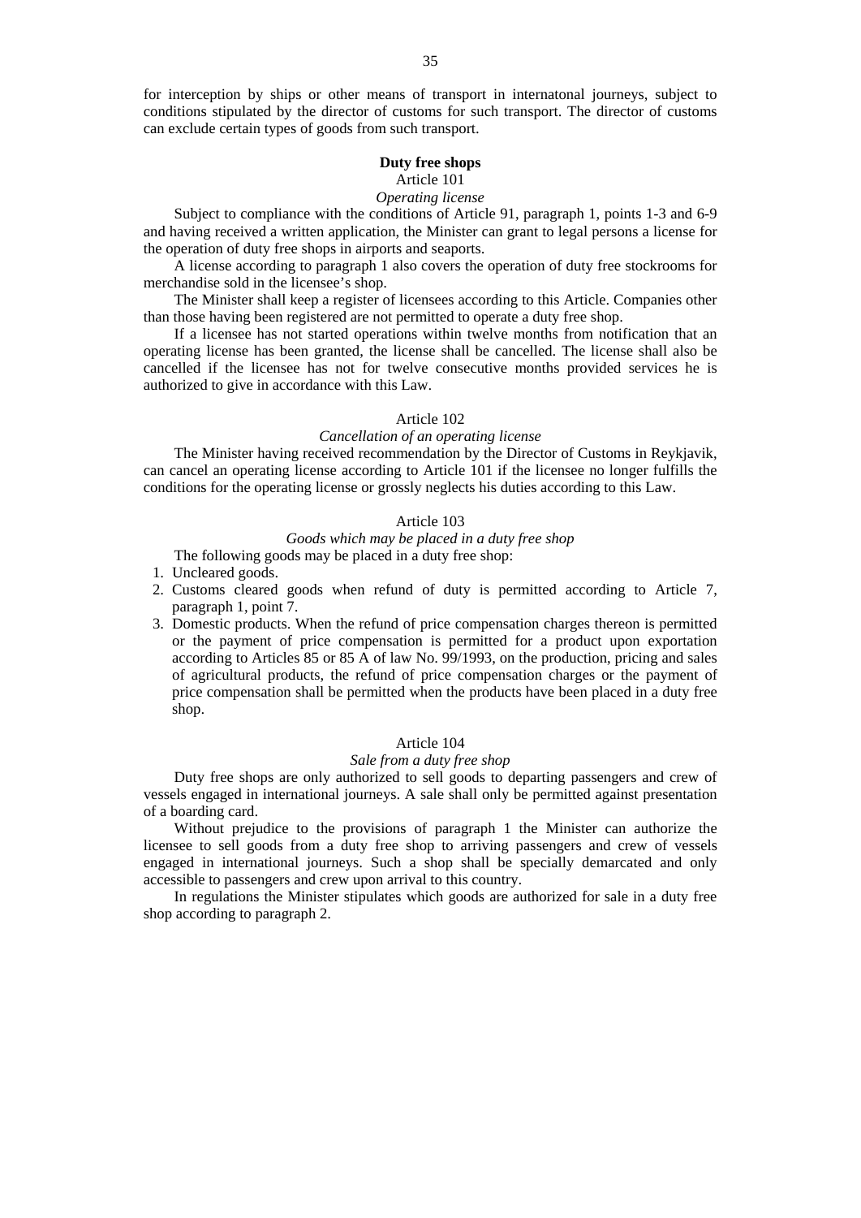for interception by ships or other means of transport in internatonal journeys, subject to conditions stipulated by the director of customs for such transport. The director of customs can exclude certain types of goods from such transport.

**Duty free shops**

Article 101

*Operating license*

Subject to compliance with the conditions of Article 91, paragraph 1, points 1-3 and 6-9 and having received a written application, the Minister can grant to legal persons a license for the operation of duty free shops in airports and seaports.

A license according to paragraph 1 also covers the operation of duty free stockrooms for merchandise sold in the licensee's shop.

The Minister shall keep a register of licensees according to this Article. Companies other than those having been registered are not permitted to operate a duty free shop.

If a licensee has not started operations within twelve months from notification that an operating license has been granted, the license shall be cancelled. The license shall also be cancelled if the licensee has not for twelve consecutive months provided services he is authorized to give in accordance with this Law.

Article 102

*Cancellation of an operating license*

The Minister having received recommendation by the Director of Customs in Reykjavik, can cancel an operating license according to Article 101 if the licensee no longer fulfills the conditions for the operating license or grossly neglects his duties according to this Law.

Article 103

*Goods which may be placed in a duty free shop*

The following goods may be placed in a duty free shop:

1. Uncleared goods.
2. Customs cleared goods when refund of duty is permitted according to Article 7, paragraph 1, point 7.
3. Domestic products. When the refund of price compensation charges thereon is permitted or the payment of price compensation is permitted for a product upon exportation according to Articles 85 or 85 A of law No. 99/1993, on the production, pricing and sales of agricultural products, the refund of price compensation charges or the payment of price compensation shall be permitted when the products have been placed in a duty free shop.

Article 104

*Sale from a duty free shop*

Duty free shops are only authorized to sell goods to departing passengers and crew of vessels engaged in international journeys. A sale shall only be permitted against presentation of a boarding card.

Without prejudice to the provisions of paragraph 1 the Minister can authorize the licensee to sell goods from a duty free shop to arriving passengers and crew of vessels engaged in international journeys. Such a shop shall be specially demarcated and only accessible to passengers and crew upon arrival to this country.

In regulations the Minister stipulates which goods are authorized for sale in a duty free shop according to paragraph 2.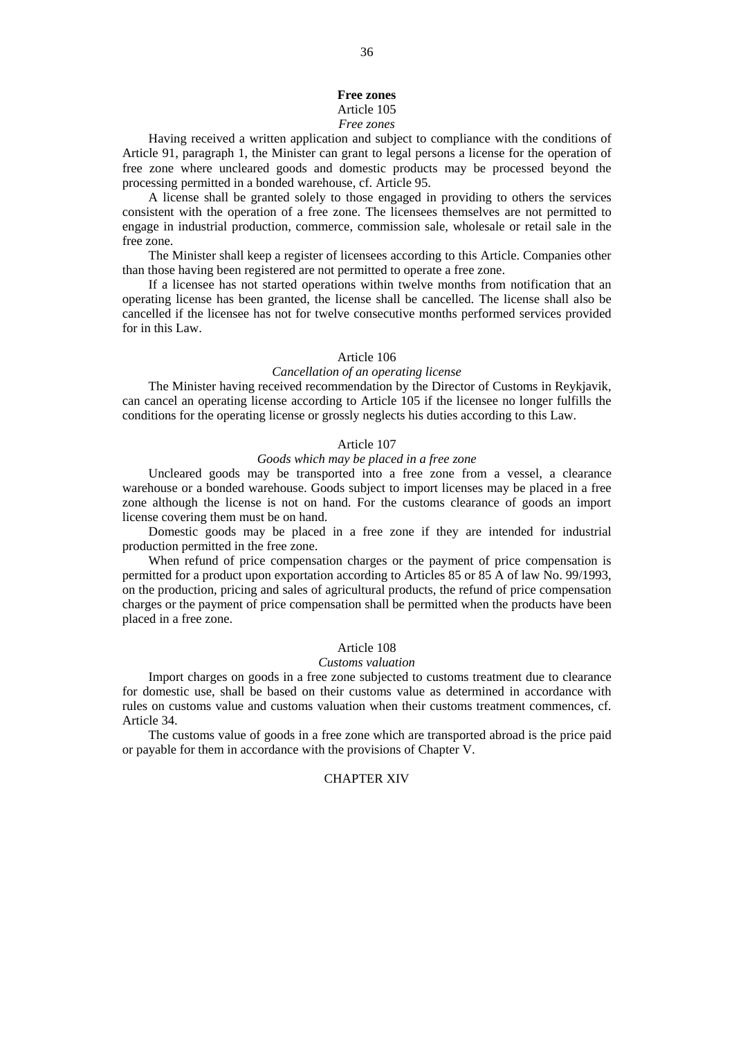## Free zones

### Article 105

*Free zones*

Having received a written application and subject to compliance with the conditions of Article 91, paragraph 1, the Minister can grant to legal persons a license for the operation of free zone where uncleared goods and domestic products may be processed beyond the processing permitted in a bonded warehouse, cf. Article 95.

A license shall be granted solely to those engaged in providing to others the services consistent with the operation of a free zone. The licensees themselves are not permitted to engage in industrial production, commerce, commission sale, wholesale or retail sale in the free zone.

The Minister shall keep a register of licensees according to this Article. Companies other than those having been registered are not permitted to operate a free zone.

If a licensee has not started operations within twelve months from notification that an operating license has been granted, the license shall be cancelled. The license shall also be cancelled if the licensee has not for twelve consecutive months performed services provided for in this Law.

### Article 106

*Cancellation of an operating license*

The Minister having received recommendation by the Director of Customs in Reykjavik, can cancel an operating license according to Article 105 if the licensee no longer fulfills the conditions for the operating license or grossly neglects his duties according to this Law.

### Article 107

*Goods which may be placed in a free zone*

Uncleared goods may be transported into a free zone from a vessel, a clearance warehouse or a bonded warehouse. Goods subject to import licenses may be placed in a free zone although the license is not on hand. For the customs clearance of goods an import license covering them must be on hand.

Domestic goods may be placed in a free zone if they are intended for industrial production permitted in the free zone.

When refund of price compensation charges or the payment of price compensation is permitted for a product upon exportation according to Articles 85 or 85 A of law No. 99/1993, on the production, pricing and sales of agricultural products, the refund of price compensation charges or the payment of price compensation shall be permitted when the products have been placed in a free zone.

### Article 108

*Customs valuation*

Import charges on goods in a free zone subjected to customs treatment due to clearance for domestic use, shall be based on their customs value as determined in accordance with rules on customs value and customs valuation when their customs treatment commences, cf. Article 34.

The customs value of goods in a free zone which are transported abroad is the price paid or payable for them in accordance with the provisions of Chapter V.

## CHAPTER XIV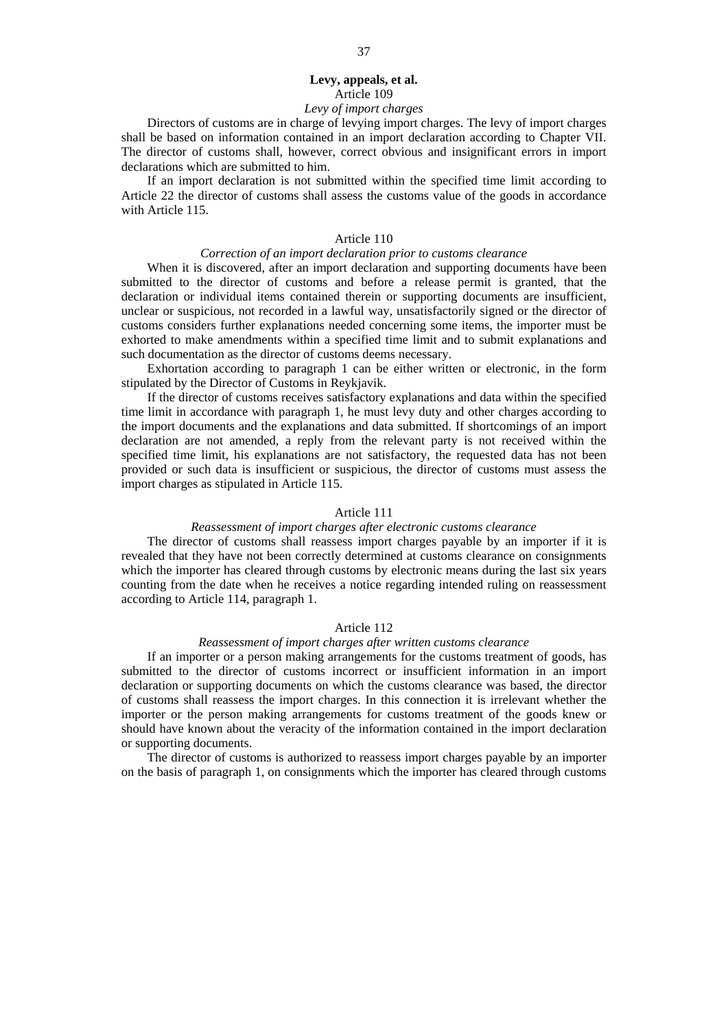## Levy, appeals, et al.

### Article 109

*Levy of import charges*

Directors of customs are in charge of levying import charges. The levy of import charges shall be based on information contained in an import declaration according to Chapter VII. The director of customs shall, however, correct obvious and insignificant errors in import declarations which are submitted to him.

If an import declaration is not submitted within the specified time limit according to Article 22 the director of customs shall assess the customs value of the goods in accordance with Article 115.

### Article 110

*Correction of an import declaration prior to customs clearance*

When it is discovered, after an import declaration and supporting documents have been submitted to the director of customs and before a release permit is granted, that the declaration or individual items contained therein or supporting documents are insufficient, unclear or suspicious, not recorded in a lawful way, unsatisfactorily signed or the director of customs considers further explanations needed concerning some items, the importer must be exhorted to make amendments within a specified time limit and to submit explanations and such documentation as the director of customs deems necessary.

Exhortation according to paragraph 1 can be either written or electronic, in the form stipulated by the Director of Customs in Reykjavik.

If the director of customs receives satisfactory explanations and data within the specified time limit in accordance with paragraph 1, he must levy duty and other charges according to the import documents and the explanations and data submitted. If shortcomings of an import declaration are not amended, a reply from the relevant party is not received within the specified time limit, his explanations are not satisfactory, the requested data has not been provided or such data is insufficient or suspicious, the director of customs must assess the import charges as stipulated in Article 115.

### Article 111

*Reassessment of import charges after electronic customs clearance*

The director of customs shall reassess import charges payable by an importer if it is revealed that they have not been correctly determined at customs clearance on consignments which the importer has cleared through customs by electronic means during the last six years counting from the date when he receives a notice regarding intended ruling on reassessment according to Article 114, paragraph 1.

### Article 112

*Reassessment of import charges after written customs clearance*

If an importer or a person making arrangements for the customs treatment of goods, has submitted to the director of customs incorrect or insufficient information in an import declaration or supporting documents on which the customs clearance was based, the director of customs shall reassess the import charges. In this connection it is irrelevant whether the importer or the person making arrangements for customs treatment of the goods knew or should have known about the veracity of the information contained in the import declaration or supporting documents.

The director of customs is authorized to reassess import charges payable by an importer on the basis of paragraph 1, on consignments which the importer has cleared through customs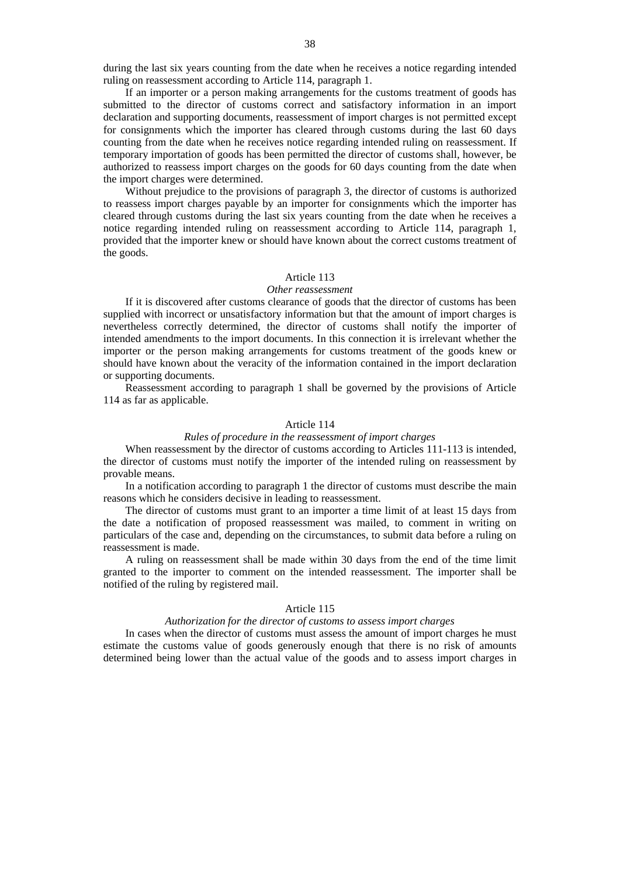during the last six years counting from the date when he receives a notice regarding intended ruling on reassessment according to Article 114, paragraph 1.

If an importer or a person making arrangements for the customs treatment of goods has submitted to the director of customs correct and satisfactory information in an import declaration and supporting documents, reassessment of import charges is not permitted except for consignments which the importer has cleared through customs during the last 60 days counting from the date when he receives notice regarding intended ruling on reassessment. If temporary importation of goods has been permitted the director of customs shall, however, be authorized to reassess import charges on the goods for 60 days counting from the date when the import charges were determined.

Without prejudice to the provisions of paragraph 3, the director of customs is authorized to reassess import charges payable by an importer for consignments which the importer has cleared through customs during the last six years counting from the date when he receives a notice regarding intended ruling on reassessment according to Article 114, paragraph 1, provided that the importer knew or should have known about the correct customs treatment of the goods.

### Article 113

*Other reassessment*

If it is discovered after customs clearance of goods that the director of customs has been supplied with incorrect or unsatisfactory information but that the amount of import charges is nevertheless correctly determined, the director of customs shall notify the importer of intended amendments to the import documents. In this connection it is irrelevant whether the importer or the person making arrangements for customs treatment of the goods knew or should have known about the veracity of the information contained in the import declaration or supporting documents.

Reassessment according to paragraph 1 shall be governed by the provisions of Article 114 as far as applicable.

### Article 114

*Rules of procedure in the reassessment of import charges*

When reassessment by the director of customs according to Articles 111-113 is intended, the director of customs must notify the importer of the intended ruling on reassessment by provable means.

In a notification according to paragraph 1 the director of customs must describe the main reasons which he considers decisive in leading to reassessment.

The director of customs must grant to an importer a time limit of at least 15 days from the date a notification of proposed reassessment was mailed, to comment in writing on particulars of the case and, depending on the circumstances, to submit data before a ruling on reassessment is made.

A ruling on reassessment shall be made within 30 days from the end of the time limit granted to the importer to comment on the intended reassessment. The importer shall be notified of the ruling by registered mail.

### Article 115

*Authorization for the director of customs to assess import charges*

In cases when the director of customs must assess the amount of import charges he must estimate the customs value of goods generously enough that there is no risk of amounts determined being lower than the actual value of the goods and to assess import charges in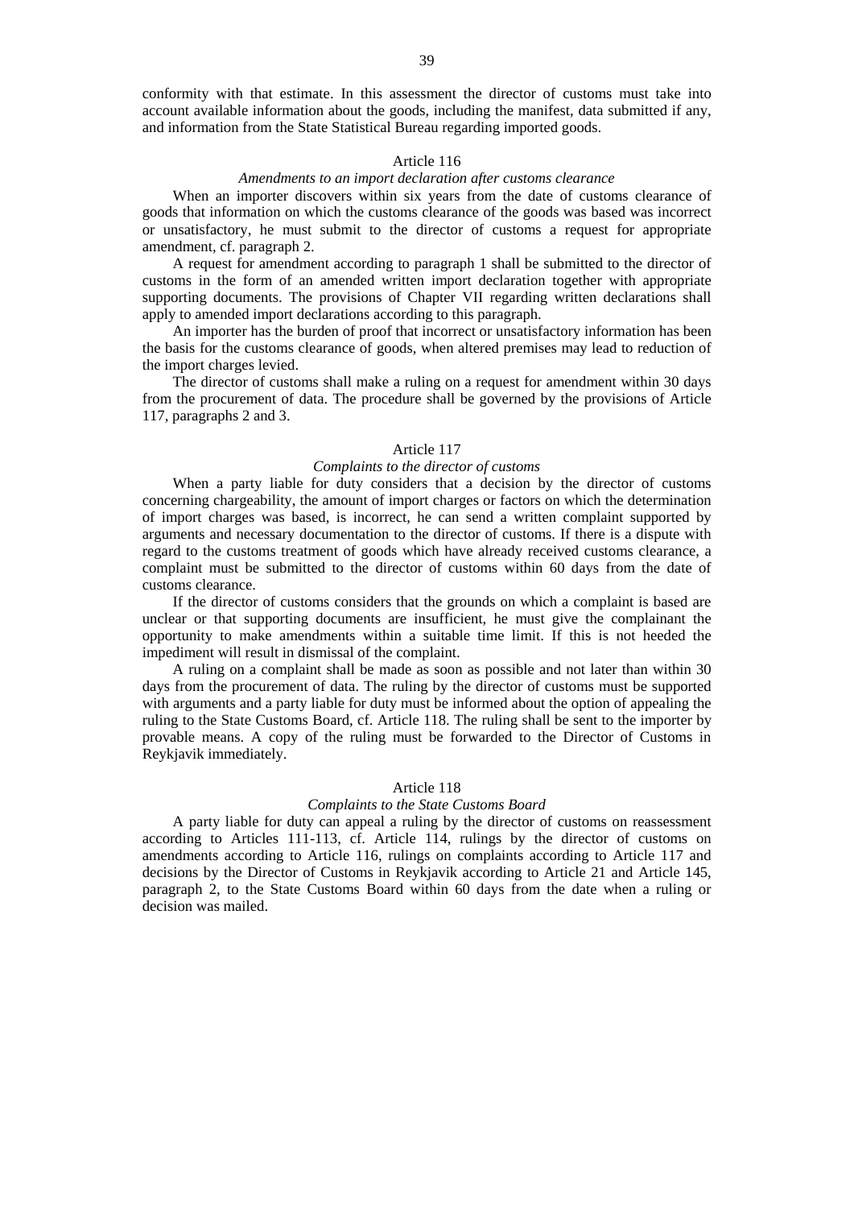conformity with that estimate. In this assessment the director of customs must take into account available information about the goods, including the manifest, data submitted if any, and information from the State Statistical Bureau regarding imported goods.

### Article 116

*Amendments to an import declaration after customs clearance*

When an importer discovers within six years from the date of customs clearance of goods that information on which the customs clearance of the goods was based was incorrect or unsatisfactory, he must submit to the director of customs a request for appropriate amendment, cf. paragraph 2.

A request for amendment according to paragraph 1 shall be submitted to the director of customs in the form of an amended written import declaration together with appropriate supporting documents. The provisions of Chapter VII regarding written declarations shall apply to amended import declarations according to this paragraph.

An importer has the burden of proof that incorrect or unsatisfactory information has been the basis for the customs clearance of goods, when altered premises may lead to reduction of the import charges levied.

The director of customs shall make a ruling on a request for amendment within 30 days from the procurement of data. The procedure shall be governed by the provisions of Article 117, paragraphs 2 and 3.

### Article 117

*Complaints to the director of customs*

When a party liable for duty considers that a decision by the director of customs concerning chargeability, the amount of import charges or factors on which the determination of import charges was based, is incorrect, he can send a written complaint supported by arguments and necessary documentation to the director of customs. If there is a dispute with regard to the customs treatment of goods which have already received customs clearance, a complaint must be submitted to the director of customs within 60 days from the date of customs clearance.

If the director of customs considers that the grounds on which a complaint is based are unclear or that supporting documents are insufficient, he must give the complainant the opportunity to make amendments within a suitable time limit. If this is not heeded the impediment will result in dismissal of the complaint.

A ruling on a complaint shall be made as soon as possible and not later than within 30 days from the procurement of data. The ruling by the director of customs must be supported with arguments and a party liable for duty must be informed about the option of appealing the ruling to the State Customs Board, cf. Article 118. The ruling shall be sent to the importer by provable means. A copy of the ruling must be forwarded to the Director of Customs in Reykjavik immediately.

### Article 118

*Complaints to the State Customs Board*

A party liable for duty can appeal a ruling by the director of customs on reassessment according to Articles 111-113, cf. Article 114, rulings by the director of customs on amendments according to Article 116, rulings on complaints according to Article 117 and decisions by the Director of Customs in Reykjavik according to Article 21 and Article 145, paragraph 2, to the State Customs Board within 60 days from the date when a ruling or decision was mailed.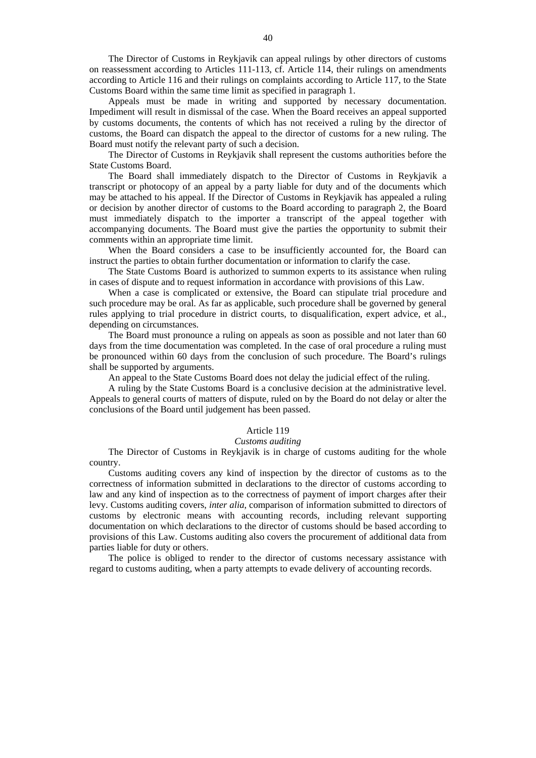The Director of Customs in Reykjavik can appeal rulings by other directors of customs on reassessment according to Articles 111-113, cf. Article 114, their rulings on amendments according to Article 116 and their rulings on complaints according to Article 117, to the State Customs Board within the same time limit as specified in paragraph 1.

Appeals must be made in writing and supported by necessary documentation. Impediment will result in dismissal of the case. When the Board receives an appeal supported by customs documents, the contents of which has not received a ruling by the director of customs, the Board can dispatch the appeal to the director of customs for a new ruling. The Board must notify the relevant party of such a decision.

The Director of Customs in Reykjavik shall represent the customs authorities before the State Customs Board.

The Board shall immediately dispatch to the Director of Customs in Reykjavik a transcript or photocopy of an appeal by a party liable for duty and of the documents which may be attached to his appeal. If the Director of Customs in Reykjavik has appealed a ruling or decision by another director of customs to the Board according to paragraph 2, the Board must immediately dispatch to the importer a transcript of the appeal together with accompanying documents. The Board must give the parties the opportunity to submit their comments within an appropriate time limit.

When the Board considers a case to be insufficiently accounted for, the Board can instruct the parties to obtain further documentation or information to clarify the case.

The State Customs Board is authorized to summon experts to its assistance when ruling in cases of dispute and to request information in accordance with provisions of this Law.

When a case is complicated or extensive, the Board can stipulate trial procedure and such procedure may be oral. As far as applicable, such procedure shall be governed by general rules applying to trial procedure in district courts, to disqualification, expert advice, et al., depending on circumstances.

The Board must pronounce a ruling on appeals as soon as possible and not later than 60 days from the time documentation was completed. In the case of oral procedure a ruling must be pronounced within 60 days from the conclusion of such procedure. The Board's rulings shall be supported by arguments.

An appeal to the State Customs Board does not delay the judicial effect of the ruling.

A ruling by the State Customs Board is a conclusive decision at the administrative level. Appeals to general courts of matters of dispute, ruled on by the Board do not delay or alter the conclusions of the Board until judgement has been passed.

### Article 119
*Customs auditing*

The Director of Customs in Reykjavik is in charge of customs auditing for the whole country.

Customs auditing covers any kind of inspection by the director of customs as to the correctness of information submitted in declarations to the director of customs according to law and any kind of inspection as to the correctness of payment of import charges after their levy. Customs auditing covers, *inter alia*, comparison of information submitted to directors of customs by electronic means with accounting records, including relevant supporting documentation on which declarations to the director of customs should be based according to provisions of this Law. Customs auditing also covers the procurement of additional data from parties liable for duty or others.

The police is obliged to render to the director of customs necessary assistance with regard to customs auditing, when a party attempts to evade delivery of accounting records.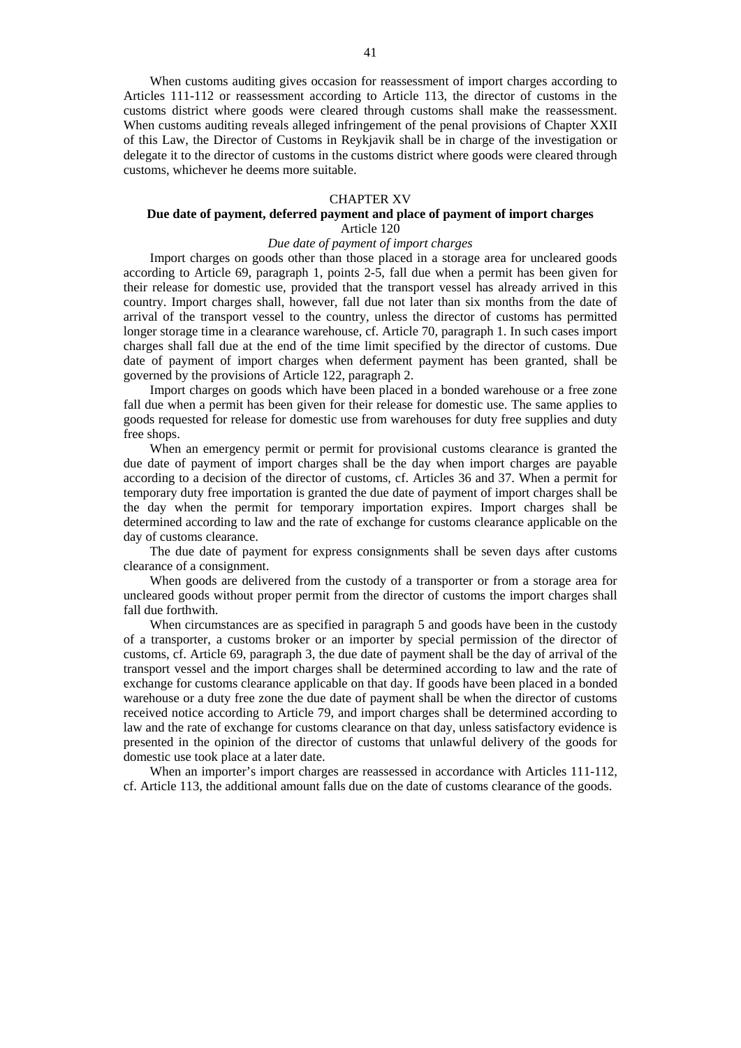When customs auditing gives occasion for reassessment of import charges according to Articles 111-112 or reassessment according to Article 113, the director of customs in the customs district where goods were cleared through customs shall make the reassessment. When customs auditing reveals alleged infringement of the penal provisions of Chapter XXII of this Law, the Director of Customs in Reykjavik shall be in charge of the investigation or delegate it to the director of customs in the customs district where goods were cleared through customs, whichever he deems more suitable.

## CHAPTER XV
## Due date of payment, deferred payment and place of payment of import charges

### Article 120

*Due date of payment of import charges*

Import charges on goods other than those placed in a storage area for uncleared goods according to Article 69, paragraph 1, points 2-5, fall due when a permit has been given for their release for domestic use, provided that the transport vessel has already arrived in this country. Import charges shall, however, fall due not later than six months from the date of arrival of the transport vessel to the country, unless the director of customs has permitted longer storage time in a clearance warehouse, cf. Article 70, paragraph 1. In such cases import charges shall fall due at the end of the time limit specified by the director of customs. Due date of payment of import charges when deferment payment has been granted, shall be governed by the provisions of Article 122, paragraph 2.

Import charges on goods which have been placed in a bonded warehouse or a free zone fall due when a permit has been given for their release for domestic use. The same applies to goods requested for release for domestic use from warehouses for duty free supplies and duty free shops.

When an emergency permit or permit for provisional customs clearance is granted the due date of payment of import charges shall be the day when import charges are payable according to a decision of the director of customs, cf. Articles 36 and 37. When a permit for temporary duty free importation is granted the due date of payment of import charges shall be the day when the permit for temporary importation expires. Import charges shall be determined according to law and the rate of exchange for customs clearance applicable on the day of customs clearance.

The due date of payment for express consignments shall be seven days after customs clearance of a consignment.

When goods are delivered from the custody of a transporter or from a storage area for uncleared goods without proper permit from the director of customs the import charges shall fall due forthwith.

When circumstances are as specified in paragraph 5 and goods have been in the custody of a transporter, a customs broker or an importer by special permission of the director of customs, cf. Article 69, paragraph 3, the due date of payment shall be the day of arrival of the transport vessel and the import charges shall be determined according to law and the rate of exchange for customs clearance applicable on that day. If goods have been placed in a bonded warehouse or a duty free zone the due date of payment shall be when the director of customs received notice according to Article 79, and import charges shall be determined according to law and the rate of exchange for customs clearance on that day, unless satisfactory evidence is presented in the opinion of the director of customs that unlawful delivery of the goods for domestic use took place at a later date.

When an importer's import charges are reassessed in accordance with Articles 111-112, cf. Article 113, the additional amount falls due on the date of customs clearance of the goods.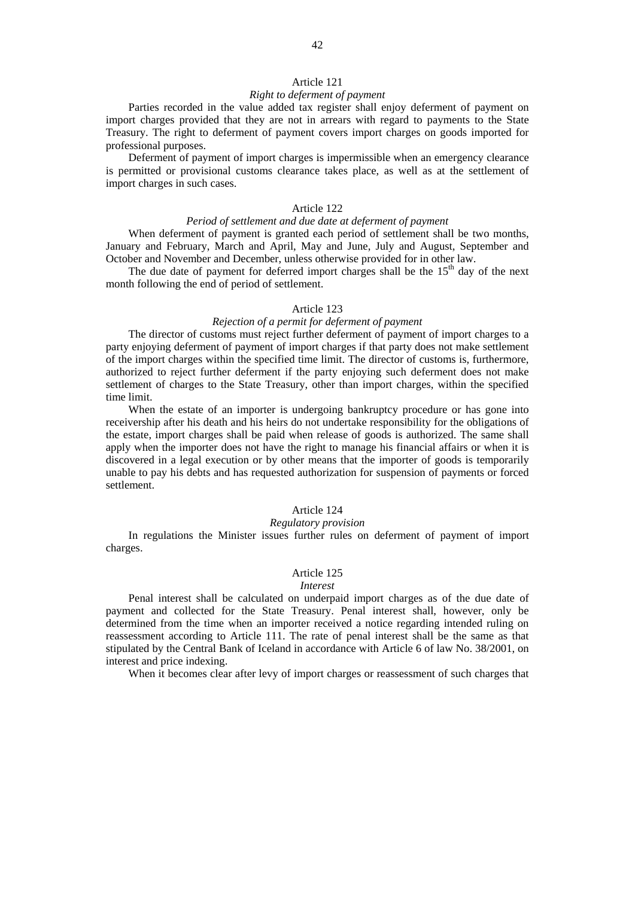Article 121

*Right to deferment of payment*

Parties recorded in the value added tax register shall enjoy deferment of payment on import charges provided that they are not in arrears with regard to payments to the State Treasury. The right to deferment of payment covers import charges on goods imported for professional purposes.

Deferment of payment of import charges is impermissible when an emergency clearance is permitted or provisional customs clearance takes place, as well as at the settlement of import charges in such cases.

Article 122

*Period of settlement and due date at deferment of payment*

When deferment of payment is granted each period of settlement shall be two months, January and February, March and April, May and June, July and August, September and October and November and December, unless otherwise provided for in other law.

The due date of payment for deferred import charges shall be the 15th day of the next month following the end of period of settlement.

Article 123

*Rejection of a permit for deferment of payment*

The director of customs must reject further deferment of payment of import charges to a party enjoying deferment of payment of import charges if that party does not make settlement of the import charges within the specified time limit. The director of customs is, furthermore, authorized to reject further deferment if the party enjoying such deferment does not make settlement of charges to the State Treasury, other than import charges, within the specified time limit.

When the estate of an importer is undergoing bankruptcy procedure or has gone into receivership after his death and his heirs do not undertake responsibility for the obligations of the estate, import charges shall be paid when release of goods is authorized. The same shall apply when the importer does not have the right to manage his financial affairs or when it is discovered in a legal execution or by other means that the importer of goods is temporarily unable to pay his debts and has requested authorization for suspension of payments or forced settlement.

Article 124

*Regulatory provision*

In regulations the Minister issues further rules on deferment of payment of import charges.

Article 125

*Interest*

Penal interest shall be calculated on underpaid import charges as of the due date of payment and collected for the State Treasury. Penal interest shall, however, only be determined from the time when an importer received a notice regarding intended ruling on reassessment according to Article 111. The rate of penal interest shall be the same as that stipulated by the Central Bank of Iceland in accordance with Article 6 of law No. 38/2001, on interest and price indexing.

When it becomes clear after levy of import charges or reassessment of such charges that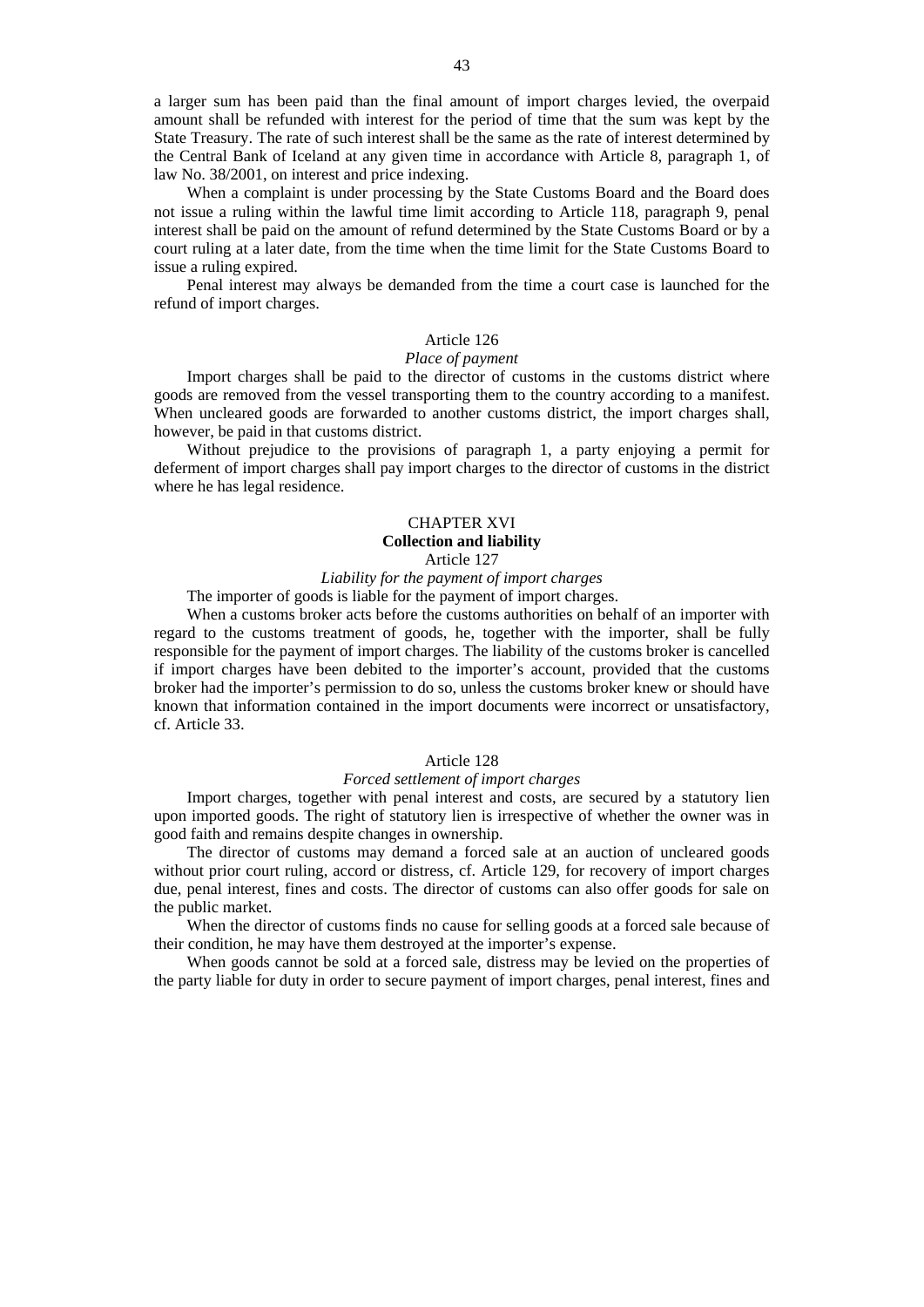a larger sum has been paid than the final amount of import charges levied, the overpaid amount shall be refunded with interest for the period of time that the sum was kept by the State Treasury. The rate of such interest shall be the same as the rate of interest determined by the Central Bank of Iceland at any given time in accordance with Article 8, paragraph 1, of law No. 38/2001, on interest and price indexing.

When a complaint is under processing by the State Customs Board and the Board does not issue a ruling within the lawful time limit according to Article 118, paragraph 9, penal interest shall be paid on the amount of refund determined by the State Customs Board or by a court ruling at a later date, from the time when the time limit for the State Customs Board to issue a ruling expired.

Penal interest may always be demanded from the time a court case is launched for the refund of import charges.

Article 126

*Place of payment*

Import charges shall be paid to the director of customs in the customs district where goods are removed from the vessel transporting them to the country according to a manifest. When uncleared goods are forwarded to another customs district, the import charges shall, however, be paid in that customs district.

Without prejudice to the provisions of paragraph 1, a party enjoying a permit for deferment of import charges shall pay import charges to the director of customs in the district where he has legal residence.

## CHAPTER XVI
## Collection and liability

Article 127

*Liability for the payment of import charges*

The importer of goods is liable for the payment of import charges.

When a customs broker acts before the customs authorities on behalf of an importer with regard to the customs treatment of goods, he, together with the importer, shall be fully responsible for the payment of import charges. The liability of the customs broker is cancelled if import charges have been debited to the importer's account, provided that the customs broker had the importer's permission to do so, unless the customs broker knew or should have known that information contained in the import documents were incorrect or unsatisfactory, cf. Article 33.

Article 128

*Forced settlement of import charges*

Import charges, together with penal interest and costs, are secured by a statutory lien upon imported goods. The right of statutory lien is irrespective of whether the owner was in good faith and remains despite changes in ownership.

The director of customs may demand a forced sale at an auction of uncleared goods without prior court ruling, accord or distress, cf. Article 129, for recovery of import charges due, penal interest, fines and costs. The director of customs can also offer goods for sale on the public market.

When the director of customs finds no cause for selling goods at a forced sale because of their condition, he may have them destroyed at the importer's expense.

When goods cannot be sold at a forced sale, distress may be levied on the properties of the party liable for duty in order to secure payment of import charges, penal interest, fines and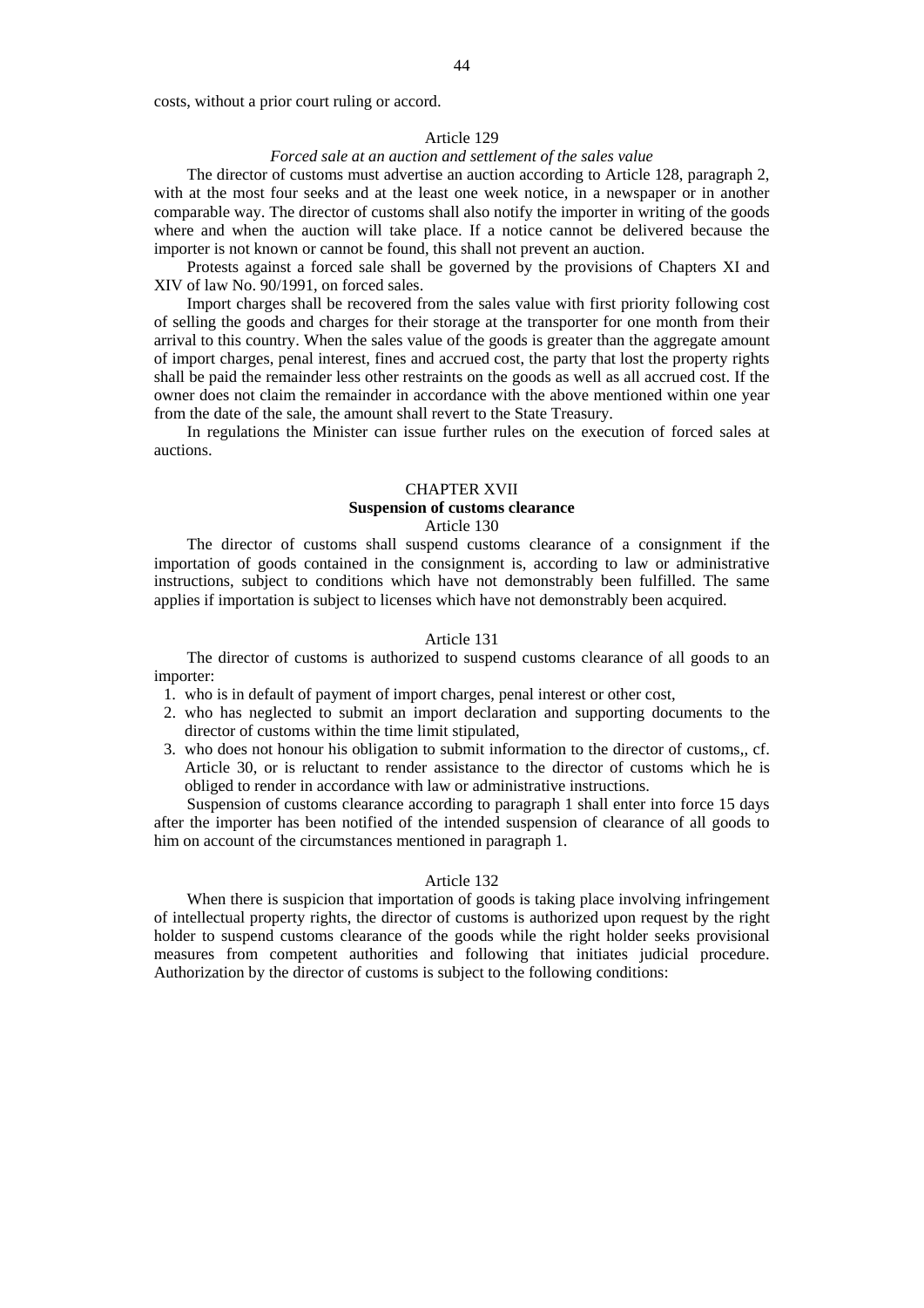costs, without a prior court ruling or accord.

### Article 129

*Forced sale at an auction and settlement of the sales value*

The director of customs must advertise an auction according to Article 128, paragraph 2, with at the most four seeks and at the least one week notice, in a newspaper or in another comparable way. The director of customs shall also notify the importer in writing of the goods where and when the auction will take place. If a notice cannot be delivered because the importer is not known or cannot be found, this shall not prevent an auction.

Protests against a forced sale shall be governed by the provisions of Chapters XI and XIV of law No. 90/1991, on forced sales.

Import charges shall be recovered from the sales value with first priority following cost of selling the goods and charges for their storage at the transporter for one month from their arrival to this country. When the sales value of the goods is greater than the aggregate amount of import charges, penal interest, fines and accrued cost, the party that lost the property rights shall be paid the remainder less other restraints on the goods as well as all accrued cost. If the owner does not claim the remainder in accordance with the above mentioned within one year from the date of the sale, the amount shall revert to the State Treasury.

In regulations the Minister can issue further rules on the execution of forced sales at auctions.

## CHAPTER XVII

## Suspension of customs clearance

### Article 130

The director of customs shall suspend customs clearance of a consignment if the importation of goods contained in the consignment is, according to law or administrative instructions, subject to conditions which have not demonstrably been fulfilled. The same applies if importation is subject to licenses which have not demonstrably been acquired.

### Article 131

The director of customs is authorized to suspend customs clearance of all goods to an importer:

1. who is in default of payment of import charges, penal interest or other cost,
2. who has neglected to submit an import declaration and supporting documents to the director of customs within the time limit stipulated,
3. who does not honour his obligation to submit information to the director of customs,, cf. Article 30, or is reluctant to render assistance to the director of customs which he is obliged to render in accordance with law or administrative instructions.

Suspension of customs clearance according to paragraph 1 shall enter into force 15 days after the importer has been notified of the intended suspension of clearance of all goods to him on account of the circumstances mentioned in paragraph 1.

### Article 132

When there is suspicion that importation of goods is taking place involving infringement of intellectual property rights, the director of customs is authorized upon request by the right holder to suspend customs clearance of the goods while the right holder seeks provisional measures from competent authorities and following that initiates judicial procedure. Authorization by the director of customs is subject to the following conditions: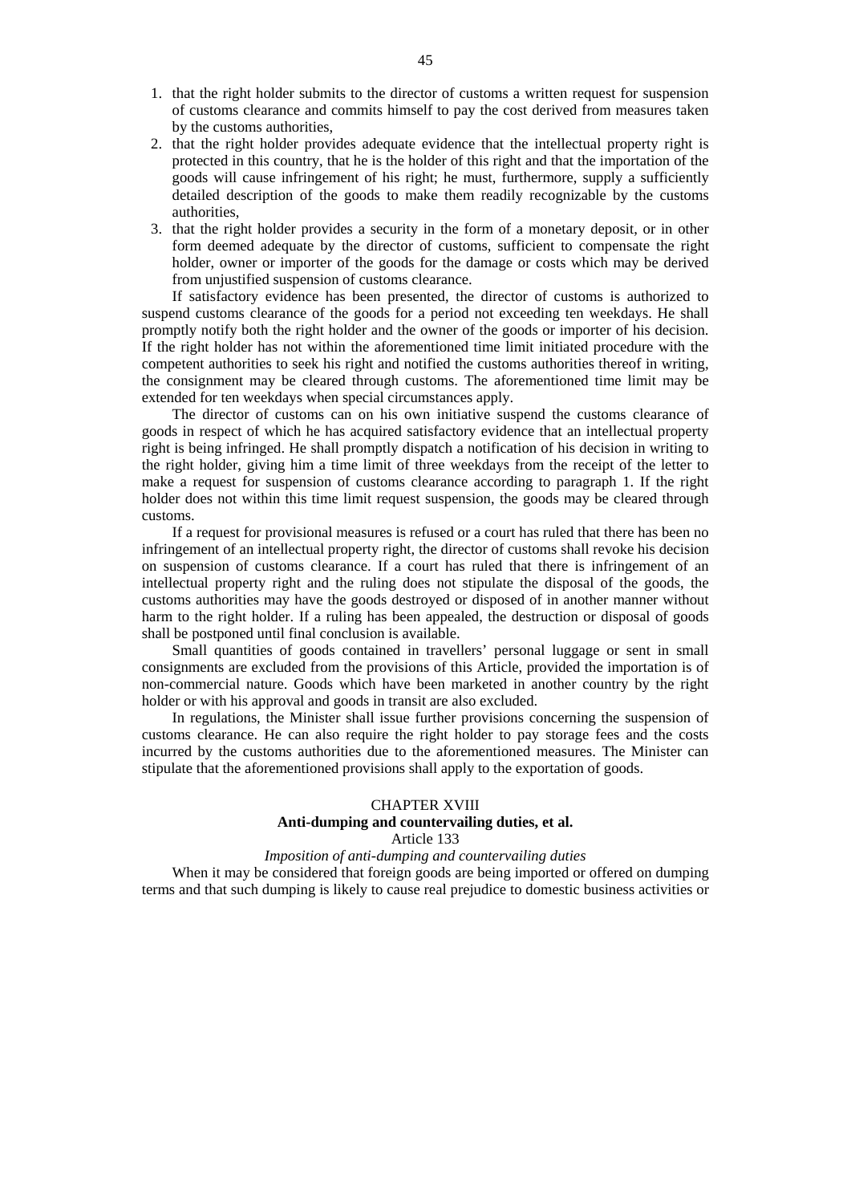1. that the right holder submits to the director of customs a written request for suspension of customs clearance and commits himself to pay the cost derived from measures taken by the customs authorities,
2. that the right holder provides adequate evidence that the intellectual property right is protected in this country, that he is the holder of this right and that the importation of the goods will cause infringement of his right; he must, furthermore, supply a sufficiently detailed description of the goods to make them readily recognizable by the customs authorities,
3. that the right holder provides a security in the form of a monetary deposit, or in other form deemed adequate by the director of customs, sufficient to compensate the right holder, owner or importer of the goods for the damage or costs which may be derived from unjustified suspension of customs clearance.

If satisfactory evidence has been presented, the director of customs is authorized to suspend customs clearance of the goods for a period not exceeding ten weekdays. He shall promptly notify both the right holder and the owner of the goods or importer of his decision. If the right holder has not within the aforementioned time limit initiated procedure with the competent authorities to seek his right and notified the customs authorities thereof in writing, the consignment may be cleared through customs. The aforementioned time limit may be extended for ten weekdays when special circumstances apply.

The director of customs can on his own initiative suspend the customs clearance of goods in respect of which he has acquired satisfactory evidence that an intellectual property right is being infringed. He shall promptly dispatch a notification of his decision in writing to the right holder, giving him a time limit of three weekdays from the receipt of the letter to make a request for suspension of customs clearance according to paragraph 1. If the right holder does not within this time limit request suspension, the goods may be cleared through customs.

If a request for provisional measures is refused or a court has ruled that there has been no infringement of an intellectual property right, the director of customs shall revoke his decision on suspension of customs clearance. If a court has ruled that there is infringement of an intellectual property right and the ruling does not stipulate the disposal of the goods, the customs authorities may have the goods destroyed or disposed of in another manner without harm to the right holder. If a ruling has been appealed, the destruction or disposal of goods shall be postponed until final conclusion is available.

Small quantities of goods contained in travellers' personal luggage or sent in small consignments are excluded from the provisions of this Article, provided the importation is of non-commercial nature. Goods which have been marketed in another country by the right holder or with his approval and goods in transit are also excluded.

In regulations, the Minister shall issue further provisions concerning the suspension of customs clearance. He can also require the right holder to pay storage fees and the costs incurred by the customs authorities due to the aforementioned measures. The Minister can stipulate that the aforementioned provisions shall apply to the exportation of goods.

## CHAPTER XVIII
## Anti-dumping and countervailing duties, et al.

### Article 133
*Imposition of anti-dumping and countervailing duties*

When it may be considered that foreign goods are being imported or offered on dumping terms and that such dumping is likely to cause real prejudice to domestic business activities or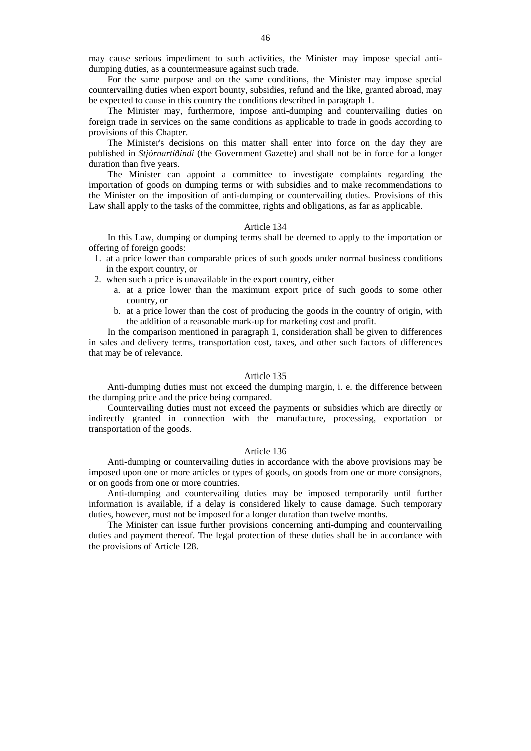may cause serious impediment to such activities, the Minister may impose special anti-dumping duties, as a countermeasure against such trade.

For the same purpose and on the same conditions, the Minister may impose special countervailing duties when export bounty, subsidies, refund and the like, granted abroad, may be expected to cause in this country the conditions described in paragraph 1.

The Minister may, furthermore, impose anti-dumping and countervailing duties on foreign trade in services on the same conditions as applicable to trade in goods according to provisions of this Chapter.

The Minister's decisions on this matter shall enter into force on the day they are published in *Stjórnartíðindi* (the Government Gazette) and shall not be in force for a longer duration than five years.

The Minister can appoint a committee to investigate complaints regarding the importation of goods on dumping terms or with subsidies and to make recommendations to the Minister on the imposition of anti-dumping or countervailing duties. Provisions of this Law shall apply to the tasks of the committee, rights and obligations, as far as applicable.

### Article 134

In this Law, dumping or dumping terms shall be deemed to apply to the importation or offering of foreign goods:

1. at a price lower than comparable prices of such goods under normal business conditions in the export country, or
2. when such a price is unavailable in the export country, either
   a. at a price lower than the maximum export price of such goods to some other country, or
   b. at a price lower than the cost of producing the goods in the country of origin, with the addition of a reasonable mark-up for marketing cost and profit.

In the comparison mentioned in paragraph 1, consideration shall be given to differences in sales and delivery terms, transportation cost, taxes, and other such factors of differences that may be of relevance.

### Article 135

Anti-dumping duties must not exceed the dumping margin, i. e. the difference between the dumping price and the price being compared.

Countervailing duties must not exceed the payments or subsidies which are directly or indirectly granted in connection with the manufacture, processing, exportation or transportation of the goods.

### Article 136

Anti-dumping or countervailing duties in accordance with the above provisions may be imposed upon one or more articles or types of goods, on goods from one or more consignors, or on goods from one or more countries.

Anti-dumping and countervailing duties may be imposed temporarily until further information is available, if a delay is considered likely to cause damage. Such temporary duties, however, must not be imposed for a longer duration than twelve months.

The Minister can issue further provisions concerning anti-dumping and countervailing duties and payment thereof. The legal protection of these duties shall be in accordance with the provisions of Article 128.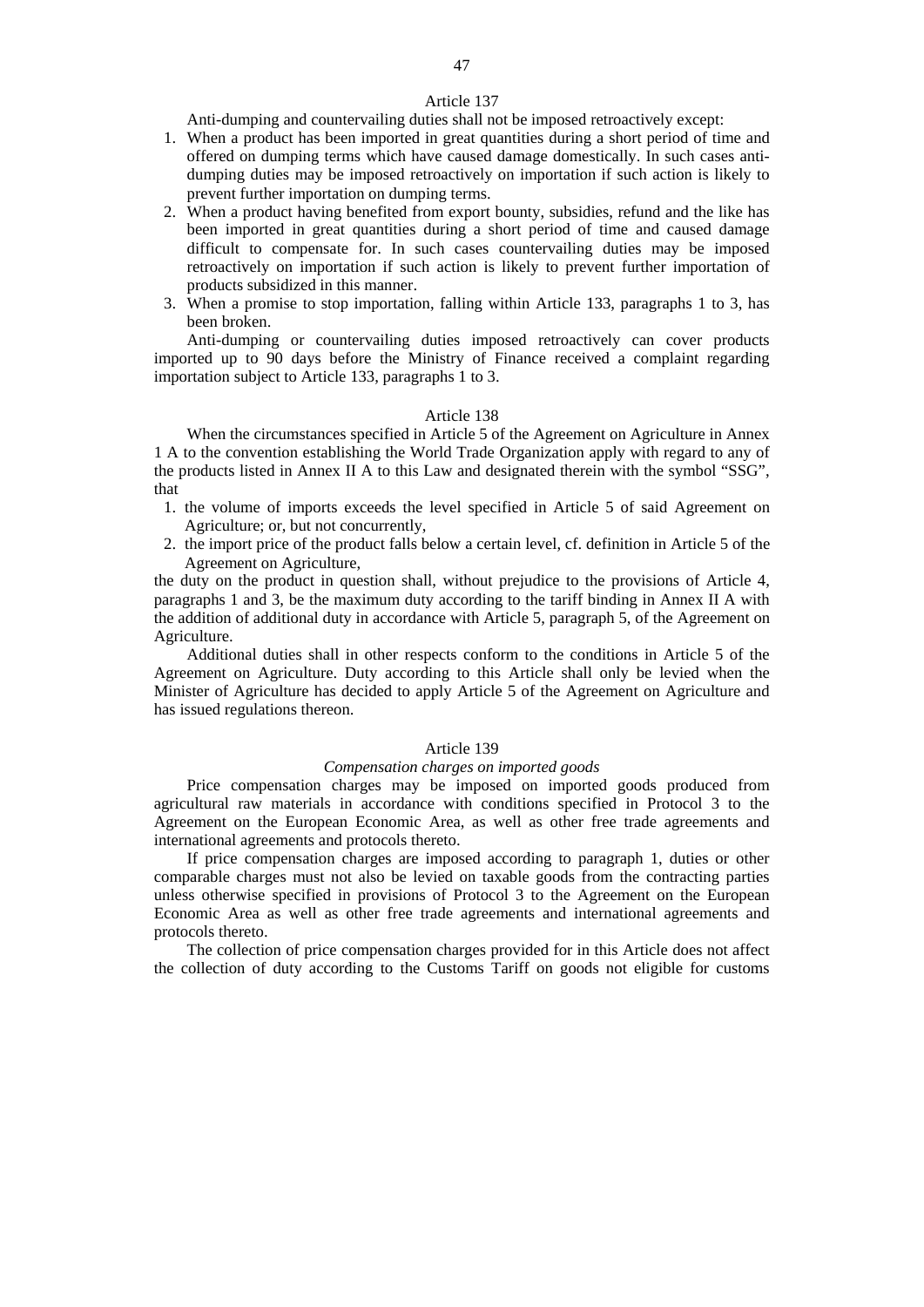### Article 137

Anti-dumping and countervailing duties shall not be imposed retroactively except:

1. When a product has been imported in great quantities during a short period of time and offered on dumping terms which have caused damage domestically. In such cases anti-dumping duties may be imposed retroactively on importation if such action is likely to prevent further importation on dumping terms.
2. When a product having benefited from export bounty, subsidies, refund and the like has been imported in great quantities during a short period of time and caused damage difficult to compensate for. In such cases countervailing duties may be imposed retroactively on importation if such action is likely to prevent further importation of products subsidized in this manner.
3. When a promise to stop importation, falling within Article 133, paragraphs 1 to 3, has been broken.

Anti-dumping or countervailing duties imposed retroactively can cover products imported up to 90 days before the Ministry of Finance received a complaint regarding importation subject to Article 133, paragraphs 1 to 3.

### Article 138

When the circumstances specified in Article 5 of the Agreement on Agriculture in Annex 1 A to the convention establishing the World Trade Organization apply with regard to any of the products listed in Annex II A to this Law and designated therein with the symbol "SSG", that

1. the volume of imports exceeds the level specified in Article 5 of said Agreement on Agriculture; or, but not concurrently,
2. the import price of the product falls below a certain level, cf. definition in Article 5 of the Agreement on Agriculture,

the duty on the product in question shall, without prejudice to the provisions of Article 4, paragraphs 1 and 3, be the maximum duty according to the tariff binding in Annex II A with the addition of additional duty in accordance with Article 5, paragraph 5, of the Agreement on Agriculture.

Additional duties shall in other respects conform to the conditions in Article 5 of the Agreement on Agriculture. Duty according to this Article shall only be levied when the Minister of Agriculture has decided to apply Article 5 of the Agreement on Agriculture and has issued regulations thereon.

### Article 139

*Compensation charges on imported goods*

Price compensation charges may be imposed on imported goods produced from agricultural raw materials in accordance with conditions specified in Protocol 3 to the Agreement on the European Economic Area, as well as other free trade agreements and international agreements and protocols thereto.

If price compensation charges are imposed according to paragraph 1, duties or other comparable charges must not also be levied on taxable goods from the contracting parties unless otherwise specified in provisions of Protocol 3 to the Agreement on the European Economic Area as well as other free trade agreements and international agreements and protocols thereto.

The collection of price compensation charges provided for in this Article does not affect the collection of duty according to the Customs Tariff on goods not eligible for customs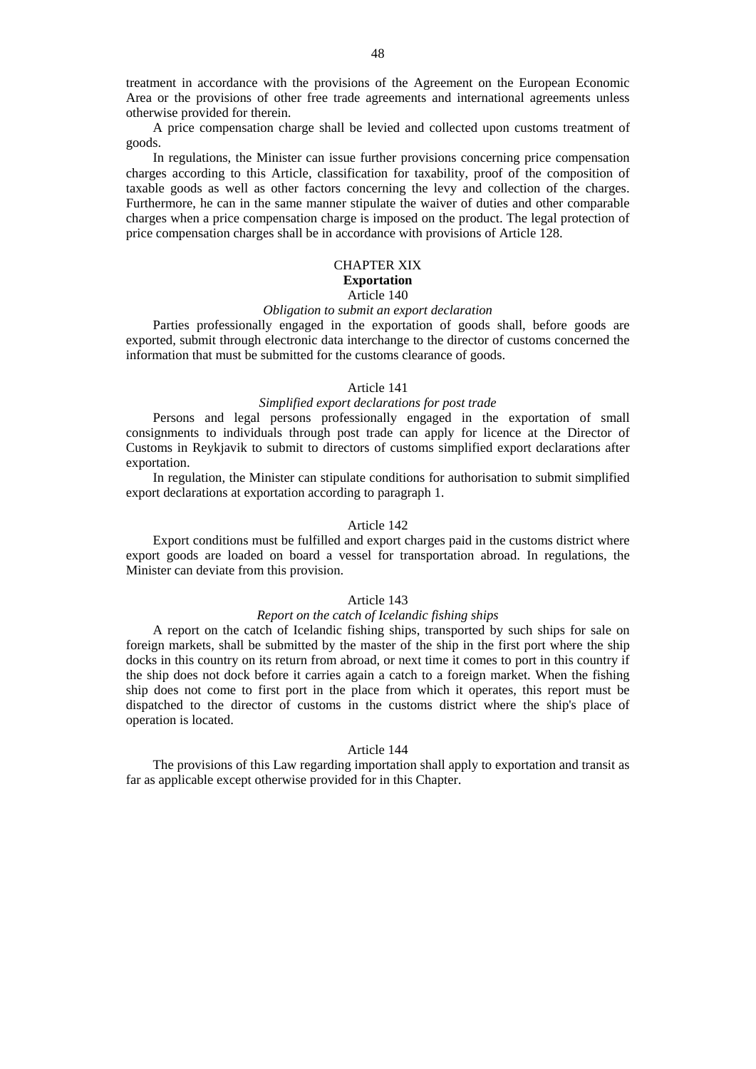treatment in accordance with the provisions of the Agreement on the European Economic Area or the provisions of other free trade agreements and international agreements unless otherwise provided for therein.

A price compensation charge shall be levied and collected upon customs treatment of goods.

In regulations, the Minister can issue further provisions concerning price compensation charges according to this Article, classification for taxability, proof of the composition of taxable goods as well as other factors concerning the levy and collection of the charges. Furthermore, he can in the same manner stipulate the waiver of duties and other comparable charges when a price compensation charge is imposed on the product. The legal protection of price compensation charges shall be in accordance with provisions of Article 128.

## CHAPTER XIX
## **Exportation**

### Article 140

*Obligation to submit an export declaration*

Parties professionally engaged in the exportation of goods shall, before goods are exported, submit through electronic data interchange to the director of customs concerned the information that must be submitted for the customs clearance of goods.

### Article 141

*Simplified export declarations for post trade*

Persons and legal persons professionally engaged in the exportation of small consignments to individuals through post trade can apply for licence at the Director of Customs in Reykjavik to submit to directors of customs simplified export declarations after exportation.

In regulation, the Minister can stipulate conditions for authorisation to submit simplified export declarations at exportation according to paragraph 1.

### Article 142

Export conditions must be fulfilled and export charges paid in the customs district where export goods are loaded on board a vessel for transportation abroad. In regulations, the Minister can deviate from this provision.

### Article 143

*Report on the catch of Icelandic fishing ships*

A report on the catch of Icelandic fishing ships, transported by such ships for sale on foreign markets, shall be submitted by the master of the ship in the first port where the ship docks in this country on its return from abroad, or next time it comes to port in this country if the ship does not dock before it carries again a catch to a foreign market. When the fishing ship does not come to first port in the place from which it operates, this report must be dispatched to the director of customs in the customs district where the ship's place of operation is located.

### Article 144

The provisions of this Law regarding importation shall apply to exportation and transit as far as applicable except otherwise provided for in this Chapter.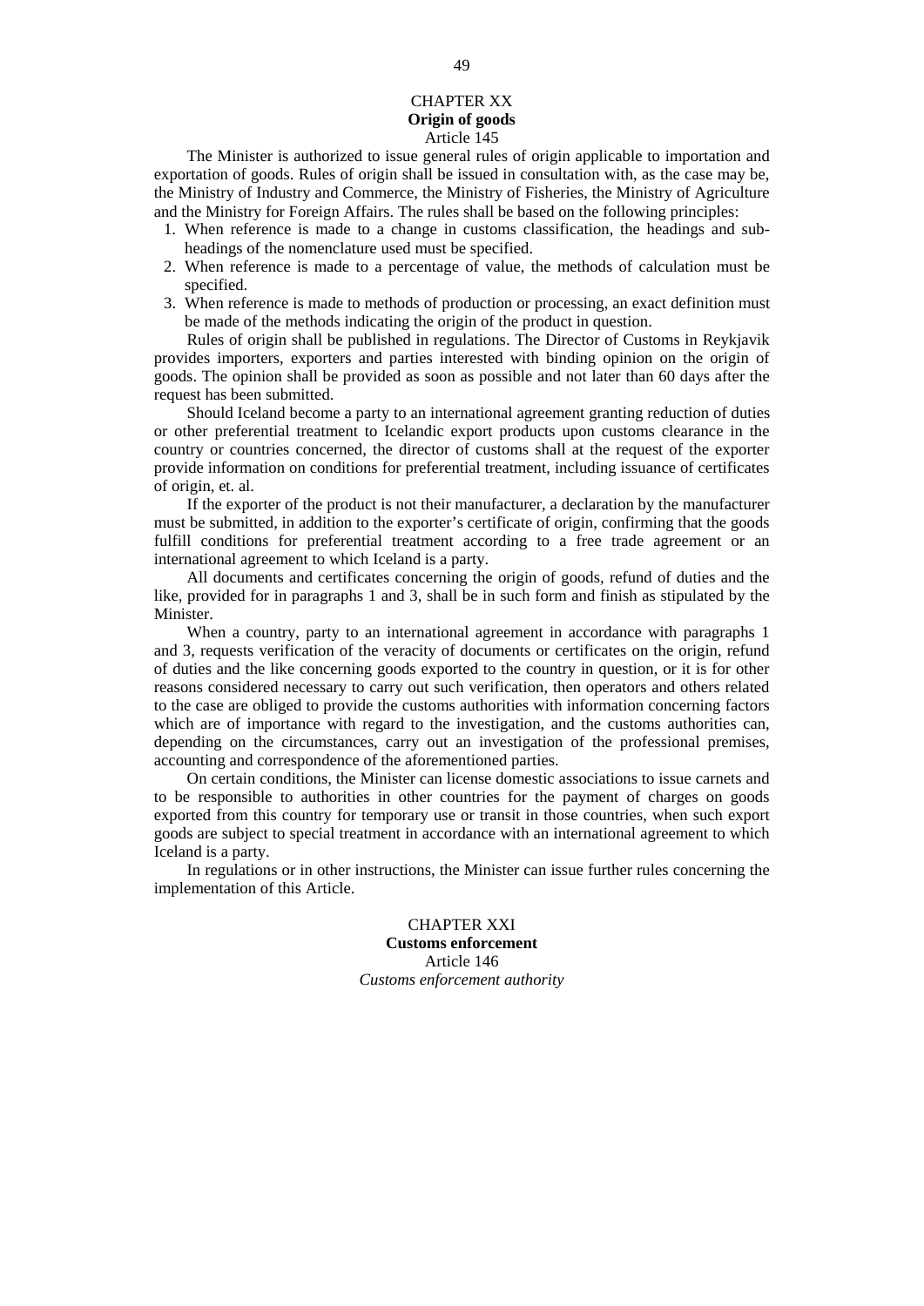## CHAPTER XX
## Origin of goods
### Article 145

The Minister is authorized to issue general rules of origin applicable to importation and exportation of goods. Rules of origin shall be issued in consultation with, as the case may be, the Ministry of Industry and Commerce, the Ministry of Fisheries, the Ministry of Agriculture and the Ministry for Foreign Affairs. The rules shall be based on the following principles:

1. When reference is made to a change in customs classification, the headings and sub-headings of the nomenclature used must be specified.
2. When reference is made to a percentage of value, the methods of calculation must be specified.
3. When reference is made to methods of production or processing, an exact definition must be made of the methods indicating the origin of the product in question.

Rules of origin shall be published in regulations. The Director of Customs in Reykjavik provides importers, exporters and parties interested with binding opinion on the origin of goods. The opinion shall be provided as soon as possible and not later than 60 days after the request has been submitted.

Should Iceland become a party to an international agreement granting reduction of duties or other preferential treatment to Icelandic export products upon customs clearance in the country or countries concerned, the director of customs shall at the request of the exporter provide information on conditions for preferential treatment, including issuance of certificates of origin, et. al.

If the exporter of the product is not their manufacturer, a declaration by the manufacturer must be submitted, in addition to the exporter's certificate of origin, confirming that the goods fulfill conditions for preferential treatment according to a free trade agreement or an international agreement to which Iceland is a party.

All documents and certificates concerning the origin of goods, refund of duties and the like, provided for in paragraphs 1 and 3, shall be in such form and finish as stipulated by the Minister.

When a country, party to an international agreement in accordance with paragraphs 1 and 3, requests verification of the veracity of documents or certificates on the origin, refund of duties and the like concerning goods exported to the country in question, or it is for other reasons considered necessary to carry out such verification, then operators and others related to the case are obliged to provide the customs authorities with information concerning factors which are of importance with regard to the investigation, and the customs authorities can, depending on the circumstances, carry out an investigation of the professional premises, accounting and correspondence of the aforementioned parties.

On certain conditions, the Minister can license domestic associations to issue carnets and to be responsible to authorities in other countries for the payment of charges on goods exported from this country for temporary use or transit in those countries, when such export goods are subject to special treatment in accordance with an international agreement to which Iceland is a party.

In regulations or in other instructions, the Minister can issue further rules concerning the implementation of this Article.

## CHAPTER XXI
## Customs enforcement
### Article 146
*Customs enforcement authority*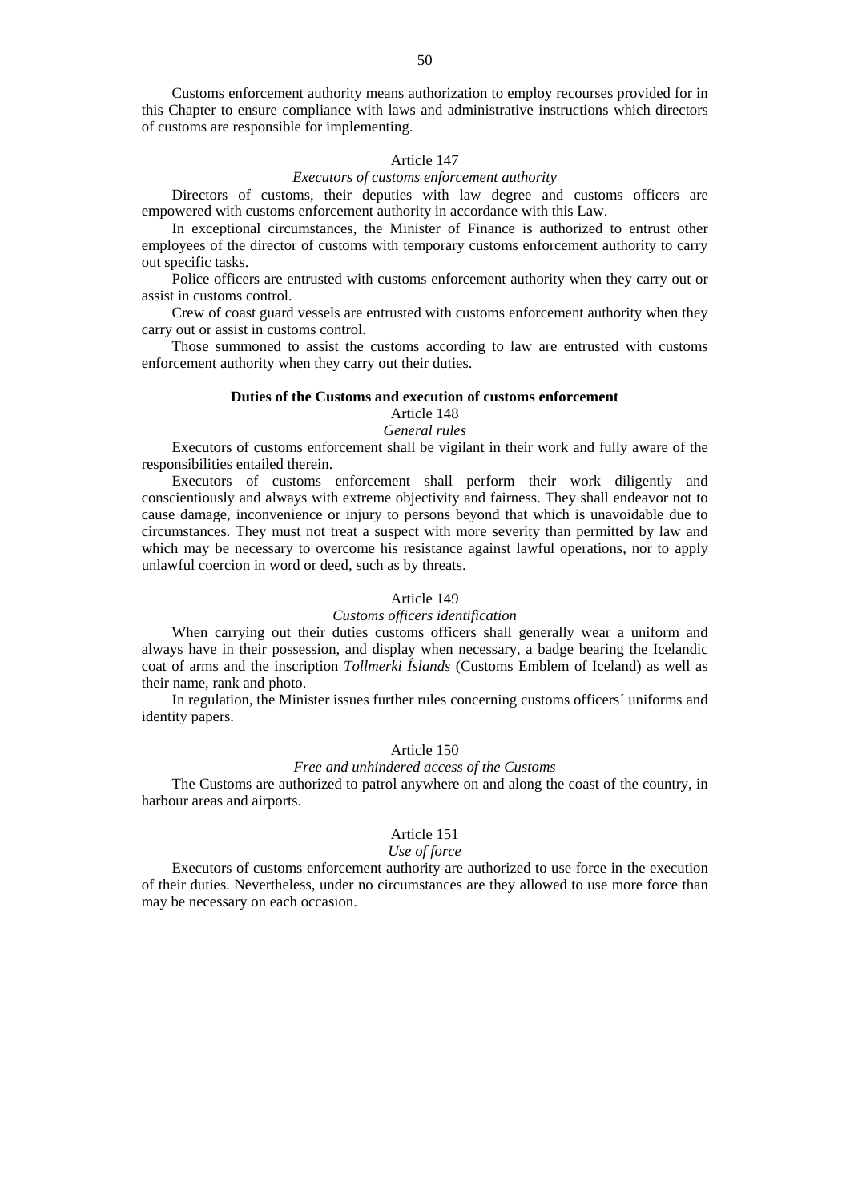Customs enforcement authority means authorization to employ recourses provided for in this Chapter to ensure compliance with laws and administrative instructions which directors of customs are responsible for implementing.

Article 147

*Executors of customs enforcement authority*

Directors of customs, their deputies with law degree and customs officers are empowered with customs enforcement authority in accordance with this Law.

In exceptional circumstances, the Minister of Finance is authorized to entrust other employees of the director of customs with temporary customs enforcement authority to carry out specific tasks.

Police officers are entrusted with customs enforcement authority when they carry out or assist in customs control.

Crew of coast guard vessels are entrusted with customs enforcement authority when they carry out or assist in customs control.

Those summoned to assist the customs according to law are entrusted with customs enforcement authority when they carry out their duties.

**Duties of the Customs and execution of customs enforcement**

Article 148

*General rules*

Executors of customs enforcement shall be vigilant in their work and fully aware of the responsibilities entailed therein.

Executors of customs enforcement shall perform their work diligently and conscientiously and always with extreme objectivity and fairness. They shall endeavor not to cause damage, inconvenience or injury to persons beyond that which is unavoidable due to circumstances. They must not treat a suspect with more severity than permitted by law and which may be necessary to overcome his resistance against lawful operations, nor to apply unlawful coercion in word or deed, such as by threats.

Article 149

*Customs officers identification*

When carrying out their duties customs officers shall generally wear a uniform and always have in their possession, and display when necessary, a badge bearing the Icelandic coat of arms and the inscription *Tollmerki Íslands* (Customs Emblem of Iceland) as well as their name, rank and photo.

In regulation, the Minister issues further rules concerning customs officers´ uniforms and identity papers.

Article 150

*Free and unhindered access of the Customs*

The Customs are authorized to patrol anywhere on and along the coast of the country, in harbour areas and airports.

Article 151

*Use of force*

Executors of customs enforcement authority are authorized to use force in the execution of their duties. Nevertheless, under no circumstances are they allowed to use more force than may be necessary on each occasion.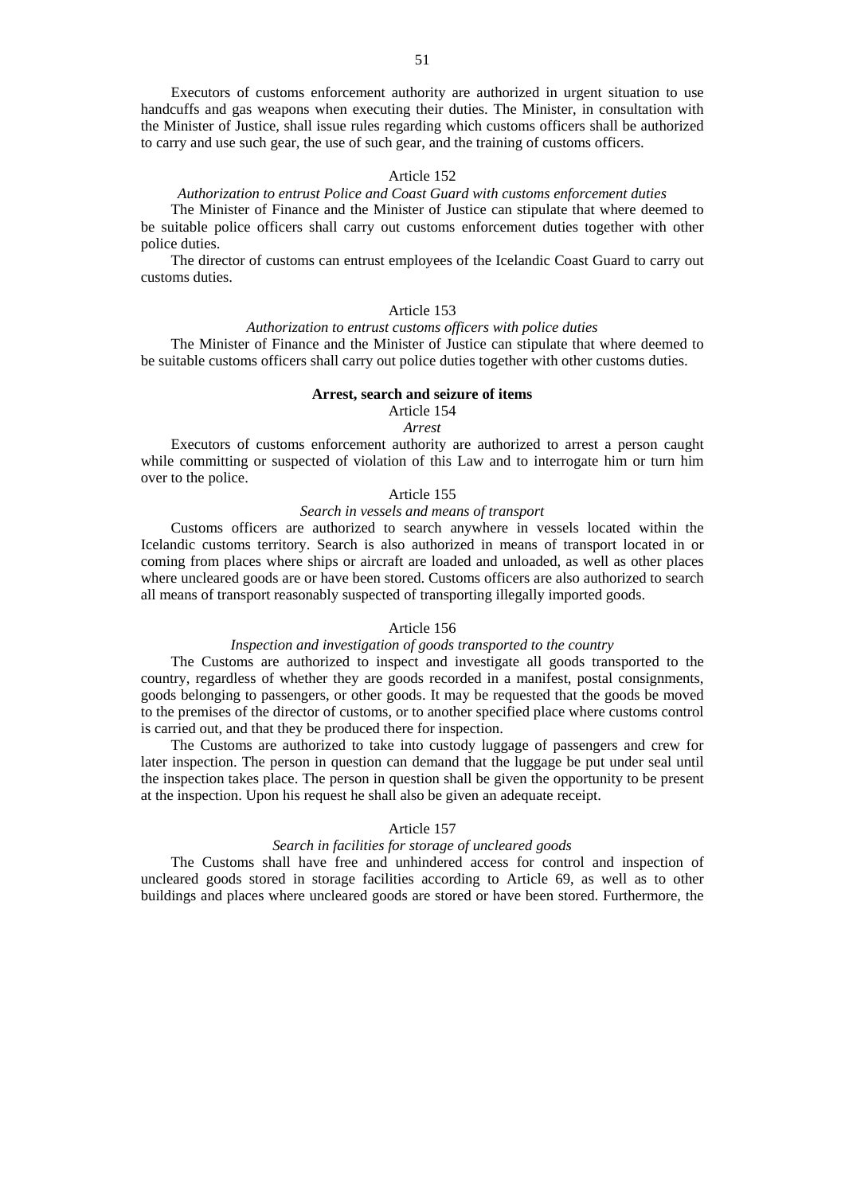Executors of customs enforcement authority are authorized in urgent situation to use handcuffs and gas weapons when executing their duties. The Minister, in consultation with the Minister of Justice, shall issue rules regarding which customs officers shall be authorized to carry and use such gear, the use of such gear, and the training of customs officers.

Article 152

*Authorization to entrust Police and Coast Guard with customs enforcement duties*

The Minister of Finance and the Minister of Justice can stipulate that where deemed to be suitable police officers shall carry out customs enforcement duties together with other police duties.

The director of customs can entrust employees of the Icelandic Coast Guard to carry out customs duties.

Article 153

*Authorization to entrust customs officers with police duties*

The Minister of Finance and the Minister of Justice can stipulate that where deemed to be suitable customs officers shall carry out police duties together with other customs duties.

**Arrest, search and seizure of items**

Article 154

*Arrest*

Executors of customs enforcement authority are authorized to arrest a person caught while committing or suspected of violation of this Law and to interrogate him or turn him over to the police.

Article 155

*Search in vessels and means of transport*

Customs officers are authorized to search anywhere in vessels located within the Icelandic customs territory. Search is also authorized in means of transport located in or coming from places where ships or aircraft are loaded and unloaded, as well as other places where uncleared goods are or have been stored. Customs officers are also authorized to search all means of transport reasonably suspected of transporting illegally imported goods.

Article 156

*Inspection and investigation of goods transported to the country*

The Customs are authorized to inspect and investigate all goods transported to the country, regardless of whether they are goods recorded in a manifest, postal consignments, goods belonging to passengers, or other goods. It may be requested that the goods be moved to the premises of the director of customs, or to another specified place where customs control is carried out, and that they be produced there for inspection.

The Customs are authorized to take into custody luggage of passengers and crew for later inspection. The person in question can demand that the luggage be put under seal until the inspection takes place. The person in question shall be given the opportunity to be present at the inspection. Upon his request he shall also be given an adequate receipt.

Article 157

*Search in facilities for storage of uncleared goods*

The Customs shall have free and unhindered access for control and inspection of uncleared goods stored in storage facilities according to Article 69, as well as to other buildings and places where uncleared goods are stored or have been stored. Furthermore, the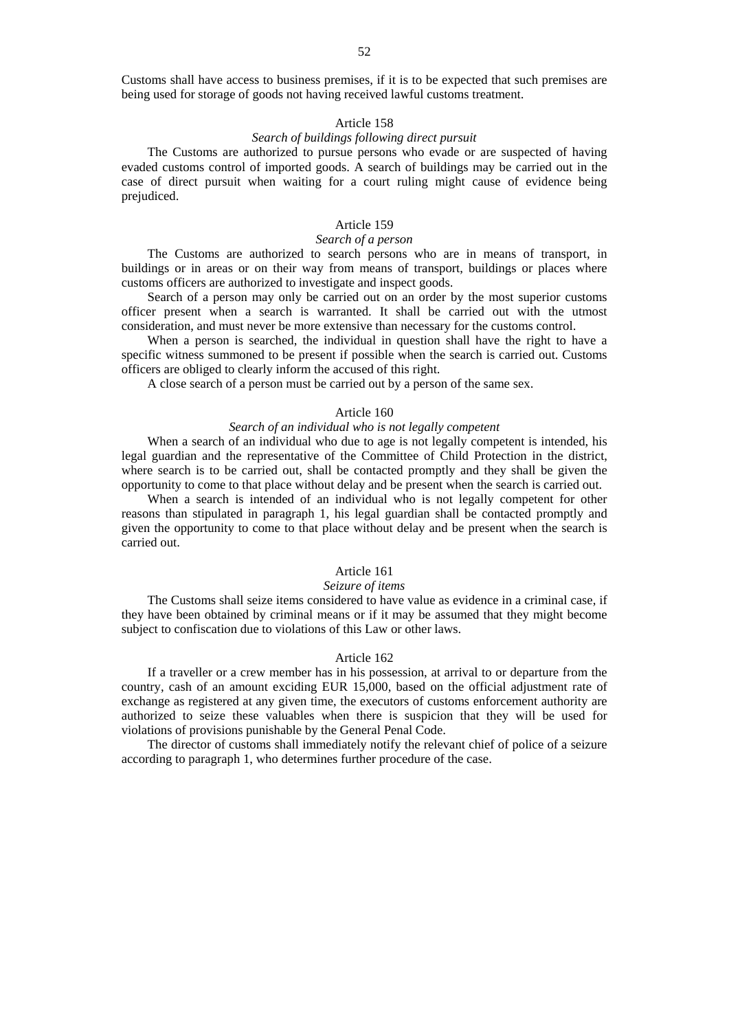Customs shall have access to business premises, if it is to be expected that such premises are being used for storage of goods not having received lawful customs treatment.

### Article 158

*Search of buildings following direct pursuit*

The Customs are authorized to pursue persons who evade or are suspected of having evaded customs control of imported goods. A search of buildings may be carried out in the case of direct pursuit when waiting for a court ruling might cause of evidence being prejudiced.

### Article 159

*Search of a person*

The Customs are authorized to search persons who are in means of transport, in buildings or in areas or on their way from means of transport, buildings or places where customs officers are authorized to investigate and inspect goods.

Search of a person may only be carried out on an order by the most superior customs officer present when a search is warranted. It shall be carried out with the utmost consideration, and must never be more extensive than necessary for the customs control.

When a person is searched, the individual in question shall have the right to have a specific witness summoned to be present if possible when the search is carried out. Customs officers are obliged to clearly inform the accused of this right.

A close search of a person must be carried out by a person of the same sex.

### Article 160

*Search of an individual who is not legally competent*

When a search of an individual who due to age is not legally competent is intended, his legal guardian and the representative of the Committee of Child Protection in the district, where search is to be carried out, shall be contacted promptly and they shall be given the opportunity to come to that place without delay and be present when the search is carried out.

When a search is intended of an individual who is not legally competent for other reasons than stipulated in paragraph 1, his legal guardian shall be contacted promptly and given the opportunity to come to that place without delay and be present when the search is carried out.

### Article 161

*Seizure of items*

The Customs shall seize items considered to have value as evidence in a criminal case, if they have been obtained by criminal means or if it may be assumed that they might become subject to confiscation due to violations of this Law or other laws.

### Article 162

If a traveller or a crew member has in his possession, at arrival to or departure from the country, cash of an amount exciding EUR 15,000, based on the official adjustment rate of exchange as registered at any given time, the executors of customs enforcement authority are authorized to seize these valuables when there is suspicion that they will be used for violations of provisions punishable by the General Penal Code.

The director of customs shall immediately notify the relevant chief of police of a seizure according to paragraph 1, who determines further procedure of the case.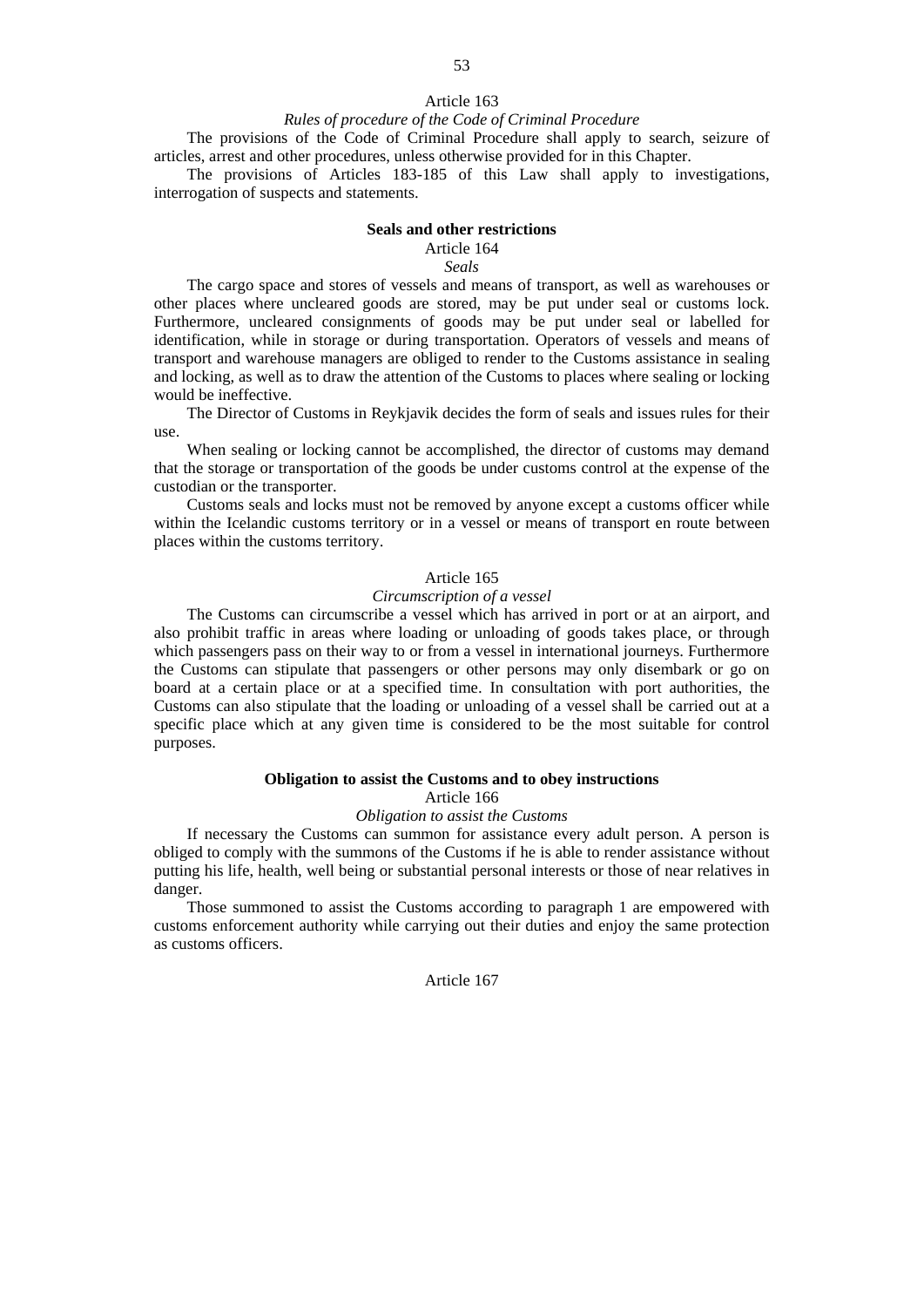Article 163

*Rules of procedure of the Code of Criminal Procedure*

The provisions of the Code of Criminal Procedure shall apply to search, seizure of articles, arrest and other procedures, unless otherwise provided for in this Chapter.

The provisions of Articles 183-185 of this Law shall apply to investigations, interrogation of suspects and statements.

**Seals and other restrictions**

Article 164

*Seals*

The cargo space and stores of vessels and means of transport, as well as warehouses or other places where uncleared goods are stored, may be put under seal or customs lock. Furthermore, uncleared consignments of goods may be put under seal or labelled for identification, while in storage or during transportation. Operators of vessels and means of transport and warehouse managers are obliged to render to the Customs assistance in sealing and locking, as well as to draw the attention of the Customs to places where sealing or locking would be ineffective.

The Director of Customs in Reykjavik decides the form of seals and issues rules for their use.

When sealing or locking cannot be accomplished, the director of customs may demand that the storage or transportation of the goods be under customs control at the expense of the custodian or the transporter.

Customs seals and locks must not be removed by anyone except a customs officer while within the Icelandic customs territory or in a vessel or means of transport en route between places within the customs territory.

Article 165

*Circumscription of a vessel*

The Customs can circumscribe a vessel which has arrived in port or at an airport, and also prohibit traffic in areas where loading or unloading of goods takes place, or through which passengers pass on their way to or from a vessel in international journeys. Furthermore the Customs can stipulate that passengers or other persons may only disembark or go on board at a certain place or at a specified time. In consultation with port authorities, the Customs can also stipulate that the loading or unloading of a vessel shall be carried out at a specific place which at any given time is considered to be the most suitable for control purposes.

**Obligation to assist the Customs and to obey instructions**

Article 166

*Obligation to assist the Customs*

If necessary the Customs can summon for assistance every adult person. A person is obliged to comply with the summons of the Customs if he is able to render assistance without putting his life, health, well being or substantial personal interests or those of near relatives in danger.

Those summoned to assist the Customs according to paragraph 1 are empowered with customs enforcement authority while carrying out their duties and enjoy the same protection as customs officers.

Article 167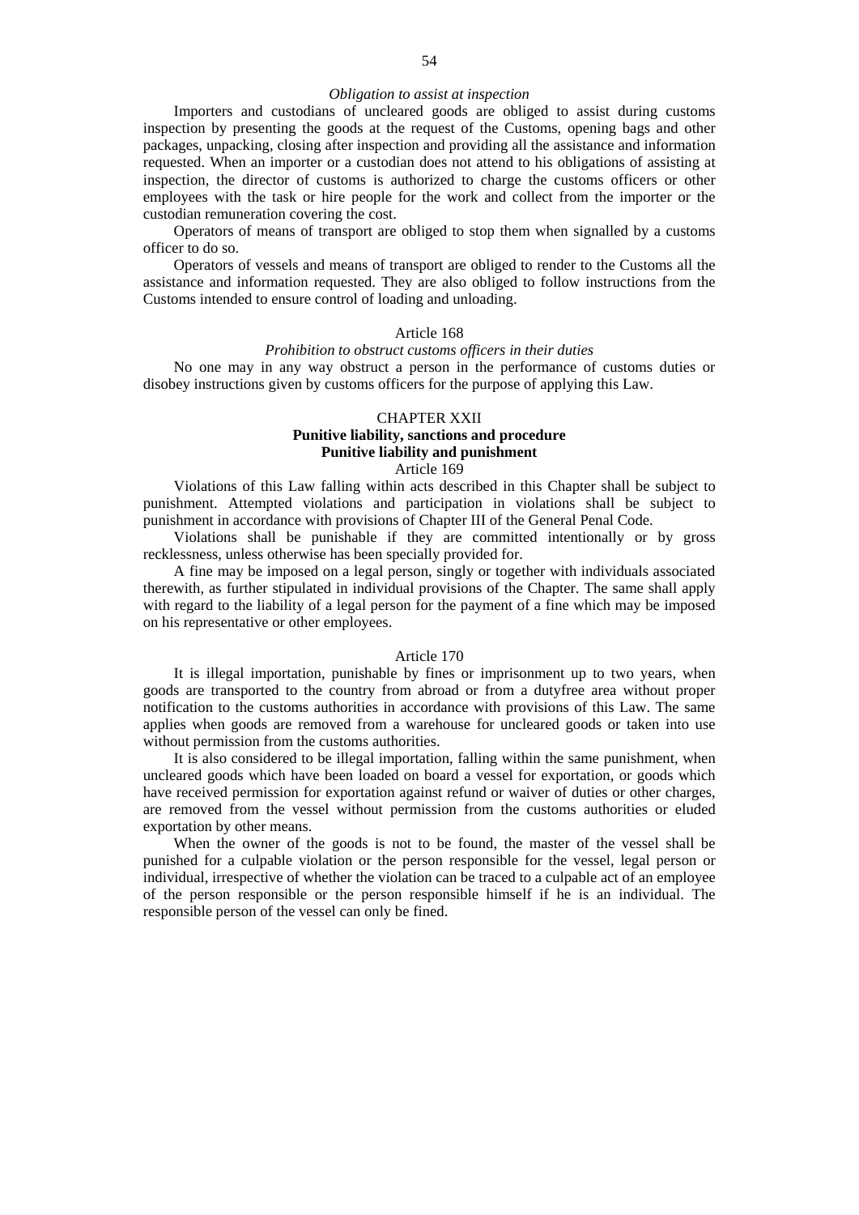*Obligation to assist at inspection*

Importers and custodians of uncleared goods are obliged to assist during customs inspection by presenting the goods at the request of the Customs, opening bags and other packages, unpacking, closing after inspection and providing all the assistance and information requested. When an importer or a custodian does not attend to his obligations of assisting at inspection, the director of customs is authorized to charge the customs officers or other employees with the task or hire people for the work and collect from the importer or the custodian remuneration covering the cost.

Operators of means of transport are obliged to stop them when signalled by a customs officer to do so.

Operators of vessels and means of transport are obliged to render to the Customs all the assistance and information requested. They are also obliged to follow instructions from the Customs intended to ensure control of loading and unloading.

Article 168

*Prohibition to obstruct customs officers in their duties*

No one may in any way obstruct a person in the performance of customs duties or disobey instructions given by customs officers for the purpose of applying this Law.

## CHAPTER XXII

## Punitive liability, sanctions and procedure

### Punitive liability and punishment

Article 169

Violations of this Law falling within acts described in this Chapter shall be subject to punishment. Attempted violations and participation in violations shall be subject to punishment in accordance with provisions of Chapter III of the General Penal Code.

Violations shall be punishable if they are committed intentionally or by gross recklessness, unless otherwise has been specially provided for.

A fine may be imposed on a legal person, singly or together with individuals associated therewith, as further stipulated in individual provisions of the Chapter. The same shall apply with regard to the liability of a legal person for the payment of a fine which may be imposed on his representative or other employees.

Article 170

It is illegal importation, punishable by fines or imprisonment up to two years, when goods are transported to the country from abroad or from a dutyfree area without proper notification to the customs authorities in accordance with provisions of this Law. The same applies when goods are removed from a warehouse for uncleared goods or taken into use without permission from the customs authorities.

It is also considered to be illegal importation, falling within the same punishment, when uncleared goods which have been loaded on board a vessel for exportation, or goods which have received permission for exportation against refund or waiver of duties or other charges, are removed from the vessel without permission from the customs authorities or eluded exportation by other means.

When the owner of the goods is not to be found, the master of the vessel shall be punished for a culpable violation or the person responsible for the vessel, legal person or individual, irrespective of whether the violation can be traced to a culpable act of an employee of the person responsible or the person responsible himself if he is an individual. The responsible person of the vessel can only be fined.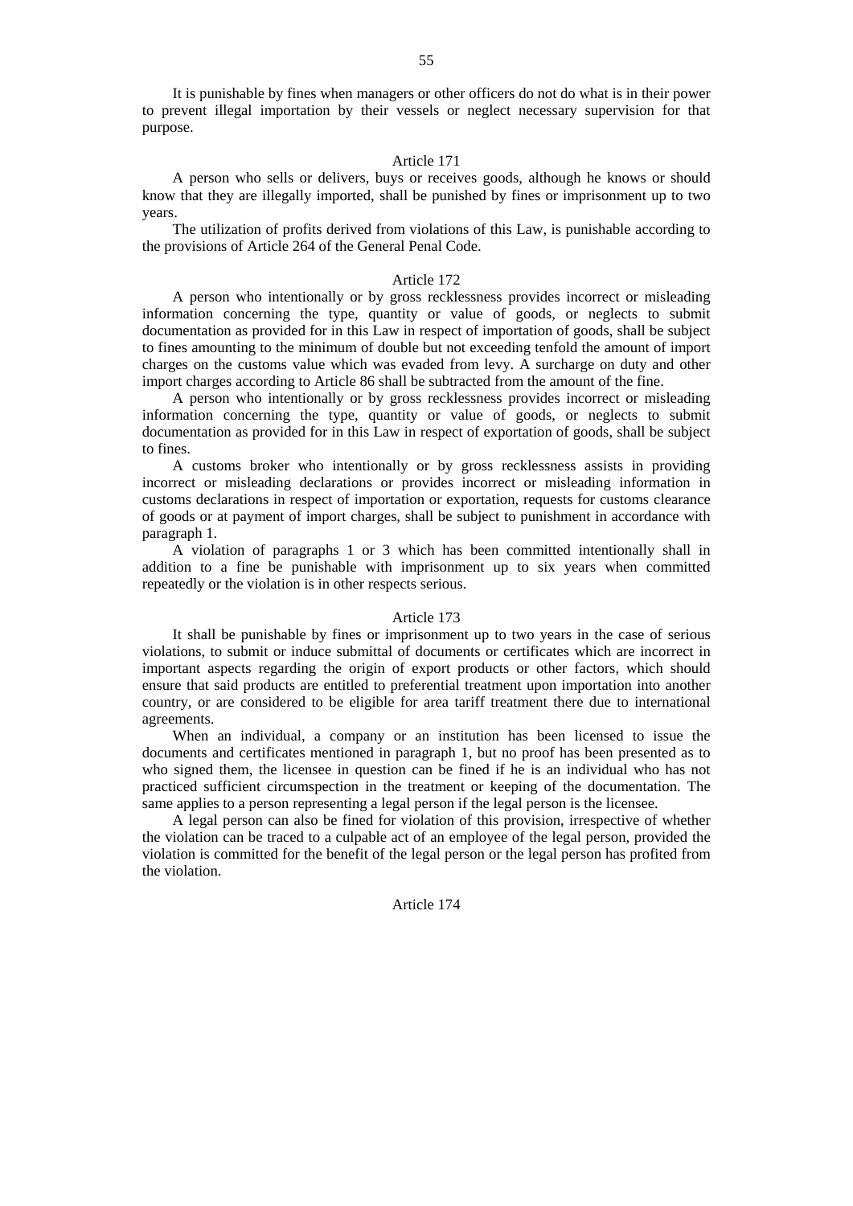It is punishable by fines when managers or other officers do not do what is in their power to prevent illegal importation by their vessels or neglect necessary supervision for that purpose.

### Article 171

A person who sells or delivers, buys or receives goods, although he knows or should know that they are illegally imported, shall be punished by fines or imprisonment up to two years.

The utilization of profits derived from violations of this Law, is punishable according to the provisions of Article 264 of the General Penal Code.

### Article 172

A person who intentionally or by gross recklessness provides incorrect or misleading information concerning the type, quantity or value of goods, or neglects to submit documentation as provided for in this Law in respect of importation of goods, shall be subject to fines amounting to the minimum of double but not exceeding tenfold the amount of import charges on the customs value which was evaded from levy. A surcharge on duty and other import charges according to Article 86 shall be subtracted from the amount of the fine.

A person who intentionally or by gross recklessness provides incorrect or misleading information concerning the type, quantity or value of goods, or neglects to submit documentation as provided for in this Law in respect of exportation of goods, shall be subject to fines.

A customs broker who intentionally or by gross recklessness assists in providing incorrect or misleading declarations or provides incorrect or misleading information in customs declarations in respect of importation or exportation, requests for customs clearance of goods or at payment of import charges, shall be subject to punishment in accordance with paragraph 1.

A violation of paragraphs 1 or 3 which has been committed intentionally shall in addition to a fine be punishable with imprisonment up to six years when committed repeatedly or the violation is in other respects serious.

### Article 173

It shall be punishable by fines or imprisonment up to two years in the case of serious violations, to submit or induce submittal of documents or certificates which are incorrect in important aspects regarding the origin of export products or other factors, which should ensure that said products are entitled to preferential treatment upon importation into another country, or are considered to be eligible for area tariff treatment there due to international agreements.

When an individual, a company or an institution has been licensed to issue the documents and certificates mentioned in paragraph 1, but no proof has been presented as to who signed them, the licensee in question can be fined if he is an individual who has not practiced sufficient circumspection in the treatment or keeping of the documentation. The same applies to a person representing a legal person if the legal person is the licensee.

A legal person can also be fined for violation of this provision, irrespective of whether the violation can be traced to a culpable act of an employee of the legal person, provided the violation is committed for the benefit of the legal person or the legal person has profited from the violation.

### Article 174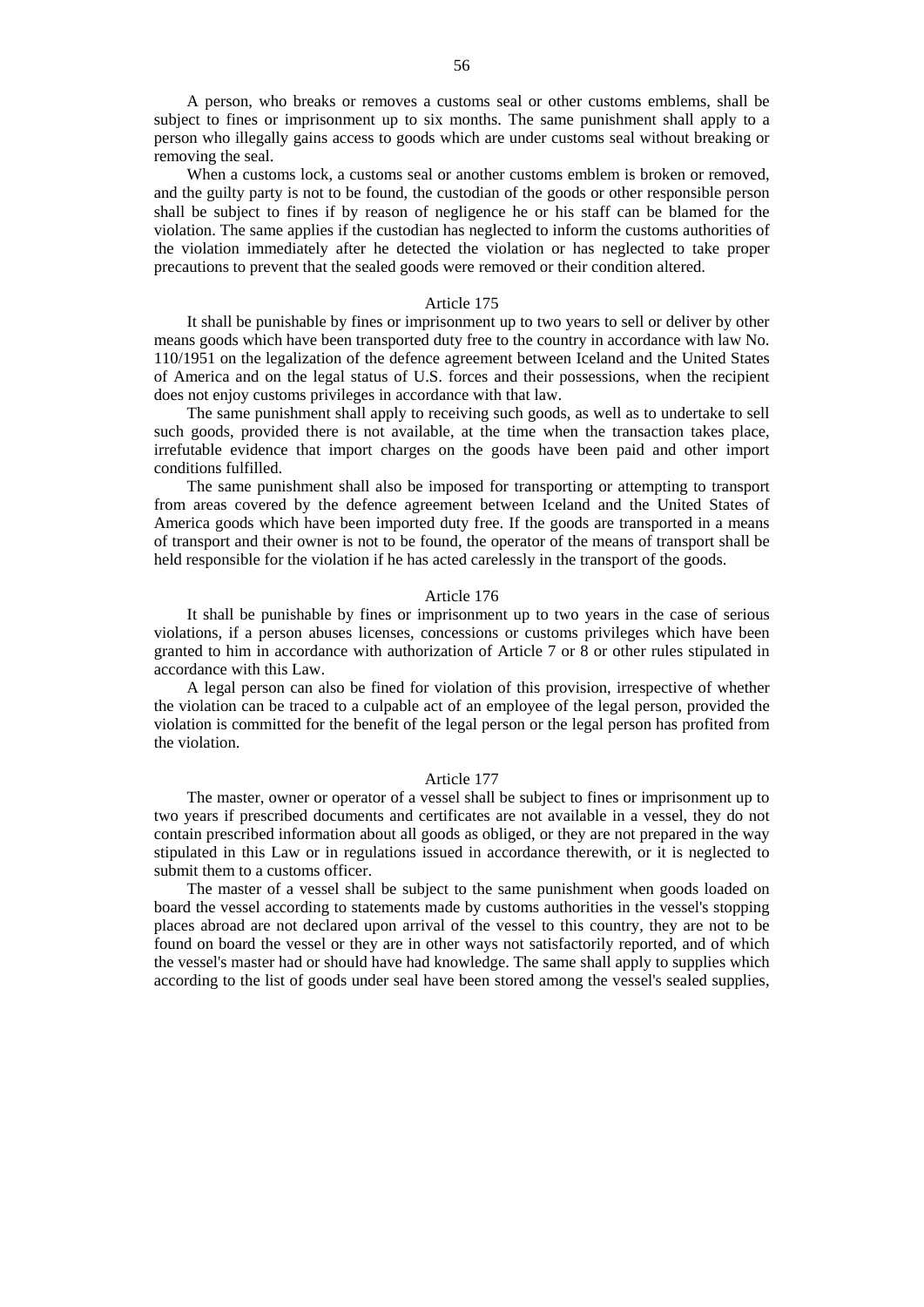A person, who breaks or removes a customs seal or other customs emblems, shall be subject to fines or imprisonment up to six months. The same punishment shall apply to a person who illegally gains access to goods which are under customs seal without breaking or removing the seal.

When a customs lock, a customs seal or another customs emblem is broken or removed, and the guilty party is not to be found, the custodian of the goods or other responsible person shall be subject to fines if by reason of negligence he or his staff can be blamed for the violation. The same applies if the custodian has neglected to inform the customs authorities of the violation immediately after he detected the violation or has neglected to take proper precautions to prevent that the sealed goods were removed or their condition altered.

### Article 175

It shall be punishable by fines or imprisonment up to two years to sell or deliver by other means goods which have been transported duty free to the country in accordance with law No. 110/1951 on the legalization of the defence agreement between Iceland and the United States of America and on the legal status of U.S. forces and their possessions, when the recipient does not enjoy customs privileges in accordance with that law.

The same punishment shall apply to receiving such goods, as well as to undertake to sell such goods, provided there is not available, at the time when the transaction takes place, irrefutable evidence that import charges on the goods have been paid and other import conditions fulfilled.

The same punishment shall also be imposed for transporting or attempting to transport from areas covered by the defence agreement between Iceland and the United States of America goods which have been imported duty free. If the goods are transported in a means of transport and their owner is not to be found, the operator of the means of transport shall be held responsible for the violation if he has acted carelessly in the transport of the goods.

### Article 176

It shall be punishable by fines or imprisonment up to two years in the case of serious violations, if a person abuses licenses, concessions or customs privileges which have been granted to him in accordance with authorization of Article 7 or 8 or other rules stipulated in accordance with this Law.

A legal person can also be fined for violation of this provision, irrespective of whether the violation can be traced to a culpable act of an employee of the legal person, provided the violation is committed for the benefit of the legal person or the legal person has profited from the violation.

### Article 177

The master, owner or operator of a vessel shall be subject to fines or imprisonment up to two years if prescribed documents and certificates are not available in a vessel, they do not contain prescribed information about all goods as obliged, or they are not prepared in the way stipulated in this Law or in regulations issued in accordance therewith, or it is neglected to submit them to a customs officer.

The master of a vessel shall be subject to the same punishment when goods loaded on board the vessel according to statements made by customs authorities in the vessel's stopping places abroad are not declared upon arrival of the vessel to this country, they are not to be found on board the vessel or they are in other ways not satisfactorily reported, and of which the vessel's master had or should have had knowledge. The same shall apply to supplies which according to the list of goods under seal have been stored among the vessel's sealed supplies,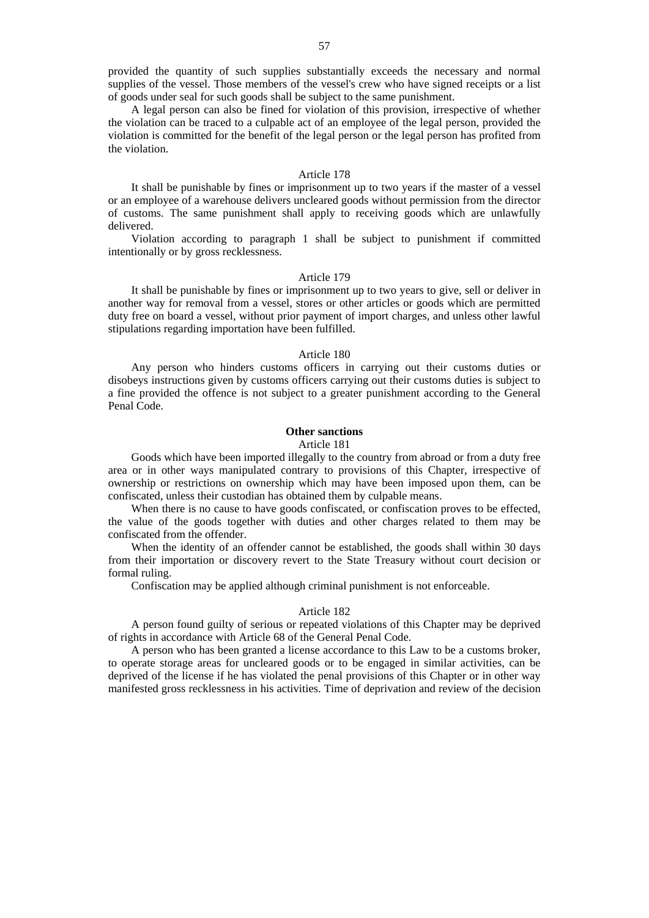provided the quantity of such supplies substantially exceeds the necessary and normal supplies of the vessel. Those members of the vessel's crew who have signed receipts or a list of goods under seal for such goods shall be subject to the same punishment.

A legal person can also be fined for violation of this provision, irrespective of whether the violation can be traced to a culpable act of an employee of the legal person, provided the violation is committed for the benefit of the legal person or the legal person has profited from the violation.

Article 178

It shall be punishable by fines or imprisonment up to two years if the master of a vessel or an employee of a warehouse delivers uncleared goods without permission from the director of customs. The same punishment shall apply to receiving goods which are unlawfully delivered.

Violation according to paragraph 1 shall be subject to punishment if committed intentionally or by gross recklessness.

Article 179

It shall be punishable by fines or imprisonment up to two years to give, sell or deliver in another way for removal from a vessel, stores or other articles or goods which are permitted duty free on board a vessel, without prior payment of import charges, and unless other lawful stipulations regarding importation have been fulfilled.

Article 180

Any person who hinders customs officers in carrying out their customs duties or disobeys instructions given by customs officers carrying out their customs duties is subject to a fine provided the offence is not subject to a greater punishment according to the General Penal Code.

**Other sanctions**

Article 181

Goods which have been imported illegally to the country from abroad or from a duty free area or in other ways manipulated contrary to provisions of this Chapter, irrespective of ownership or restrictions on ownership which may have been imposed upon them, can be confiscated, unless their custodian has obtained them by culpable means.

When there is no cause to have goods confiscated, or confiscation proves to be effected, the value of the goods together with duties and other charges related to them may be confiscated from the offender.

When the identity of an offender cannot be established, the goods shall within 30 days from their importation or discovery revert to the State Treasury without court decision or formal ruling.

Confiscation may be applied although criminal punishment is not enforceable.

Article 182

A person found guilty of serious or repeated violations of this Chapter may be deprived of rights in accordance with Article 68 of the General Penal Code.

A person who has been granted a license accordance to this Law to be a customs broker, to operate storage areas for uncleared goods or to be engaged in similar activities, can be deprived of the license if he has violated the penal provisions of this Chapter or in other way manifested gross recklessness in his activities. Time of deprivation and review of the decision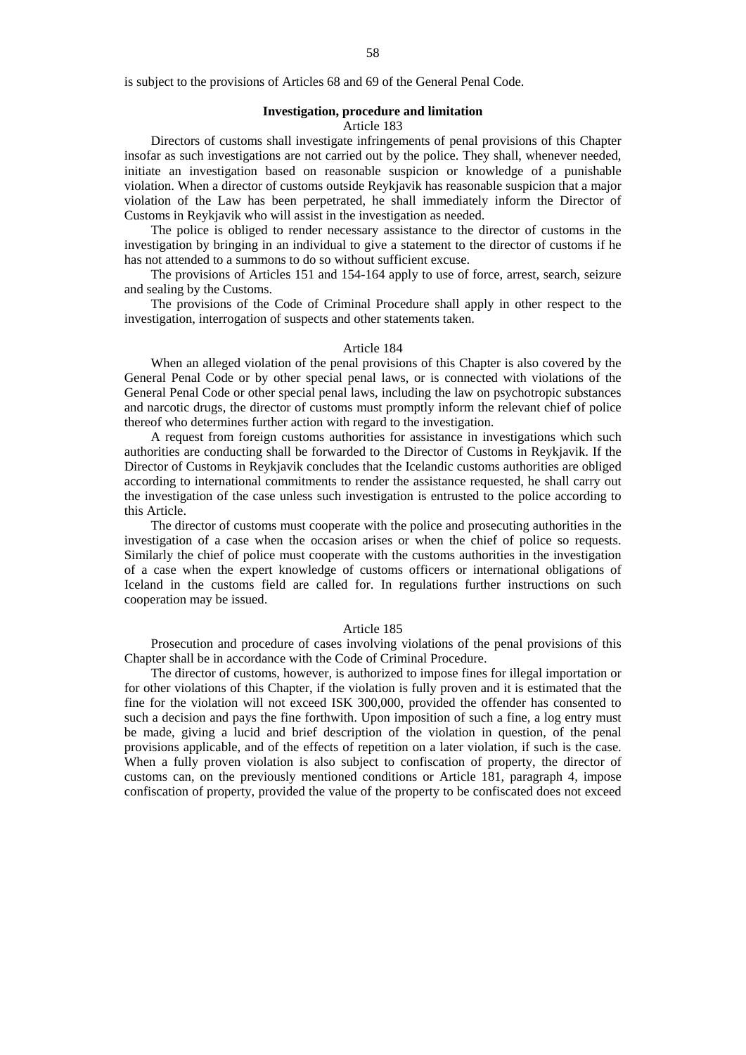is subject to the provisions of Articles 68 and 69 of the General Penal Code.

### Investigation, procedure and limitation

Article 183

Directors of customs shall investigate infringements of penal provisions of this Chapter insofar as such investigations are not carried out by the police. They shall, whenever needed, initiate an investigation based on reasonable suspicion or knowledge of a punishable violation. When a director of customs outside Reykjavik has reasonable suspicion that a major violation of the Law has been perpetrated, he shall immediately inform the Director of Customs in Reykjavik who will assist in the investigation as needed.

The police is obliged to render necessary assistance to the director of customs in the investigation by bringing in an individual to give a statement to the director of customs if he has not attended to a summons to do so without sufficient excuse.

The provisions of Articles 151 and 154-164 apply to use of force, arrest, search, seizure and sealing by the Customs.

The provisions of the Code of Criminal Procedure shall apply in other respect to the investigation, interrogation of suspects and other statements taken.

Article 184

When an alleged violation of the penal provisions of this Chapter is also covered by the General Penal Code or by other special penal laws, or is connected with violations of the General Penal Code or other special penal laws, including the law on psychotropic substances and narcotic drugs, the director of customs must promptly inform the relevant chief of police thereof who determines further action with regard to the investigation.

A request from foreign customs authorities for assistance in investigations which such authorities are conducting shall be forwarded to the Director of Customs in Reykjavik. If the Director of Customs in Reykjavik concludes that the Icelandic customs authorities are obliged according to international commitments to render the assistance requested, he shall carry out the investigation of the case unless such investigation is entrusted to the police according to this Article.

The director of customs must cooperate with the police and prosecuting authorities in the investigation of a case when the occasion arises or when the chief of police so requests. Similarly the chief of police must cooperate with the customs authorities in the investigation of a case when the expert knowledge of customs officers or international obligations of Iceland in the customs field are called for. In regulations further instructions on such cooperation may be issued.

Article 185

Prosecution and procedure of cases involving violations of the penal provisions of this Chapter shall be in accordance with the Code of Criminal Procedure.

The director of customs, however, is authorized to impose fines for illegal importation or for other violations of this Chapter, if the violation is fully proven and it is estimated that the fine for the violation will not exceed ISK 300,000, provided the offender has consented to such a decision and pays the fine forthwith. Upon imposition of such a fine, a log entry must be made, giving a lucid and brief description of the violation in question, of the penal provisions applicable, and of the effects of repetition on a later violation, if such is the case. When a fully proven violation is also subject to confiscation of property, the director of customs can, on the previously mentioned conditions or Article 181, paragraph 4, impose confiscation of property, provided the value of the property to be confiscated does not exceed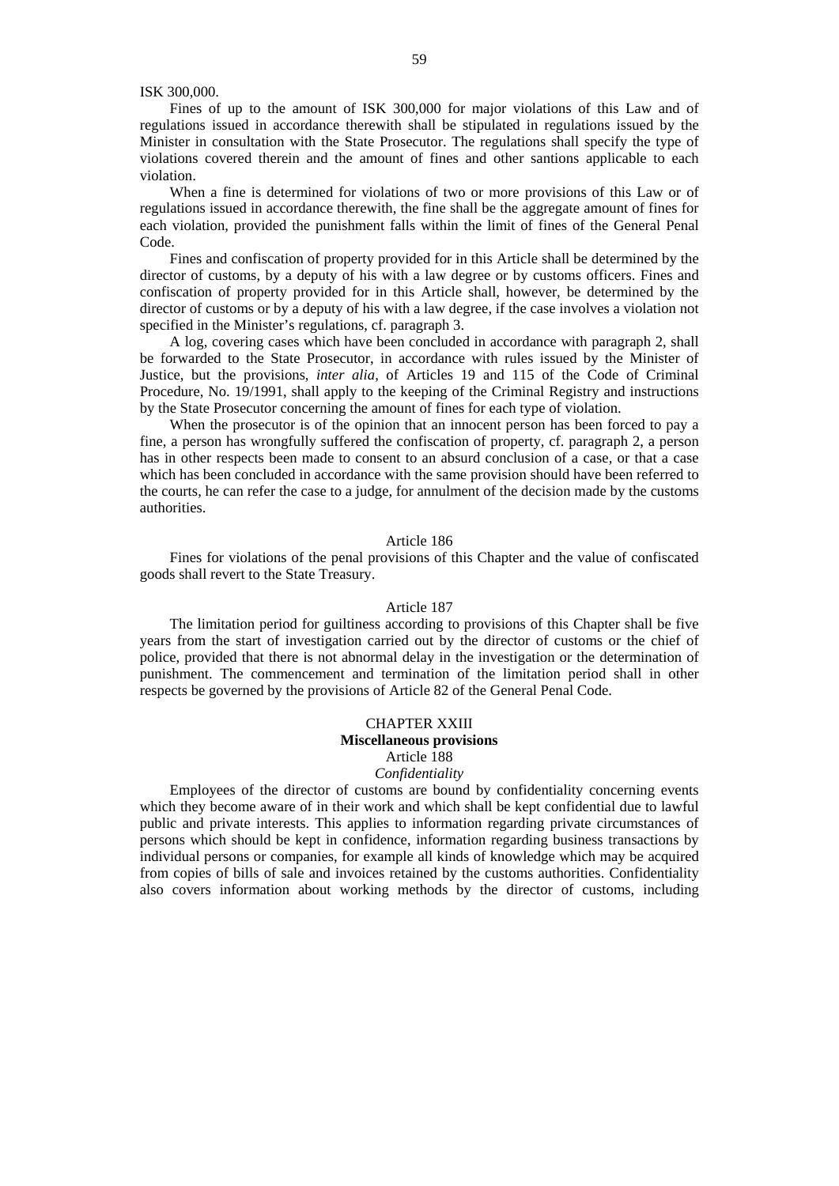ISK 300,000.

Fines of up to the amount of ISK 300,000 for major violations of this Law and of regulations issued in accordance therewith shall be stipulated in regulations issued by the Minister in consultation with the State Prosecutor. The regulations shall specify the type of violations covered therein and the amount of fines and other santions applicable to each violation.

When a fine is determined for violations of two or more provisions of this Law or of regulations issued in accordance therewith, the fine shall be the aggregate amount of fines for each violation, provided the punishment falls within the limit of fines of the General Penal Code.

Fines and confiscation of property provided for in this Article shall be determined by the director of customs, by a deputy of his with a law degree or by customs officers. Fines and confiscation of property provided for in this Article shall, however, be determined by the director of customs or by a deputy of his with a law degree, if the case involves a violation not specified in the Minister's regulations, cf. paragraph 3.

A log, covering cases which have been concluded in accordance with paragraph 2, shall be forwarded to the State Prosecutor, in accordance with rules issued by the Minister of Justice, but the provisions, *inter alia*, of Articles 19 and 115 of the Code of Criminal Procedure, No. 19/1991, shall apply to the keeping of the Criminal Registry and instructions by the State Prosecutor concerning the amount of fines for each type of violation.

When the prosecutor is of the opinion that an innocent person has been forced to pay a fine, a person has wrongfully suffered the confiscation of property, cf. paragraph 2, a person has in other respects been made to consent to an absurd conclusion of a case, or that a case which has been concluded in accordance with the same provision should have been referred to the courts, he can refer the case to a judge, for annulment of the decision made by the customs authorities.

Article 186

Fines for violations of the penal provisions of this Chapter and the value of confiscated goods shall revert to the State Treasury.

Article 187

The limitation period for guiltiness according to provisions of this Chapter shall be five years from the start of investigation carried out by the director of customs or the chief of police, provided that there is not abnormal delay in the investigation or the determination of punishment. The commencement and termination of the limitation period shall in other respects be governed by the provisions of Article 82 of the General Penal Code.

## CHAPTER XXIII
## **Miscellaneous provisions**

Article 188

*Confidentiality*

Employees of the director of customs are bound by confidentiality concerning events which they become aware of in their work and which shall be kept confidential due to lawful public and private interests. This applies to information regarding private circumstances of persons which should be kept in confidence, information regarding business transactions by individual persons or companies, for example all kinds of knowledge which may be acquired from copies of bills of sale and invoices retained by the customs authorities. Confidentiality also covers information about working methods by the director of customs, including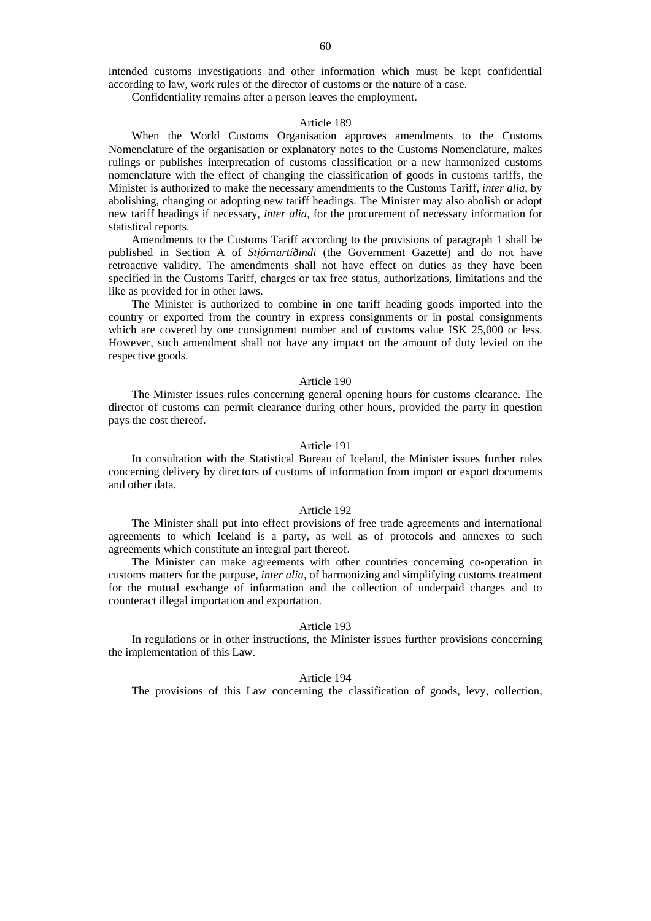intended customs investigations and other information which must be kept confidential according to law, work rules of the director of customs or the nature of a case.

Confidentiality remains after a person leaves the employment.

Article 189

When the World Customs Organisation approves amendments to the Customs Nomenclature of the organisation or explanatory notes to the Customs Nomenclature, makes rulings or publishes interpretation of customs classification or a new harmonized customs nomenclature with the effect of changing the classification of goods in customs tariffs, the Minister is authorized to make the necessary amendments to the Customs Tariff, *inter alia*, by abolishing, changing or adopting new tariff headings. The Minister may also abolish or adopt new tariff headings if necessary, *inter alia,* for the procurement of necessary information for statistical reports.

Amendments to the Customs Tariff according to the provisions of paragraph 1 shall be published in Section A of *Stjórnartíðindi* (the Government Gazette) and do not have retroactive validity. The amendments shall not have effect on duties as they have been specified in the Customs Tariff, charges or tax free status, authorizations, limitations and the like as provided for in other laws.

The Minister is authorized to combine in one tariff heading goods imported into the country or exported from the country in express consignments or in postal consignments which are covered by one consignment number and of customs value ISK 25,000 or less. However, such amendment shall not have any impact on the amount of duty levied on the respective goods.

Article 190

The Minister issues rules concerning general opening hours for customs clearance. The director of customs can permit clearance during other hours, provided the party in question pays the cost thereof.

Article 191

In consultation with the Statistical Bureau of Iceland, the Minister issues further rules concerning delivery by directors of customs of information from import or export documents and other data.

Article 192

The Minister shall put into effect provisions of free trade agreements and international agreements to which Iceland is a party, as well as of protocols and annexes to such agreements which constitute an integral part thereof.

The Minister can make agreements with other countries concerning co-operation in customs matters for the purpose, *inter alia*, of harmonizing and simplifying customs treatment for the mutual exchange of information and the collection of underpaid charges and to counteract illegal importation and exportation.

Article 193

In regulations or in other instructions, the Minister issues further provisions concerning the implementation of this Law.

Article 194

The provisions of this Law concerning the classification of goods, levy, collection,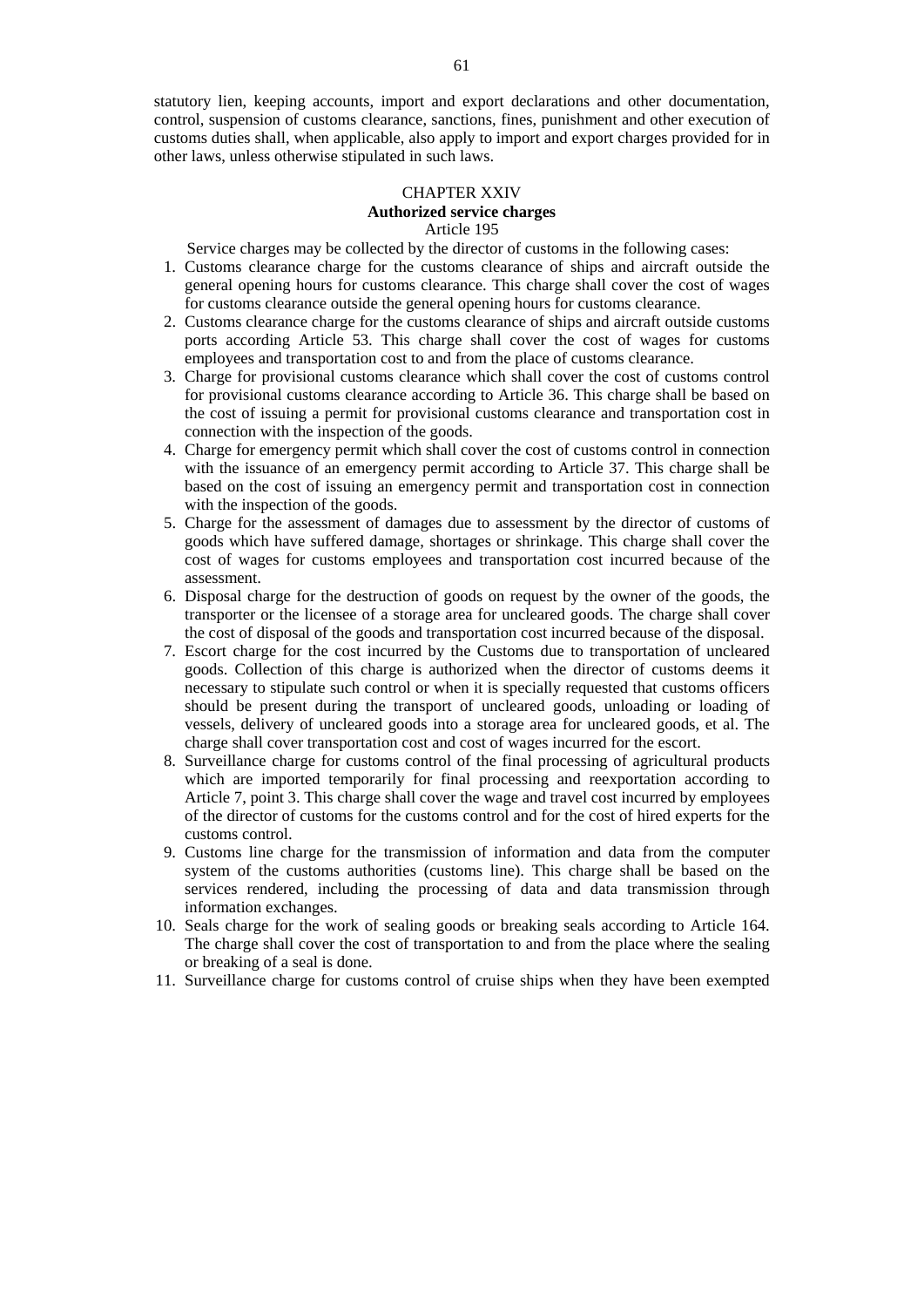statutory lien, keeping accounts, import and export declarations and other documentation, control, suspension of customs clearance, sanctions, fines, punishment and other execution of customs duties shall, when applicable, also apply to import and export charges provided for in other laws, unless otherwise stipulated in such laws.

## CHAPTER XXIV
## **Authorized service charges**
### Article 195

Service charges may be collected by the director of customs in the following cases:

1. Customs clearance charge for the customs clearance of ships and aircraft outside the general opening hours for customs clearance. This charge shall cover the cost of wages for customs clearance outside the general opening hours for customs clearance.
2. Customs clearance charge for the customs clearance of ships and aircraft outside customs ports according Article 53. This charge shall cover the cost of wages for customs employees and transportation cost to and from the place of customs clearance.
3. Charge for provisional customs clearance which shall cover the cost of customs control for provisional customs clearance according to Article 36. This charge shall be based on the cost of issuing a permit for provisional customs clearance and transportation cost in connection with the inspection of the goods.
4. Charge for emergency permit which shall cover the cost of customs control in connection with the issuance of an emergency permit according to Article 37. This charge shall be based on the cost of issuing an emergency permit and transportation cost in connection with the inspection of the goods.
5. Charge for the assessment of damages due to assessment by the director of customs of goods which have suffered damage, shortages or shrinkage. This charge shall cover the cost of wages for customs employees and transportation cost incurred because of the assessment.
6. Disposal charge for the destruction of goods on request by the owner of the goods, the transporter or the licensee of a storage area for uncleared goods. The charge shall cover the cost of disposal of the goods and transportation cost incurred because of the disposal.
7. Escort charge for the cost incurred by the Customs due to transportation of uncleared goods. Collection of this charge is authorized when the director of customs deems it necessary to stipulate such control or when it is specially requested that customs officers should be present during the transport of uncleared goods, unloading or loading of vessels, delivery of uncleared goods into a storage area for uncleared goods, et al. The charge shall cover transportation cost and cost of wages incurred for the escort.
8. Surveillance charge for customs control of the final processing of agricultural products which are imported temporarily for final processing and reexportation according to Article 7, point 3. This charge shall cover the wage and travel cost incurred by employees of the director of customs for the customs control and for the cost of hired experts for the customs control.
9. Customs line charge for the transmission of information and data from the computer system of the customs authorities (customs line). This charge shall be based on the services rendered, including the processing of data and data transmission through information exchanges.
10. Seals charge for the work of sealing goods or breaking seals according to Article 164. The charge shall cover the cost of transportation to and from the place where the sealing or breaking of a seal is done.
11. Surveillance charge for customs control of cruise ships when they have been exempted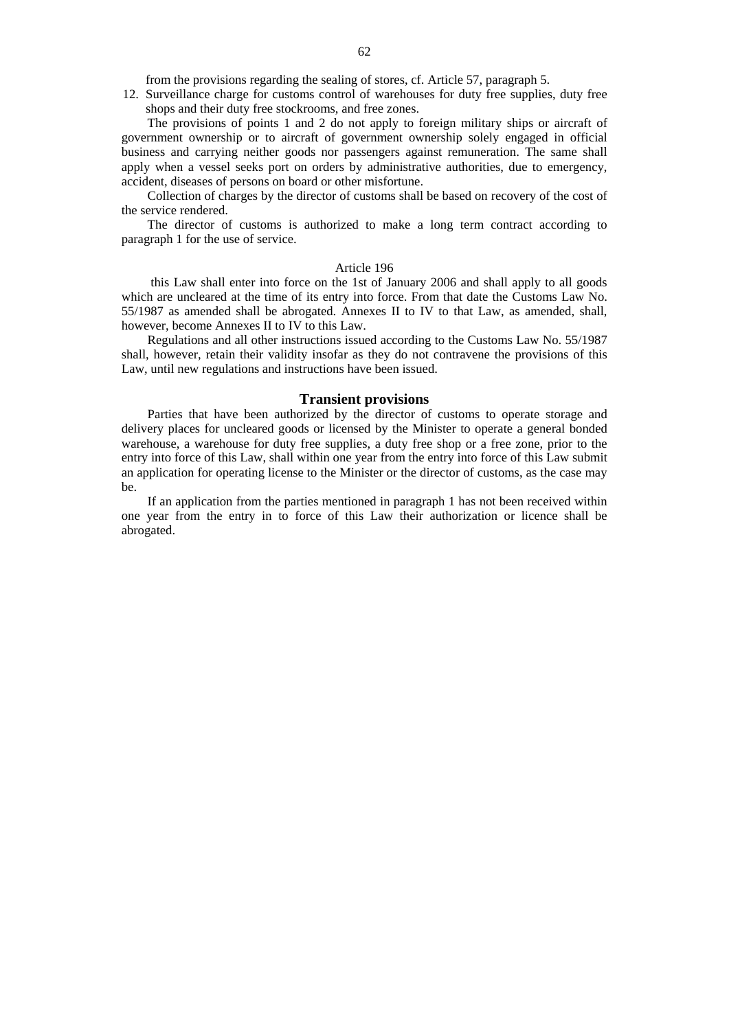from the provisions regarding the sealing of stores, cf. Article 57, paragraph 5.

12. Surveillance charge for customs control of warehouses for duty free supplies, duty free shops and their duty free stockrooms, and free zones.

The provisions of points 1 and 2 do not apply to foreign military ships or aircraft of government ownership or to aircraft of government ownership solely engaged in official business and carrying neither goods nor passengers against remuneration. The same shall apply when a vessel seeks port on orders by administrative authorities, due to emergency, accident, diseases of persons on board or other misfortune.

Collection of charges by the director of customs shall be based on recovery of the cost of the service rendered.

The director of customs is authorized to make a long term contract according to paragraph 1 for the use of service.

Article 196

this Law shall enter into force on the 1st of January 2006 and shall apply to all goods which are uncleared at the time of its entry into force. From that date the Customs Law No. 55/1987 as amended shall be abrogated. Annexes II to IV to that Law, as amended, shall, however, become Annexes II to IV to this Law.

Regulations and all other instructions issued according to the Customs Law No. 55/1987 shall, however, retain their validity insofar as they do not contravene the provisions of this Law, until new regulations and instructions have been issued.

## Transient provisions

Parties that have been authorized by the director of customs to operate storage and delivery places for uncleared goods or licensed by the Minister to operate a general bonded warehouse, a warehouse for duty free supplies, a duty free shop or a free zone, prior to the entry into force of this Law, shall within one year from the entry into force of this Law submit an application for operating license to the Minister or the director of customs, as the case may be.

If an application from the parties mentioned in paragraph 1 has not been received within one year from the entry in to force of this Law their authorization or licence shall be abrogated.